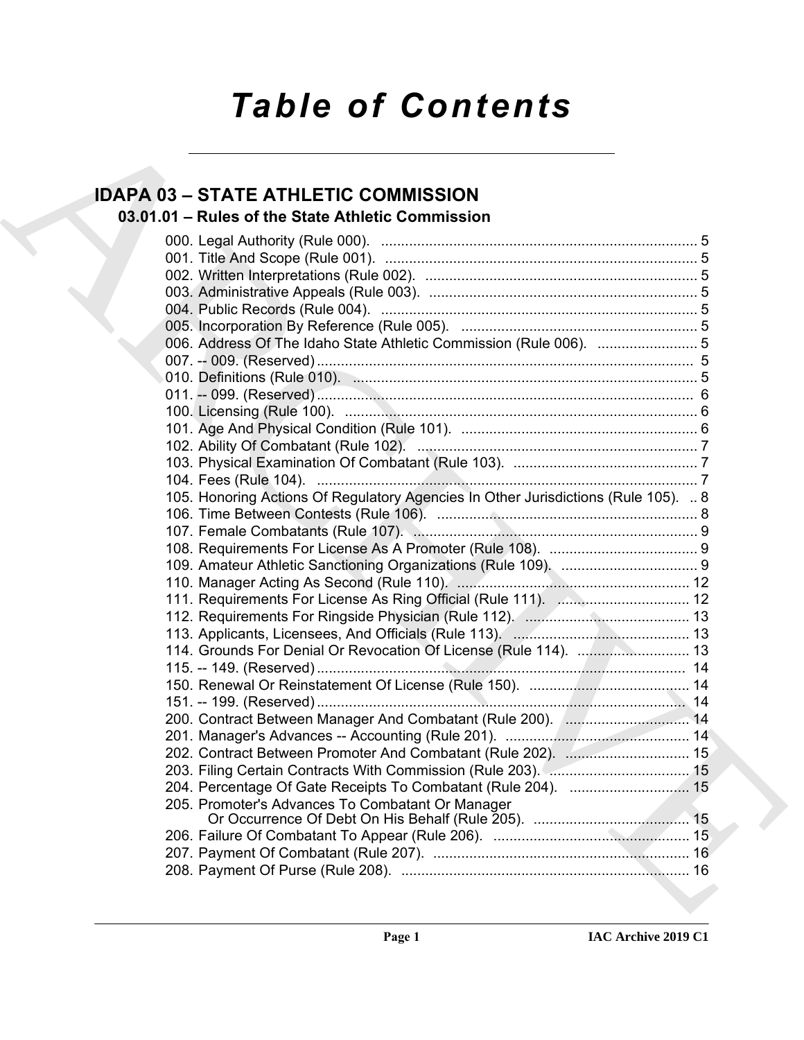# Table of Contents

## IDAPA 03 – STATE ATHLETIC COMMISSION

### 03.01.01 – Rules of the State Athletic Commission

000. Legal Authority (Rule 000). ... 5
001. Title And Scope (Rule 001). ... 5
002. Written Interpretations (Rule 002). ... 5
003. Administrative Appeals (Rule 003). ... 5
004. Public Records (Rule 004). ... 5
005. Incorporation By Reference (Rule 005). ... 5
006. Address Of The Idaho State Athletic Commission (Rule 006). ... 5
007. -- 009. (Reserved) ... 5
010. Definitions (Rule 010). ... 5
011. -- 099. (Reserved) ... 6
100. Licensing (Rule 100). ... 6
101. Age And Physical Condition (Rule 101). ... 6
102. Ability Of Combatant (Rule 102). ... 7
103. Physical Examination Of Combatant (Rule 103). ... 7
104. Fees (Rule 104). ... 7
105. Honoring Actions Of Regulatory Agencies In Other Jurisdictions (Rule 105). .. 8
106. Time Between Contests (Rule 106). ... 8
107. Female Combatants (Rule 107). ... 9
108. Requirements For License As A Promoter (Rule 108). ... 9
109. Amateur Athletic Sanctioning Organizations (Rule 109). ... 9
110. Manager Acting As Second (Rule 110). ... 12
111. Requirements For License As Ring Official (Rule 111). ... 12
112. Requirements For Ringside Physician (Rule 112). ... 13
113. Applicants, Licensees, And Officials (Rule 113). ... 13
114. Grounds For Denial Or Revocation Of License (Rule 114). ... 13
115. -- 149. (Reserved) ... 14
150. Renewal Or Reinstatement Of License (Rule 150). ... 14
151. -- 199. (Reserved) ... 14
200. Contract Between Manager And Combatant (Rule 200). ... 14
201. Manager's Advances -- Accounting (Rule 201). ... 14
202. Contract Between Promoter And Combatant (Rule 202). ... 15
203. Filing Certain Contracts With Commission (Rule 203). ... 15
204. Percentage Of Gate Receipts To Combatant (Rule 204). ... 15
205. Promoter's Advances To Combatant Or Manager Or Occurrence Of Debt On His Behalf (Rule 205). ... 15
206. Failure Of Combatant To Appear (Rule 206). ... 15
207. Payment Of Combatant (Rule 207). ... 16
208. Payment Of Purse (Rule 208). ... 16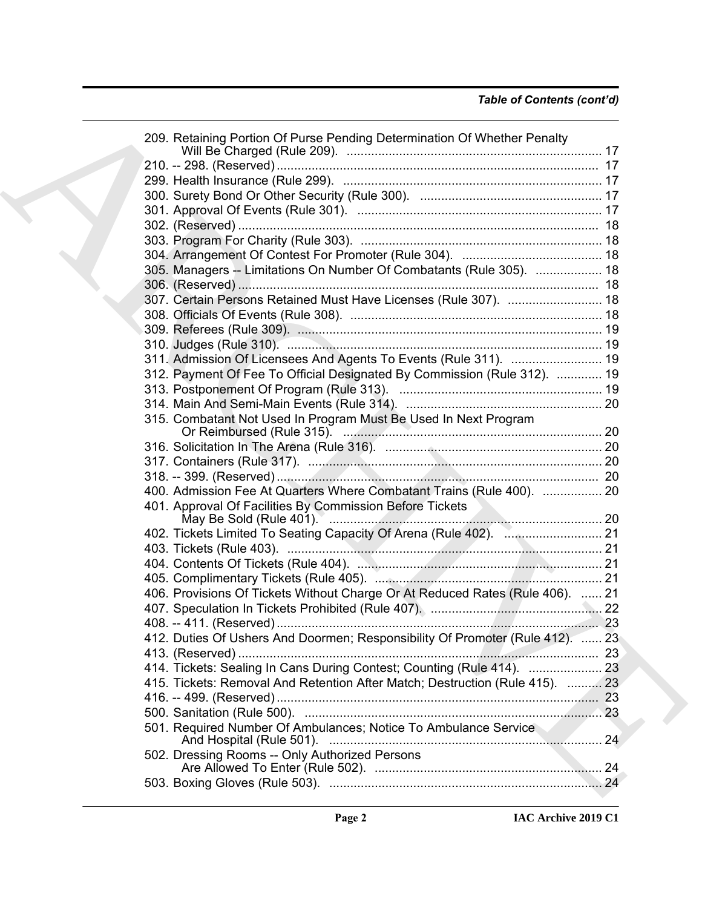*Table of Contents (cont'd)*

209. Retaining Portion Of Purse Pending Determination Of Whether Penalty Will Be Charged (Rule 209). ........ 17
210. -- 298. (Reserved) ........ 17
299. Health Insurance (Rule 299). ........ 17
300. Surety Bond Or Other Security (Rule 300). ........ 17
301. Approval Of Events (Rule 301). ........ 17
302. (Reserved) ........ 18
303. Program For Charity (Rule 303). ........ 18
304. Arrangement Of Contest For Promoter (Rule 304). ........ 18
305. Managers -- Limitations On Number Of Combatants (Rule 305). ........ 18
306. (Reserved) ........ 18
307. Certain Persons Retained Must Have Licenses (Rule 307). ........ 18
308. Officials Of Events (Rule 308). ........ 18
309. Referees (Rule 309). ........ 19
310. Judges (Rule 310). ........ 19
311. Admission Of Licensees And Agents To Events (Rule 311). ........ 19
312. Payment Of Fee To Official Designated By Commission (Rule 312). ........ 19
313. Postponement Of Program (Rule 313). ........ 19
314. Main And Semi-Main Events (Rule 314). ........ 20
315. Combatant Not Used In Program Must Be Used In Next Program Or Reimbursed (Rule 315). ........ 20
316. Solicitation In The Arena (Rule 316). ........ 20
317. Containers (Rule 317). ........ 20
318. -- 399. (Reserved) ........ 20
400. Admission Fee At Quarters Where Combatant Trains (Rule 400). ........ 20
401. Approval Of Facilities By Commission Before Tickets May Be Sold (Rule 401). ........ 20
402. Tickets Limited To Seating Capacity Of Arena (Rule 402). ........ 21
403. Tickets (Rule 403). ........ 21
404. Contents Of Tickets (Rule 404). ........ 21
405. Complimentary Tickets (Rule 405). ........ 21
406. Provisions Of Tickets Without Charge Or At Reduced Rates (Rule 406). ........ 21
407. Speculation In Tickets Prohibited (Rule 407). ........ 22
408. -- 411. (Reserved) ........ 23
412. Duties Of Ushers And Doormen; Responsibility Of Promoter (Rule 412). ........ 23
413. (Reserved) ........ 23
414. Tickets: Sealing In Cans During Contest; Counting (Rule 414). ........ 23
415. Tickets: Removal And Retention After Match; Destruction (Rule 415). ........ 23
416. -- 499. (Reserved) ........ 23
500. Sanitation (Rule 500). ........ 23
501. Required Number Of Ambulances; Notice To Ambulance Service And Hospital (Rule 501). ........ 24
502. Dressing Rooms -- Only Authorized Persons Are Allowed To Enter (Rule 502). ........ 24
503. Boxing Gloves (Rule 503). ........ 24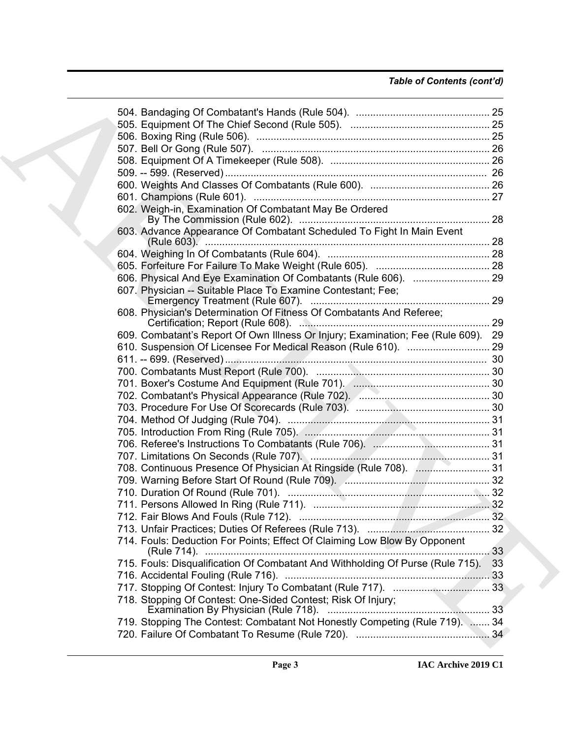*Table of Contents (cont'd)*

504. Bandaging Of Combatant's Hands (Rule 504). ............................................... 25
505. Equipment Of The Chief Second (Rule 505). ................................................ 25
506. Boxing Ring (Rule 506). .................................................................................. 25
507. Bell Or Gong (Rule 507). ................................................................................ 26
508. Equipment Of A Timekeeper (Rule 508). ........................................................ 26
509. -- 599. (Reserved) ............................................................................................ 26
600. Weights And Classes Of Combatants (Rule 600). .......................................... 26
601. Champions (Rule 601). ................................................................................... 27
602. Weigh-in, Examination Of Combatant May Be Ordered
By The Commission (Rule 602). ................................................................... 28
603. Advance Appearance Of Combatant Scheduled To Fight In Main Event
(Rule 603). .................................................................................................... 28
604. Weighing In Of Combatants (Rule 604). ......................................................... 28
605. Forfeiture For Failure To Make Weight (Rule 605). ........................................ 28
606. Physical And Eye Examination Of Combatants (Rule 606). ........................... 29
607. Physician -- Suitable Place To Examine Contestant; Fee;
Emergency Treatment (Rule 607). ............................................................... 29
608. Physician's Determination Of Fitness Of Combatants And Referee;
Certification; Report (Rule 608). ................................................................... 29
609. Combatant's Report Of Own Illness Or Injury; Examination; Fee (Rule 609). 29
610. Suspension Of Licensee For Medical Reason (Rule 610). ............................. 29
611. -- 699. (Reserved) ............................................................................................ 30
700. Combatants Must Report (Rule 700). ............................................................. 30
701. Boxer's Costume And Equipment (Rule 701). ................................................ 30
702. Combatant's Physical Appearance (Rule 702). .............................................. 30
703. Procedure For Use Of Scorecards (Rule 703). ............................................... 30
704. Method Of Judging (Rule 704). ....................................................................... 31
705. Introduction From Ring (Rule 705). ................................................................. 31
706. Referee's Instructions To Combatants (Rule 706). ......................................... 31
707. Limitations On Seconds (Rule 707). ............................................................... 31
708. Continuous Presence Of Physician At Ringside (Rule 708). .......................... 31
709. Warning Before Start Of Round (Rule 709). ................................................... 32
710. Duration Of Round (Rule 701). ....................................................................... 32
711. Persons Allowed In Ring (Rule 711). .............................................................. 32
712. Fair Blows And Fouls (Rule 712). ................................................................... 32
713. Unfair Practices; Duties Of Referees (Rule 713). ........................................... 32
714. Fouls: Deduction For Points; Effect Of Claiming Low Blow By Opponent
(Rule 714). .................................................................................................... 33
715. Fouls: Disqualification Of Combatant And Withholding Of Purse (Rule 715). 33
716. Accidental Fouling (Rule 716). ........................................................................ 33
717. Stopping Of Contest: Injury To Combatant (Rule 717). .................................. 33
718. Stopping Of Contest: One-Sided Contest; Risk Of Injury;
Examination By Physician (Rule 718). ......................................................... 33
719. Stopping The Contest: Combatant Not Honestly Competing (Rule 719). ....... 34
720. Failure Of Combatant To Resume (Rule 720). ............................................... 34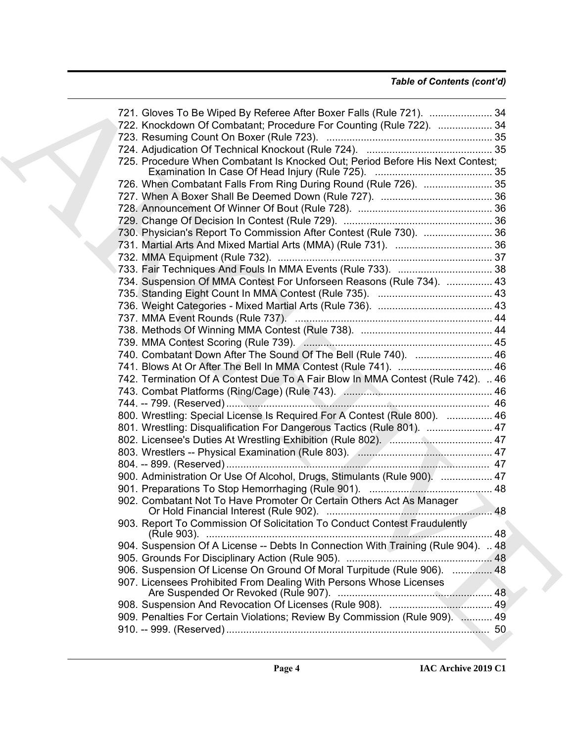*Table of Contents (cont'd)*

721. Gloves To Be Wiped By Referee After Boxer Falls (Rule 721). ...................... 34
722. Knockdown Of Combatant; Procedure For Counting (Rule 722). ................... 34
723. Resuming Count On Boxer (Rule 723). ......................................................... 35
724. Adjudication Of Technical Knockout (Rule 724). ............................................ 35
725. Procedure When Combatant Is Knocked Out; Period Before His Next Contest; Examination In Case Of Head Injury (Rule 725). ......................................... 35
726. When Combatant Falls From Ring During Round (Rule 726). ........................ 35
727. When A Boxer Shall Be Deemed Down (Rule 727). ....................................... 36
728. Announcement Of Winner Of Bout (Rule 728). ............................................... 36
729. Change Of Decision In Contest (Rule 729). .................................................... 36
730. Physician's Report To Commission After Contest (Rule 730). ........................ 36
731. Martial Arts And Mixed Martial Arts (MMA) (Rule 731). .................................. 36
732. MMA Equipment (Rule 732). ........................................................................... 37
733. Fair Techniques And Fouls In MMA Events (Rule 733). ................................. 38
734. Suspension Of MMA Contest For Unforseen Reasons (Rule 734). ................ 43
735. Standing Eight Count In MMA Contest (Rule 735). ........................................ 43
736. Weight Categories - Mixed Martial Arts (Rule 736). ........................................ 43
737. MMA Event Rounds (Rule 737). ..................................................................... 44
738. Methods Of Winning MMA Contest (Rule 738). .............................................. 44
739. MMA Contest Scoring (Rule 739). .................................................................. 45
740. Combatant Down After The Sound Of The Bell (Rule 740). ........................... 46
741. Blows At Or After The Bell In MMA Contest (Rule 741). ................................. 46
742. Termination Of A Contest Due To A Fair Blow In MMA Contest (Rule 742). .. 46
743. Combat Platforms (Ring/Cage) (Rule 743). .................................................... 46
744. -- 799. (Reserved) ............................................................................................ 46
800. Wrestling: Special License Is Required For A Contest (Rule 800). ................ 46
801. Wrestling: Disqualification For Dangerous Tactics (Rule 801). ....................... 47
802. Licensee's Duties At Wrestling Exhibition (Rule 802). .................................... 47
803. Wrestlers -- Physical Examination (Rule 803). ............................................... 47
804. -- 899. (Reserved) ............................................................................................ 47
900. Administration Or Use Of Alcohol, Drugs, Stimulants (Rule 900). .................. 47
901. Preparations To Stop Hemorrhaging (Rule 901). ............................................ 48
902. Combatant Not To Have Promoter Or Certain Others Act As Manager Or Hold Financial Interest (Rule 902). .......................................................... 48
903. Report To Commission Of Solicitation To Conduct Contest Fraudulently (Rule 903). ..................................................................................................... 48
904. Suspension Of A License -- Debts In Connection With Training (Rule 904). .. 48
905. Grounds For Disciplinary Action (Rule 905). ................................................... 48
906. Suspension Of License On Ground Of Moral Turpitude (Rule 906). .............. 48
907. Licensees Prohibited From Dealing With Persons Whose Licenses Are Suspended Or Revoked (Rule 907). ....................................................... 48
908. Suspension And Revocation Of Licenses (Rule 908). .................................... 49
909. Penalties For Certain Violations; Review By Commission (Rule 909). ........... 49
910. -- 999. (Reserved) ............................................................................................ 50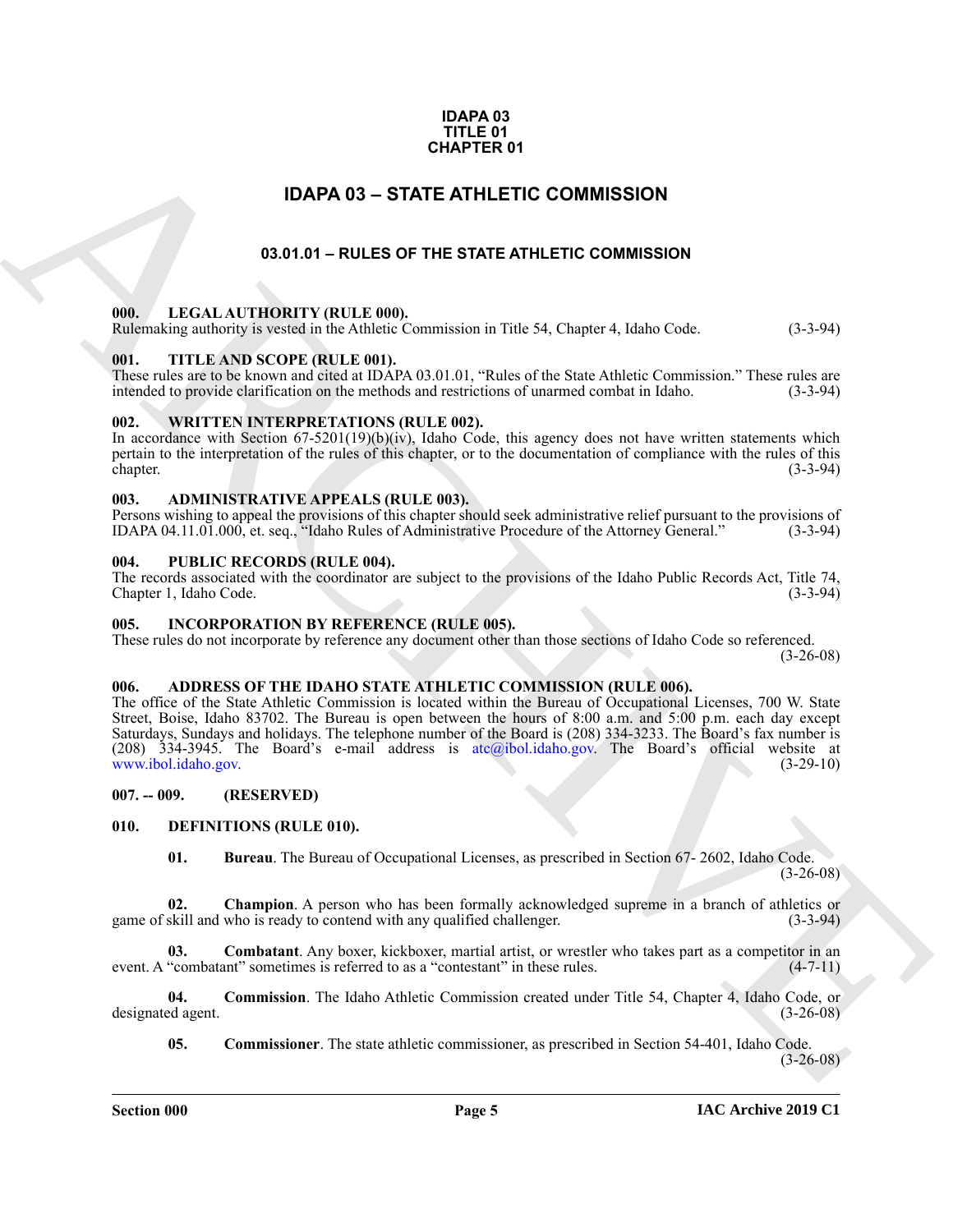**IDAPA 03**
**TITLE 01**
**CHAPTER 01**

# IDAPA 03 – STATE ATHLETIC COMMISSION

## 03.01.01 – RULES OF THE STATE ATHLETIC COMMISSION

### 000. LEGAL AUTHORITY (RULE 000).

Rulemaking authority is vested in the Athletic Commission in Title 54, Chapter 4, Idaho Code. (3-3-94)

### 001. TITLE AND SCOPE (RULE 001).

These rules are to be known and cited at IDAPA 03.01.01, "Rules of the State Athletic Commission." These rules are intended to provide clarification on the methods and restrictions of unarmed combat in Idaho. (3-3-94)

### 002. WRITTEN INTERPRETATIONS (RULE 002).

In accordance with Section 67-5201(19)(b)(iv), Idaho Code, this agency does not have written statements which pertain to the interpretation of the rules of this chapter, or to the documentation of compliance with the rules of this chapter. (3-3-94)

### 003. ADMINISTRATIVE APPEALS (RULE 003).

Persons wishing to appeal the provisions of this chapter should seek administrative relief pursuant to the provisions of IDAPA 04.11.01.000, et. seq., "Idaho Rules of Administrative Procedure of the Attorney General." (3-3-94)

### 004. PUBLIC RECORDS (RULE 004).

The records associated with the coordinator are subject to the provisions of the Idaho Public Records Act, Title 74, Chapter 1, Idaho Code. (3-3-94)

### 005. INCORPORATION BY REFERENCE (RULE 005).

These rules do not incorporate by reference any document other than those sections of Idaho Code so referenced. (3-26-08)

### 006. ADDRESS OF THE IDAHO STATE ATHLETIC COMMISSION (RULE 006).

The office of the State Athletic Commission is located within the Bureau of Occupational Licenses, 700 W. State Street, Boise, Idaho 83702. The Bureau is open between the hours of 8:00 a.m. and 5:00 p.m. each day except Saturdays, Sundays and holidays. The telephone number of the Board is (208) 334-3233. The Board's fax number is (208) 334-3945. The Board's e-mail address is atc@ibol.idaho.gov. The Board's official website at www.ibol.idaho.gov. (3-29-10)

### 007. -- 009. (RESERVED)

### 010. DEFINITIONS (RULE 010).

**01. Bureau**. The Bureau of Occupational Licenses, as prescribed in Section 67- 2602, Idaho Code. (3-26-08)

**02. Champion**. A person who has been formally acknowledged supreme in a branch of athletics or game of skill and who is ready to contend with any qualified challenger. (3-3-94)

**03. Combatant**. Any boxer, kickboxer, martial artist, or wrestler who takes part as a competitor in an event. A "combatant" sometimes is referred to as a "contestant" in these rules. (4-7-11)

**04. Commission**. The Idaho Athletic Commission created under Title 54, Chapter 4, Idaho Code, or designated agent. (3-26-08)

**05. Commissioner**. The state athletic commissioner, as prescribed in Section 54-401, Idaho Code. (3-26-08)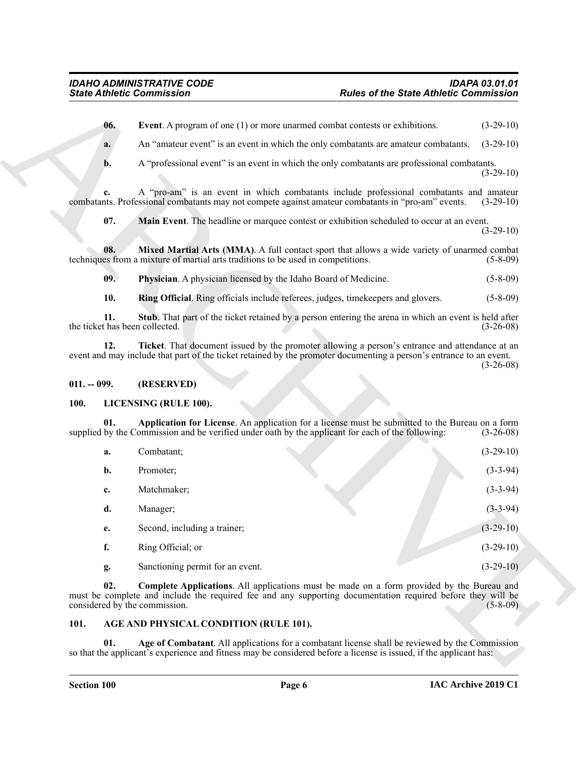**06. Event**. A program of one (1) or more unarmed combat contests or exhibitions. (3-29-10)

**a.** An "amateur event" is an event in which the only combatants are amateur combatants. (3-29-10)

**b.** A "professional event" is an event in which the only combatants are professional combatants. (3-29-10)

**c.** A "pro-am" is an event in which combatants include professional combatants and amateur combatants. Professional combatants may not compete against amateur combatants in "pro-am" events. (3-29-10)

**07. Main Event**. The headline or marquee contest or exhibition scheduled to occur at an event. (3-29-10)

**08. Mixed Martial Arts (MMA)**. A full contact sport that allows a wide variety of unarmed combat techniques from a mixture of martial arts traditions to be used in competitions. (5-8-09)

**09. Physician**. A physician licensed by the Idaho Board of Medicine. (5-8-09)

**10. Ring Official**. Ring officials include referees, judges, timekeepers and glovers. (5-8-09)

**11. Stub**. That part of the ticket retained by a person entering the arena in which an event is held after the ticket has been collected. (3-26-08)

**12. Ticket**. That document issued by the promoter allowing a person's entrance and attendance at an event and may include that part of the ticket retained by the promoter documenting a person's entrance to an event. (3-26-08)

## 011. -- 099. (RESERVED)

## 100. LICENSING (RULE 100).

**01. Application for License**. An application for a license must be submitted to the Bureau on a form supplied by the Commission and be verified under oath by the applicant for each of the following: (3-26-08)

**a.** Combatant; (3-29-10)

**b.** Promoter; (3-3-94)

**c.** Matchmaker; (3-3-94)

**d.** Manager; (3-3-94)

**e.** Second, including a trainer; (3-29-10)

**f.** Ring Official; or (3-29-10)

**g.** Sanctioning permit for an event. (3-29-10)

**02. Complete Applications**. All applications must be made on a form provided by the Bureau and must be complete and include the required fee and any supporting documentation required before they will be considered by the commission. (5-8-09)

## 101. AGE AND PHYSICAL CONDITION (RULE 101).

**01. Age of Combatant**. All applications for a combatant license shall be reviewed by the Commission so that the applicant's experience and fitness may be considered before a license is issued, if the applicant has: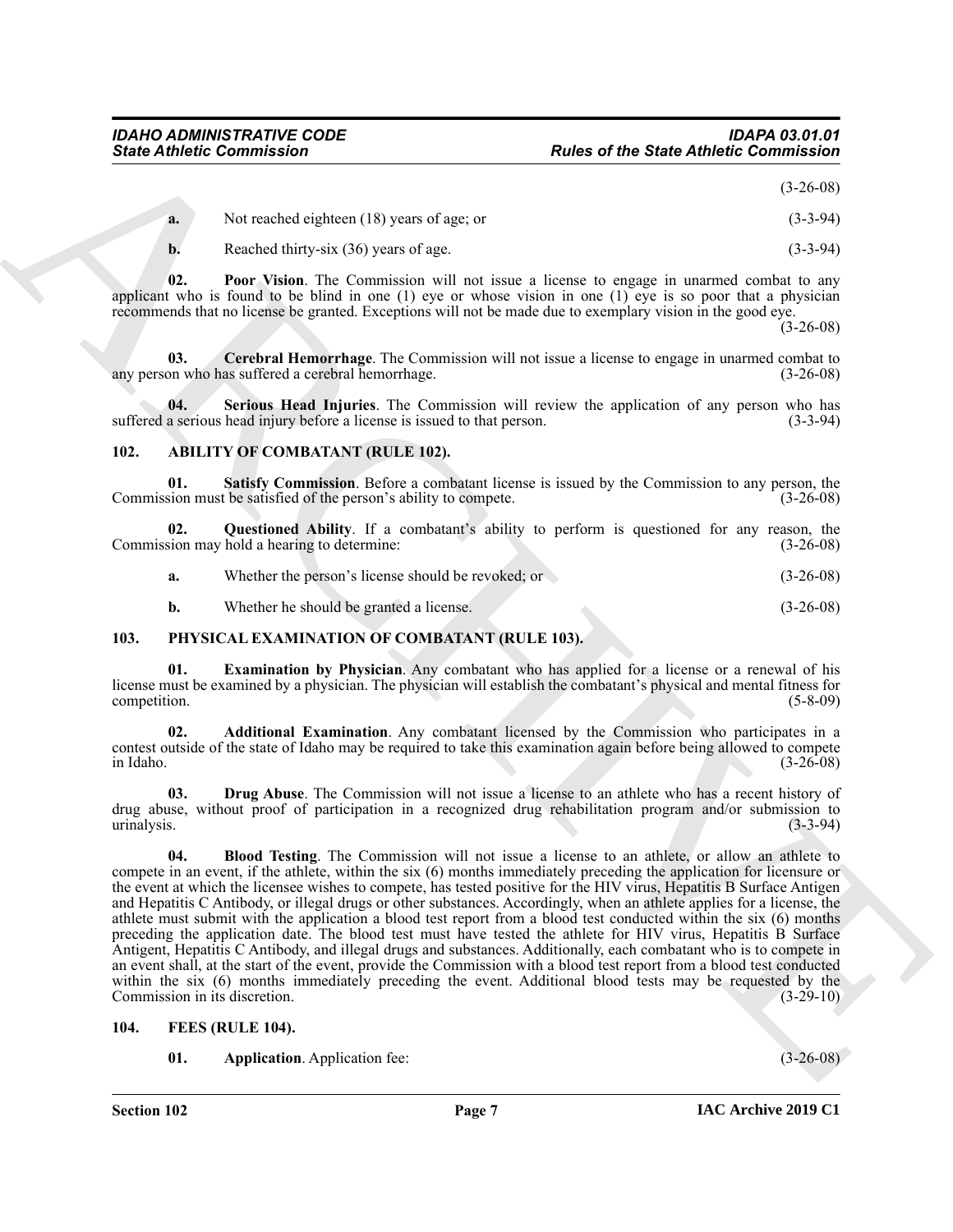(3-26-08)

**a.** Not reached eighteen (18) years of age; or (3-3-94)

**b.** Reached thirty-six (36) years of age. (3-3-94)

**02. Poor Vision**. The Commission will not issue a license to engage in unarmed combat to any applicant who is found to be blind in one (1) eye or whose vision in one (1) eye is so poor that a physician recommends that no license be granted. Exceptions will not be made due to exemplary vision in the good eye. (3-26-08)

**03. Cerebral Hemorrhage**. The Commission will not issue a license to engage in unarmed combat to any person who has suffered a cerebral hemorrhage. (3-26-08)

**04. Serious Head Injuries**. The Commission will review the application of any person who has suffered a serious head injury before a license is issued to that person. (3-3-94)

## 102. ABILITY OF COMBATANT (RULE 102).

**01. Satisfy Commission**. Before a combatant license is issued by the Commission to any person, the Commission must be satisfied of the person's ability to compete. (3-26-08)

**02. Questioned Ability**. If a combatant's ability to perform is questioned for any reason, the Commission may hold a hearing to determine: (3-26-08)

**a.** Whether the person's license should be revoked; or (3-26-08)

**b.** Whether he should be granted a license. (3-26-08)

## 103. PHYSICAL EXAMINATION OF COMBATANT (RULE 103).

**01. Examination by Physician**. Any combatant who has applied for a license or a renewal of his license must be examined by a physician. The physician will establish the combatant's physical and mental fitness for competition. (5-8-09)

**02. Additional Examination**. Any combatant licensed by the Commission who participates in a contest outside of the state of Idaho may be required to take this examination again before being allowed to compete in Idaho. (3-26-08)

**03. Drug Abuse**. The Commission will not issue a license to an athlete who has a recent history of drug abuse, without proof of participation in a recognized drug rehabilitation program and/or submission to urinalysis. (3-3-94)

**04. Blood Testing**. The Commission will not issue a license to an athlete, or allow an athlete to compete in an event, if the athlete, within the six (6) months immediately preceding the application for licensure or the event at which the licensee wishes to compete, has tested positive for the HIV virus, Hepatitis B Surface Antigen and Hepatitis C Antibody, or illegal drugs or other substances. Accordingly, when an athlete applies for a license, the athlete must submit with the application a blood test report from a blood test conducted within the six (6) months preceding the application date. The blood test must have tested the athlete for HIV virus, Hepatitis B Surface Antigent, Hepatitis C Antibody, and illegal drugs and substances. Additionally, each combatant who is to compete in an event shall, at the start of the event, provide the Commission with a blood test report from a blood test conducted within the six (6) months immediately preceding the event. Additional blood tests may be requested by the Commission in its discretion. (3-29-10)

## 104. FEES (RULE 104).

**01. Application**. Application fee: (3-26-08)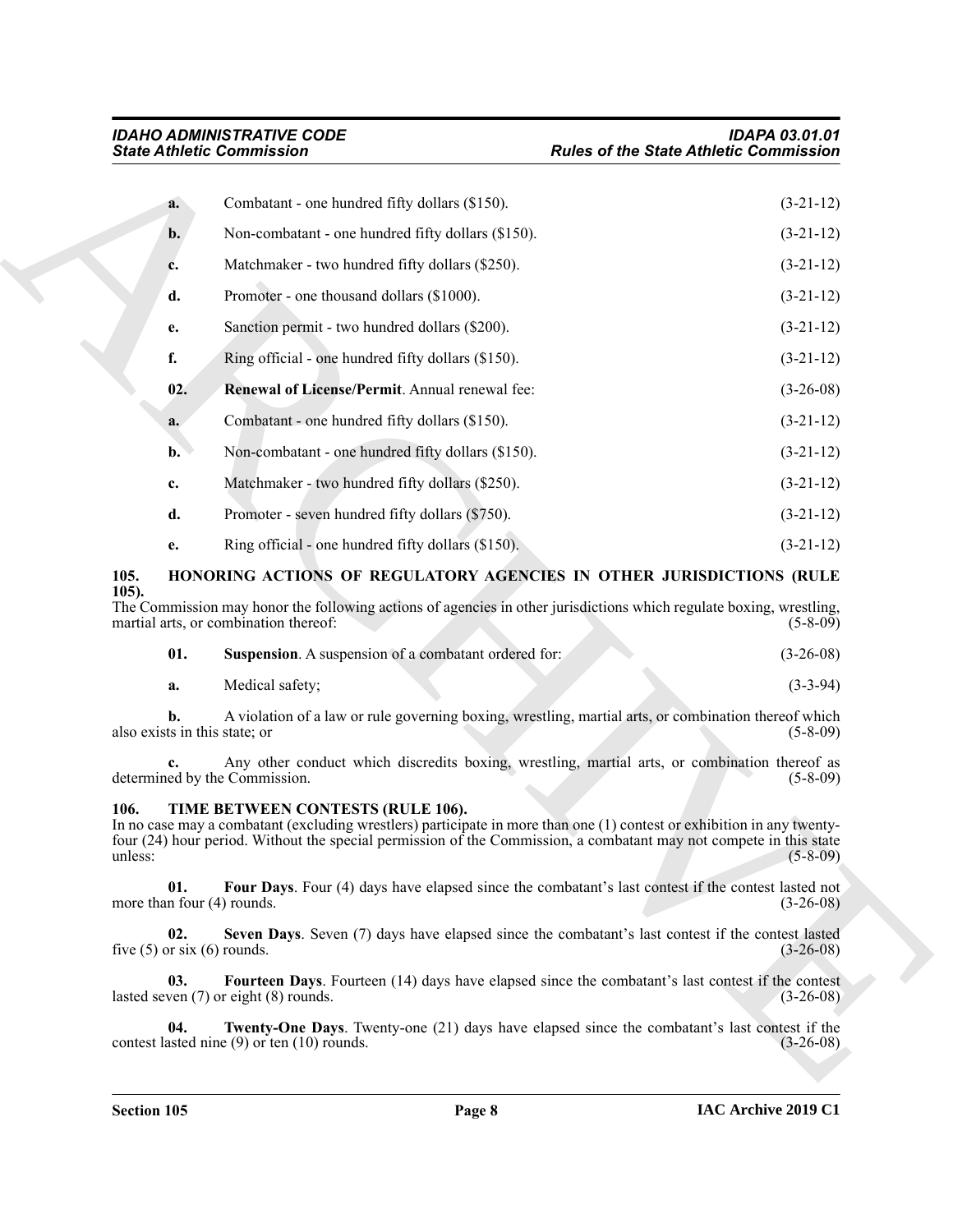**a.** Combatant - one hundred fifty dollars ($150). (3-21-12)

**b.** Non-combatant - one hundred fifty dollars ($150). (3-21-12)

**c.** Matchmaker - two hundred fifty dollars ($250). (3-21-12)

**d.** Promoter - one thousand dollars ($1000). (3-21-12)

**e.** Sanction permit - two hundred dollars ($200). (3-21-12)

**f.** Ring official - one hundred fifty dollars ($150). (3-21-12)

**02. Renewal of License/Permit**. Annual renewal fee: (3-26-08)

**a.** Combatant - one hundred fifty dollars ($150). (3-21-12)

**b.** Non-combatant - one hundred fifty dollars ($150). (3-21-12)

**c.** Matchmaker - two hundred fifty dollars ($250). (3-21-12)

**d.** Promoter - seven hundred fifty dollars ($750). (3-21-12)

**e.** Ring official - one hundred fifty dollars ($150). (3-21-12)

## 105. HONORING ACTIONS OF REGULATORY AGENCIES IN OTHER JURISDICTIONS (RULE 105).

The Commission may honor the following actions of agencies in other jurisdictions which regulate boxing, wrestling, martial arts, or combination thereof: (5-8-09)

**01. Suspension**. A suspension of a combatant ordered for: (3-26-08)

**a.** Medical safety; (3-3-94)

**b.** A violation of a law or rule governing boxing, wrestling, martial arts, or combination thereof which also exists in this state; or (5-8-09)

**c.** Any other conduct which discredits boxing, wrestling, martial arts, or combination thereof as determined by the Commission. (5-8-09)

## 106. TIME BETWEEN CONTESTS (RULE 106).

In no case may a combatant (excluding wrestlers) participate in more than one (1) contest or exhibition in any twenty-four (24) hour period. Without the special permission of the Commission, a combatant may not compete in this state unless: (5-8-09)

**01. Four Days**. Four (4) days have elapsed since the combatant's last contest if the contest lasted not more than four (4) rounds. (3-26-08)

**02. Seven Days**. Seven (7) days have elapsed since the combatant's last contest if the contest lasted five (5) or six (6) rounds. (3-26-08)

**03. Fourteen Days**. Fourteen (14) days have elapsed since the combatant's last contest if the contest lasted seven (7) or eight (8) rounds. (3-26-08)

**04. Twenty-One Days**. Twenty-one (21) days have elapsed since the combatant's last contest if the contest lasted nine (9) or ten (10) rounds. (3-26-08)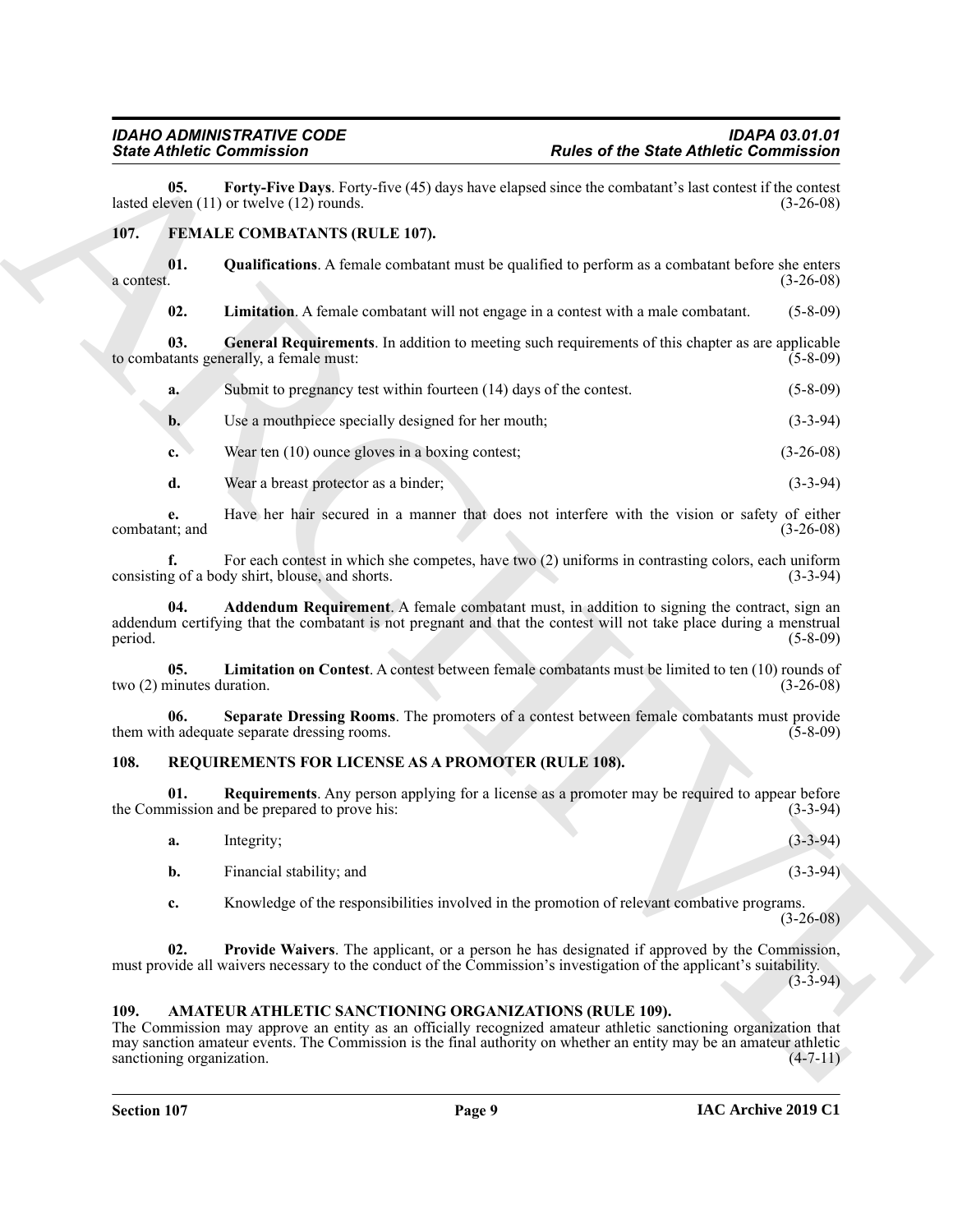**05. Forty-Five Days**. Forty-five (45) days have elapsed since the combatant's last contest if the contest lasted eleven (11) or twelve (12) rounds. (3-26-08)

## 107. FEMALE COMBATANTS (RULE 107).

**01. Qualifications**. A female combatant must be qualified to perform as a combatant before she enters a contest. (3-26-08)

**02. Limitation**. A female combatant will not engage in a contest with a male combatant. (5-8-09)

**03. General Requirements**. In addition to meeting such requirements of this chapter as are applicable to combatants generally, a female must: (5-8-09)

**a.** Submit to pregnancy test within fourteen (14) days of the contest. (5-8-09)

**b.** Use a mouthpiece specially designed for her mouth; (3-3-94)

**c.** Wear ten (10) ounce gloves in a boxing contest; (3-26-08)

**d.** Wear a breast protector as a binder; (3-3-94)

**e.** Have her hair secured in a manner that does not interfere with the vision or safety of either combatant; and (3-26-08)

**f.** For each contest in which she competes, have two (2) uniforms in contrasting colors, each uniform consisting of a body shirt, blouse, and shorts. (3-3-94)

**04. Addendum Requirement**. A female combatant must, in addition to signing the contract, sign an addendum certifying that the combatant is not pregnant and that the contest will not take place during a menstrual period. (5-8-09)

**05. Limitation on Contest**. A contest between female combatants must be limited to ten (10) rounds of two (2) minutes duration. (3-26-08)

**06. Separate Dressing Rooms**. The promoters of a contest between female combatants must provide them with adequate separate dressing rooms. (5-8-09)

## 108. REQUIREMENTS FOR LICENSE AS A PROMOTER (RULE 108).

**01. Requirements**. Any person applying for a license as a promoter may be required to appear before the Commission and be prepared to prove his: (3-3-94)

**a.** Integrity; (3-3-94)

**b.** Financial stability; and (3-3-94)

**c.** Knowledge of the responsibilities involved in the promotion of relevant combative programs. (3-26-08)

**02. Provide Waivers**. The applicant, or a person he has designated if approved by the Commission, must provide all waivers necessary to the conduct of the Commission's investigation of the applicant's suitability. (3-3-94)

## 109. AMATEUR ATHLETIC SANCTIONING ORGANIZATIONS (RULE 109).

The Commission may approve an entity as an officially recognized amateur athletic sanctioning organization that may sanction amateur events. The Commission is the final authority on whether an entity may be an amateur athletic sanctioning organization. (4-7-11)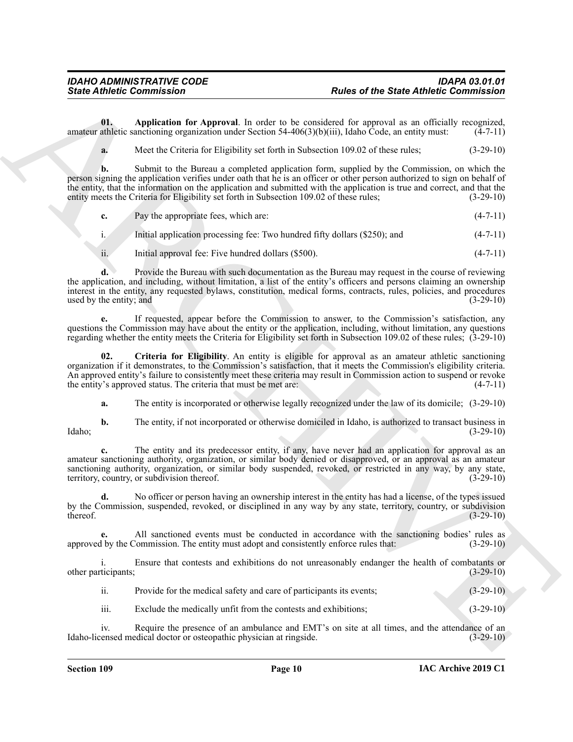**01. Application for Approval**. In order to be considered for approval as an officially recognized, amateur athletic sanctioning organization under Section 54-406(3)(b)(iii), Idaho Code, an entity must: (4-7-11)

**a.** Meet the Criteria for Eligibility set forth in Subsection 109.02 of these rules; (3-29-10)

**b.** Submit to the Bureau a completed application form, supplied by the Commission, on which the person signing the application verifies under oath that he is an officer or other person authorized to sign on behalf of the entity, that the information on the application and submitted with the application is true and correct, and that the entity meets the Criteria for Eligibility set forth in Subsection 109.02 of these rules; (3-29-10)

**c.** Pay the appropriate fees, which are: (4-7-11)

i. Initial application processing fee: Two hundred fifty dollars ($250); and (4-7-11)

ii. Initial approval fee: Five hundred dollars ($500). (4-7-11)

**d.** Provide the Bureau with such documentation as the Bureau may request in the course of reviewing the application, and including, without limitation, a list of the entity's officers and persons claiming an ownership interest in the entity, any requested bylaws, constitution, medical forms, contracts, rules, policies, and procedures used by the entity; and (3-29-10)

**e.** If requested, appear before the Commission to answer, to the Commission's satisfaction, any questions the Commission may have about the entity or the application, including, without limitation, any questions regarding whether the entity meets the Criteria for Eligibility set forth in Subsection 109.02 of these rules; (3-29-10)

**02. Criteria for Eligibility**. An entity is eligible for approval as an amateur athletic sanctioning organization if it demonstrates, to the Commission's satisfaction, that it meets the Commission's eligibility criteria. An approved entity's failure to consistently meet these criteria may result in Commission action to suspend or revoke the entity's approved status. The criteria that must be met are: (4-7-11)

**a.** The entity is incorporated or otherwise legally recognized under the law of its domicile; (3-29-10)

**b.** The entity, if not incorporated or otherwise domiciled in Idaho, is authorized to transact business in Idaho; (3-29-10)

**c.** The entity and its predecessor entity, if any, have never had an application for approval as an amateur sanctioning authority, organization, or similar body denied or disapproved, or an approval as an amateur sanctioning authority, organization, or similar body suspended, revoked, or restricted in any way, by any state, territory, country, or subdivision thereof. (3-29-10)

**d.** No officer or person having an ownership interest in the entity has had a license, of the types issued by the Commission, suspended, revoked, or disciplined in any way by any state, territory, country, or subdivision thereof. (3-29-10)

**e.** All sanctioned events must be conducted in accordance with the sanctioning bodies' rules as approved by the Commission. The entity must adopt and consistently enforce rules that: (3-29-10)

i. Ensure that contests and exhibitions do not unreasonably endanger the health of combatants or other participants; (3-29-10)

ii. Provide for the medical safety and care of participants its events; (3-29-10)

iii. Exclude the medically unfit from the contests and exhibitions; (3-29-10)

iv. Require the presence of an ambulance and EMT's on site at all times, and the attendance of an Idaho-licensed medical doctor or osteopathic physician at ringside. (3-29-10)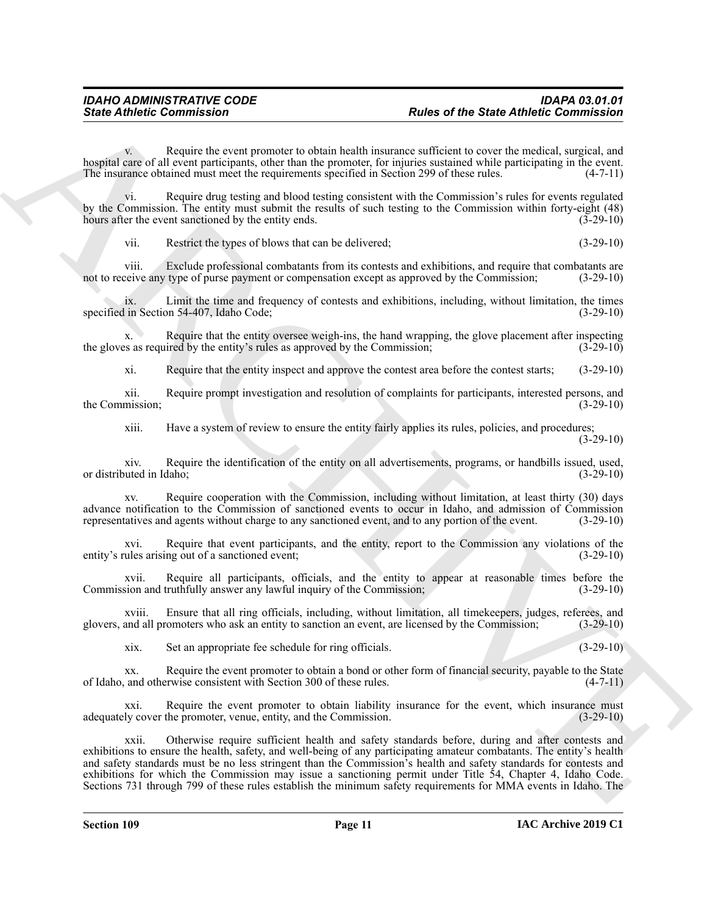v. Require the event promoter to obtain health insurance sufficient to cover the medical, surgical, and hospital care of all event participants, other than the promoter, for injuries sustained while participating in the event. The insurance obtained must meet the requirements specified in Section 299 of these rules. (4-7-11)

vi. Require drug testing and blood testing consistent with the Commission's rules for events regulated by the Commission. The entity must submit the results of such testing to the Commission within forty-eight (48) hours after the event sanctioned by the entity ends. (3-29-10)

vii. Restrict the types of blows that can be delivered; (3-29-10)

viii. Exclude professional combatants from its contests and exhibitions, and require that combatants are not to receive any type of purse payment or compensation except as approved by the Commission; (3-29-10)

ix. Limit the time and frequency of contests and exhibitions, including, without limitation, the times specified in Section 54-407, Idaho Code; (3-29-10)

x. Require that the entity oversee weigh-ins, the hand wrapping, the glove placement after inspecting the gloves as required by the entity's rules as approved by the Commission; (3-29-10)

xi. Require that the entity inspect and approve the contest area before the contest starts; (3-29-10)

xii. Require prompt investigation and resolution of complaints for participants, interested persons, and the Commission; (3-29-10)

xiii. Have a system of review to ensure the entity fairly applies its rules, policies, and procedures; (3-29-10)

xiv. Require the identification of the entity on all advertisements, programs, or handbills issued, used, or distributed in Idaho; (3-29-10)

xv. Require cooperation with the Commission, including without limitation, at least thirty (30) days advance notification to the Commission of sanctioned events to occur in Idaho, and admission of Commission representatives and agents without charge to any sanctioned event, and to any portion of the event. (3-29-10)

xvi. Require that event participants, and the entity, report to the Commission any violations of the entity's rules arising out of a sanctioned event; (3-29-10)

xvii. Require all participants, officials, and the entity to appear at reasonable times before the Commission and truthfully answer any lawful inquiry of the Commission; (3-29-10)

xviii. Ensure that all ring officials, including, without limitation, all timekeepers, judges, referees, and glovers, and all promoters who ask an entity to sanction an event, are licensed by the Commission; (3-29-10)

xix. Set an appropriate fee schedule for ring officials. (3-29-10)

xx. Require the event promoter to obtain a bond or other form of financial security, payable to the State of Idaho, and otherwise consistent with Section 300 of these rules. (4-7-11)

xxi. Require the event promoter to obtain liability insurance for the event, which insurance must adequately cover the promoter, venue, entity, and the Commission. (3-29-10)

xxii. Otherwise require sufficient health and safety standards before, during and after contests and exhibitions to ensure the health, safety, and well-being of any participating amateur combatants. The entity's health and safety standards must be no less stringent than the Commission's health and safety standards for contests and exhibitions for which the Commission may issue a sanctioning permit under Title 54, Chapter 4, Idaho Code. Sections 731 through 799 of these rules establish the minimum safety requirements for MMA events in Idaho. The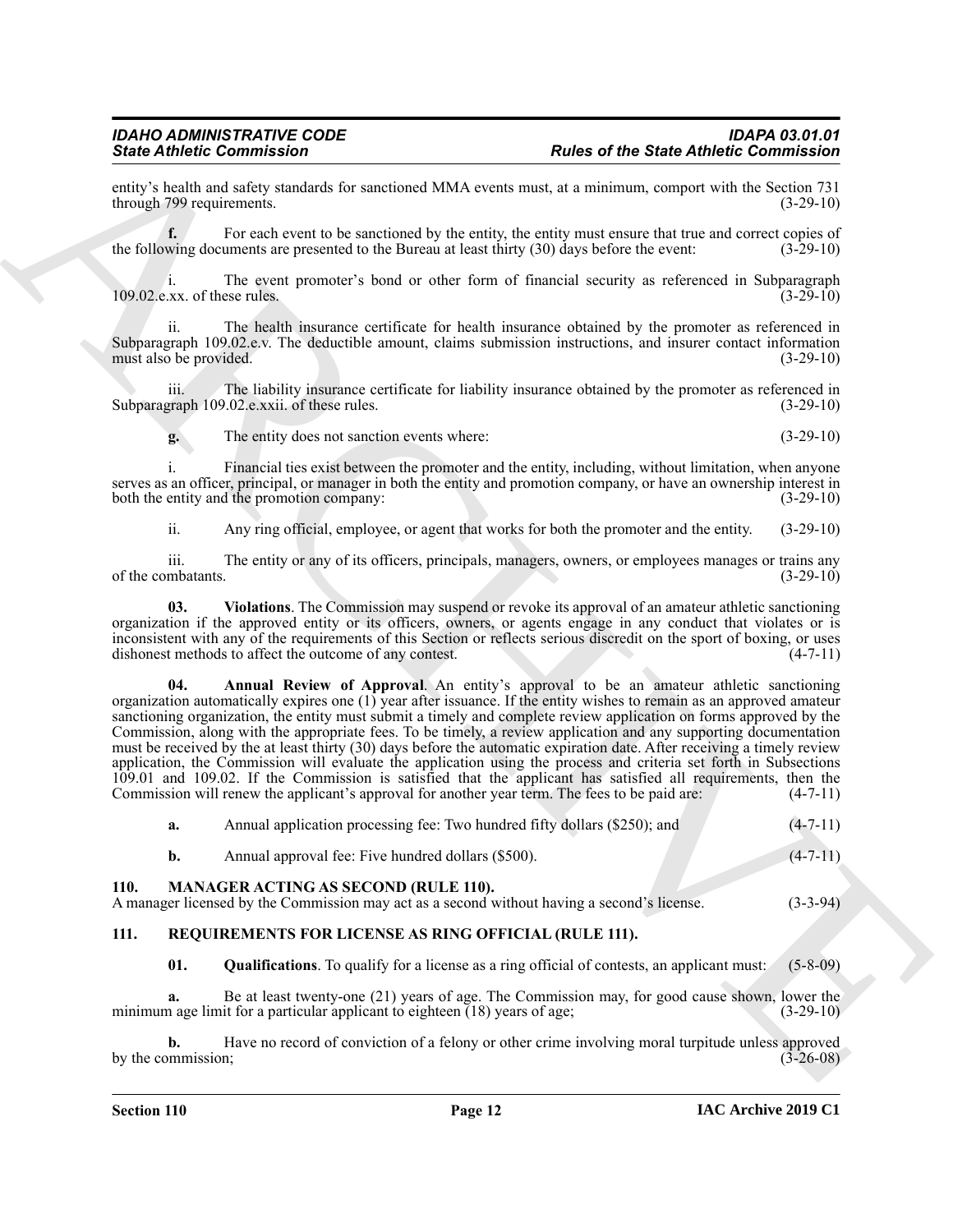entity's health and safety standards for sanctioned MMA events must, at a minimum, comport with the Section 731 through 799 requirements. (3-29-10)

**f.** For each event to be sanctioned by the entity, the entity must ensure that true and correct copies of the following documents are presented to the Bureau at least thirty (30) days before the event: (3-29-10)

i. The event promoter's bond or other form of financial security as referenced in Subparagraph 109.02.e.xx. of these rules. (3-29-10)

ii. The health insurance certificate for health insurance obtained by the promoter as referenced in Subparagraph 109.02.e.v. The deductible amount, claims submission instructions, and insurer contact information must also be provided. (3-29-10)

iii. The liability insurance certificate for liability insurance obtained by the promoter as referenced in Subparagraph 109.02.e.xxii. of these rules. (3-29-10)

**g.** The entity does not sanction events where: (3-29-10)

i. Financial ties exist between the promoter and the entity, including, without limitation, when anyone serves as an officer, principal, or manager in both the entity and promotion company, or have an ownership interest in both the entity and the promotion company: (3-29-10)

ii. Any ring official, employee, or agent that works for both the promoter and the entity. (3-29-10)

iii. The entity or any of its officers, principals, managers, owners, or employees manages or trains any of the combatants. (3-29-10)

**03. Violations**. The Commission may suspend or revoke its approval of an amateur athletic sanctioning organization if the approved entity or its officers, owners, or agents engage in any conduct that violates or is inconsistent with any of the requirements of this Section or reflects serious discredit on the sport of boxing, or uses dishonest methods to affect the outcome of any contest. (4-7-11)

**04. Annual Review of Approval**. An entity's approval to be an amateur athletic sanctioning organization automatically expires one (1) year after issuance. If the entity wishes to remain as an approved amateur sanctioning organization, the entity must submit a timely and complete review application on forms approved by the Commission, along with the appropriate fees. To be timely, a review application and any supporting documentation must be received by the at least thirty (30) days before the automatic expiration date. After receiving a timely review application, the Commission will evaluate the application using the process and criteria set forth in Subsections 109.01 and 109.02. If the Commission is satisfied that the applicant has satisfied all requirements, then the Commission will renew the applicant's approval for another year term. The fees to be paid are: (4-7-11)

**a.** Annual application processing fee: Two hundred fifty dollars ($250); and (4-7-11)

**b.** Annual approval fee: Five hundred dollars ($500). (4-7-11)

## 110. MANAGER ACTING AS SECOND (RULE 110).

A manager licensed by the Commission may act as a second without having a second's license. (3-3-94)

## 111. REQUIREMENTS FOR LICENSE AS RING OFFICIAL (RULE 111).

**01. Qualifications**. To qualify for a license as a ring official of contests, an applicant must: (5-8-09)

**a.** Be at least twenty-one (21) years of age. The Commission may, for good cause shown, lower the minimum age limit for a particular applicant to eighteen (18) years of age; (3-29-10)

**b.** Have no record of conviction of a felony or other crime involving moral turpitude unless approved by the commission; (3-26-08)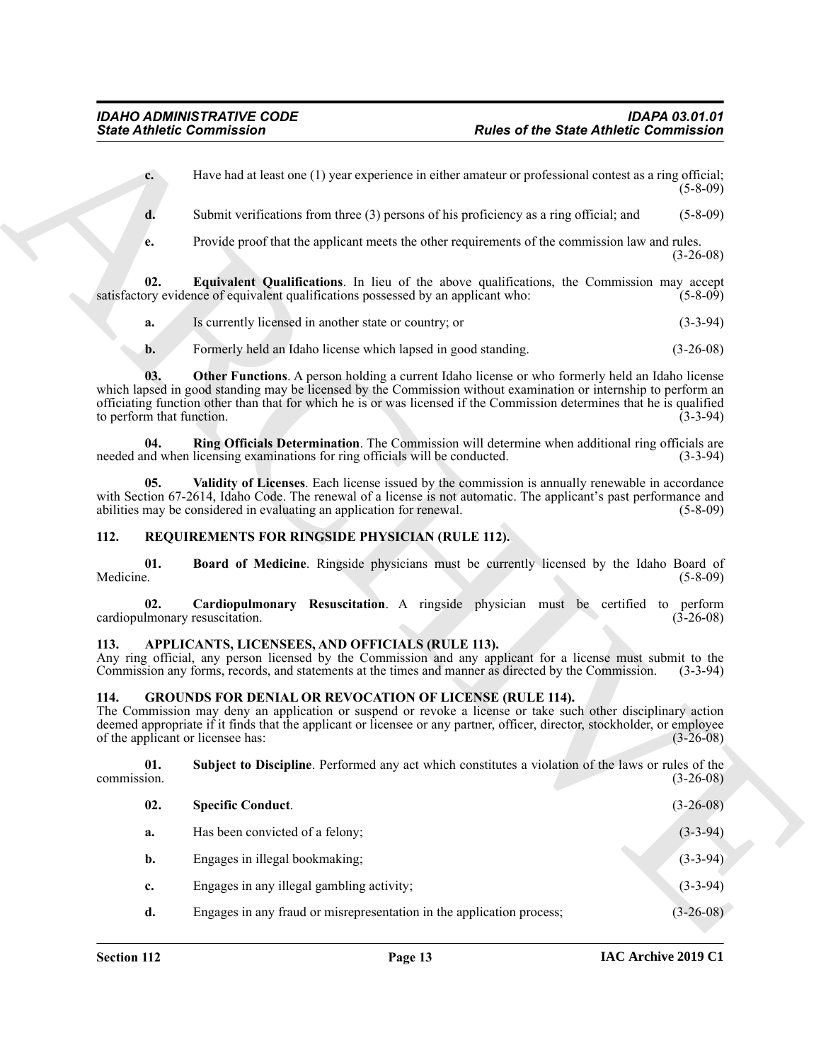**c.** Have had at least one (1) year experience in either amateur or professional contest as a ring official; (5-8-09)

**d.** Submit verifications from three (3) persons of his proficiency as a ring official; and (5-8-09)

**e.** Provide proof that the applicant meets the other requirements of the commission law and rules. (3-26-08)

**02. Equivalent Qualifications**. In lieu of the above qualifications, the Commission may accept satisfactory evidence of equivalent qualifications possessed by an applicant who: (5-8-09)

**a.** Is currently licensed in another state or country; or (3-3-94)

**b.** Formerly held an Idaho license which lapsed in good standing. (3-26-08)

**03. Other Functions**. A person holding a current Idaho license or who formerly held an Idaho license which lapsed in good standing may be licensed by the Commission without examination or internship to perform an officiating function other than that for which he is or was licensed if the Commission determines that he is qualified to perform that function. (3-3-94)

**04. Ring Officials Determination**. The Commission will determine when additional ring officials are needed and when licensing examinations for ring officials will be conducted. (3-3-94)

**05. Validity of Licenses**. Each license issued by the commission is annually renewable in accordance with Section 67-2614, Idaho Code. The renewal of a license is not automatic. The applicant's past performance and abilities may be considered in evaluating an application for renewal. (5-8-09)

## 112. REQUIREMENTS FOR RINGSIDE PHYSICIAN (RULE 112).

**01. Board of Medicine**. Ringside physicians must be currently licensed by the Idaho Board of Medicine. (5-8-09)

**02. Cardiopulmonary Resuscitation**. A ringside physician must be certified to perform cardiopulmonary resuscitation. (3-26-08)

## 113. APPLICANTS, LICENSEES, AND OFFICIALS (RULE 113).

Any ring official, any person licensed by the Commission and any applicant for a license must submit to the Commission any forms, records, and statements at the times and manner as directed by the Commission. (3-3-94)

## 114. GROUNDS FOR DENIAL OR REVOCATION OF LICENSE (RULE 114).

The Commission may deny an application or suspend or revoke a license or take such other disciplinary action deemed appropriate if it finds that the applicant or licensee or any partner, officer, director, stockholder, or employee of the applicant or licensee has: (3-26-08)

**01. Subject to Discipline**. Performed any act which constitutes a violation of the laws or rules of the commission. (3-26-08)

**02. Specific Conduct**. (3-26-08)

**a.** Has been convicted of a felony; (3-3-94)

**b.** Engages in illegal bookmaking; (3-3-94)

**c.** Engages in any illegal gambling activity; (3-3-94)

**d.** Engages in any fraud or misrepresentation in the application process; (3-26-08)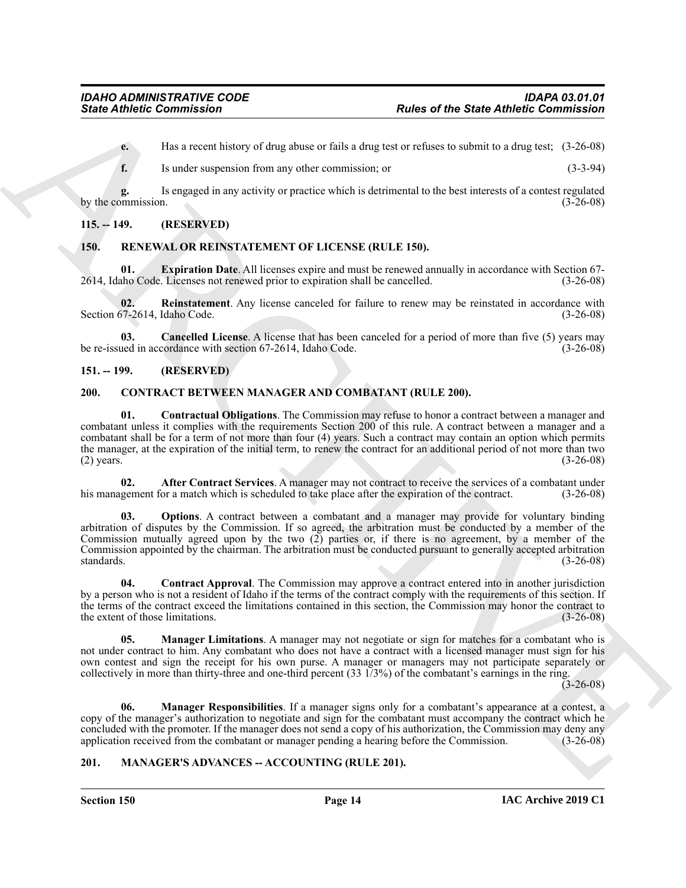**e.** Has a recent history of drug abuse or fails a drug test or refuses to submit to a drug test; (3-26-08)

**f.** Is under suspension from any other commission; or (3-3-94)

**g.** Is engaged in any activity or practice which is detrimental to the best interests of a contest regulated by the commission. (3-26-08)

## 115. -- 149. (RESERVED)

## 150. RENEWAL OR REINSTATEMENT OF LICENSE (RULE 150).

**01. Expiration Date**. All licenses expire and must be renewed annually in accordance with Section 67-2614, Idaho Code. Licenses not renewed prior to expiration shall be cancelled. (3-26-08)

**02. Reinstatement**. Any license canceled for failure to renew may be reinstated in accordance with Section 67-2614, Idaho Code. (3-26-08)

**03. Cancelled License**. A license that has been canceled for a period of more than five (5) years may be re-issued in accordance with section 67-2614, Idaho Code. (3-26-08)

## 151. -- 199. (RESERVED)

## 200. CONTRACT BETWEEN MANAGER AND COMBATANT (RULE 200).

**01. Contractual Obligations**. The Commission may refuse to honor a contract between a manager and combatant unless it complies with the requirements Section 200 of this rule. A contract between a manager and a combatant shall be for a term of not more than four (4) years. Such a contract may contain an option which permits the manager, at the expiration of the initial term, to renew the contract for an additional period of not more than two (2) years. (3-26-08)

**02. After Contract Services**. A manager may not contract to receive the services of a combatant under his management for a match which is scheduled to take place after the expiration of the contract. (3-26-08)

**03. Options**. A contract between a combatant and a manager may provide for voluntary binding arbitration of disputes by the Commission. If so agreed, the arbitration must be conducted by a member of the Commission mutually agreed upon by the two (2) parties or, if there is no agreement, by a member of the Commission appointed by the chairman. The arbitration must be conducted pursuant to generally accepted arbitration standards. (3-26-08)

**04. Contract Approval**. The Commission may approve a contract entered into in another jurisdiction by a person who is not a resident of Idaho if the terms of the contract comply with the requirements of this section. If the terms of the contract exceed the limitations contained in this section, the Commission may honor the contract to the extent of those limitations. (3-26-08)

**05. Manager Limitations**. A manager may not negotiate or sign for matches for a combatant who is not under contract to him. Any combatant who does not have a contract with a licensed manager must sign for his own contest and sign the receipt for his own purse. A manager or managers may not participate separately or collectively in more than thirty-three and one-third percent (33 1/3%) of the combatant's earnings in the ring. (3-26-08)

**06. Manager Responsibilities**. If a manager signs only for a combatant's appearance at a contest, a copy of the manager's authorization to negotiate and sign for the combatant must accompany the contract which he concluded with the promoter. If the manager does not send a copy of his authorization, the Commission may deny any application received from the combatant or manager pending a hearing before the Commission. (3-26-08)

## 201. MANAGER'S ADVANCES -- ACCOUNTING (RULE 201).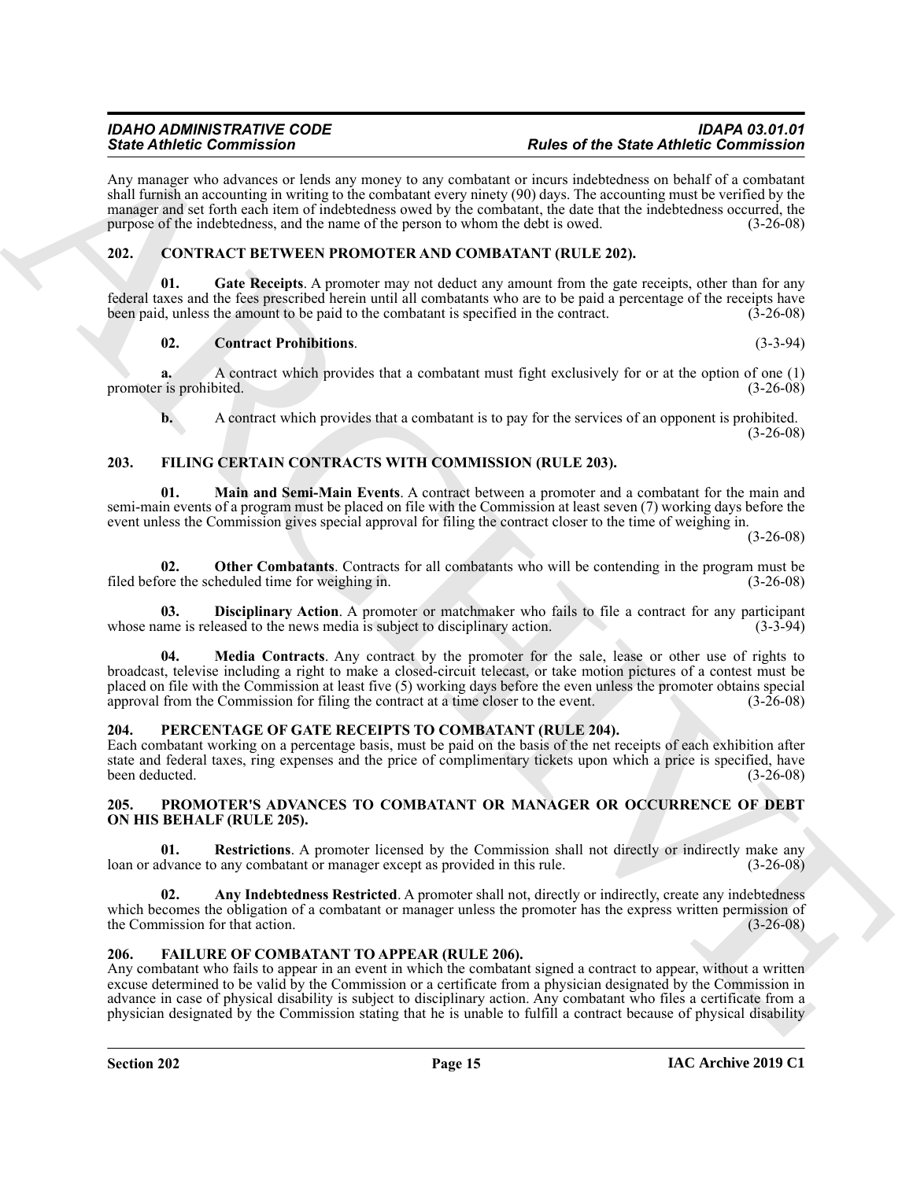Any manager who advances or lends any money to any combatant or incurs indebtedness on behalf of a combatant shall furnish an accounting in writing to the combatant every ninety (90) days. The accounting must be verified by the manager and set forth each item of indebtedness owed by the combatant, the date that the indebtedness occurred, the purpose of the indebtedness, and the name of the person to whom the debt is owed. (3-26-08)

## 202. CONTRACT BETWEEN PROMOTER AND COMBATANT (RULE 202).

**01. Gate Receipts**. A promoter may not deduct any amount from the gate receipts, other than for any federal taxes and the fees prescribed herein until all combatants who are to be paid a percentage of the receipts have been paid, unless the amount to be paid to the combatant is specified in the contract. (3-26-08)

**02. Contract Prohibitions**. (3-3-94)

**a.** A contract which provides that a combatant must fight exclusively for or at the option of one (1) promoter is prohibited. (3-26-08)

**b.** A contract which provides that a combatant is to pay for the services of an opponent is prohibited. (3-26-08)

## 203. FILING CERTAIN CONTRACTS WITH COMMISSION (RULE 203).

**01. Main and Semi-Main Events**. A contract between a promoter and a combatant for the main and semi-main events of a program must be placed on file with the Commission at least seven (7) working days before the event unless the Commission gives special approval for filing the contract closer to the time of weighing in. (3-26-08)

**02. Other Combatants**. Contracts for all combatants who will be contending in the program must be filed before the scheduled time for weighing in. (3-26-08)

**03. Disciplinary Action**. A promoter or matchmaker who fails to file a contract for any participant whose name is released to the news media is subject to disciplinary action. (3-3-94)

**04. Media Contracts**. Any contract by the promoter for the sale, lease or other use of rights to broadcast, televise including a right to make a closed-circuit telecast, or take motion pictures of a contest must be placed on file with the Commission at least five (5) working days before the even unless the promoter obtains special approval from the Commission for filing the contract at a time closer to the event. (3-26-08)

## 204. PERCENTAGE OF GATE RECEIPTS TO COMBATANT (RULE 204).

Each combatant working on a percentage basis, must be paid on the basis of the net receipts of each exhibition after state and federal taxes, ring expenses and the price of complimentary tickets upon which a price is specified, have been deducted. (3-26-08)

## 205. PROMOTER'S ADVANCES TO COMBATANT OR MANAGER OR OCCURRENCE OF DEBT ON HIS BEHALF (RULE 205).

**01. Restrictions**. A promoter licensed by the Commission shall not directly or indirectly make any loan or advance to any combatant or manager except as provided in this rule. (3-26-08)

**02. Any Indebtedness Restricted**. A promoter shall not, directly or indirectly, create any indebtedness which becomes the obligation of a combatant or manager unless the promoter has the express written permission of the Commission for that action. (3-26-08)

## 206. FAILURE OF COMBATANT TO APPEAR (RULE 206).

Any combatant who fails to appear in an event in which the combatant signed a contract to appear, without a written excuse determined to be valid by the Commission or a certificate from a physician designated by the Commission in advance in case of physical disability is subject to disciplinary action. Any combatant who files a certificate from a physician designated by the Commission stating that he is unable to fulfill a contract because of physical disability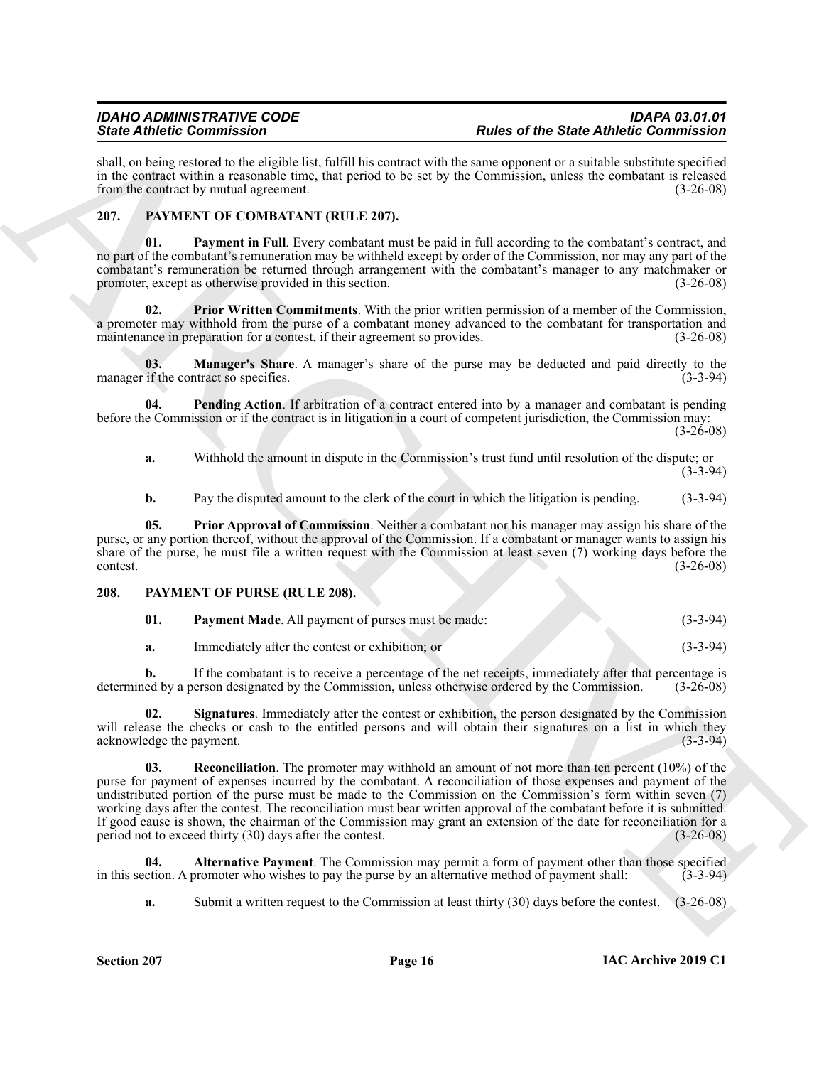shall, on being restored to the eligible list, fulfill his contract with the same opponent or a suitable substitute specified in the contract within a reasonable time, that period to be set by the Commission, unless the combatant is released from the contract by mutual agreement. (3-26-08)

## 207. PAYMENT OF COMBATANT (RULE 207).

**01. Payment in Full**. Every combatant must be paid in full according to the combatant's contract, and no part of the combatant's remuneration may be withheld except by order of the Commission, nor may any part of the combatant's remuneration be returned through arrangement with the combatant's manager to any matchmaker or promoter, except as otherwise provided in this section. (3-26-08)

**02. Prior Written Commitments**. With the prior written permission of a member of the Commission, a promoter may withhold from the purse of a combatant money advanced to the combatant for transportation and maintenance in preparation for a contest, if their agreement so provides. (3-26-08)

**03. Manager's Share**. A manager's share of the purse may be deducted and paid directly to the manager if the contract so specifies. (3-3-94)

**04. Pending Action**. If arbitration of a contract entered into by a manager and combatant is pending before the Commission or if the contract is in litigation in a court of competent jurisdiction, the Commission may: (3-26-08)

**a.** Withhold the amount in dispute in the Commission's trust fund until resolution of the dispute; or (3-3-94)

**b.** Pay the disputed amount to the clerk of the court in which the litigation is pending. (3-3-94)

**05. Prior Approval of Commission**. Neither a combatant nor his manager may assign his share of the purse, or any portion thereof, without the approval of the Commission. If a combatant or manager wants to assign his share of the purse, he must file a written request with the Commission at least seven (7) working days before the contest. (3-26-08)

## 208. PAYMENT OF PURSE (RULE 208).

**01. Payment Made**. All payment of purses must be made: (3-3-94)

**a.** Immediately after the contest or exhibition; or (3-3-94)

**b.** If the combatant is to receive a percentage of the net receipts, immediately after that percentage is determined by a person designated by the Commission, unless otherwise ordered by the Commission. (3-26-08)

**02. Signatures**. Immediately after the contest or exhibition, the person designated by the Commission will release the checks or cash to the entitled persons and will obtain their signatures on a list in which they acknowledge the payment. (3-3-94)

**03. Reconciliation**. The promoter may withhold an amount of not more than ten percent (10%) of the purse for payment of expenses incurred by the combatant. A reconciliation of those expenses and payment of the undistributed portion of the purse must be made to the Commission on the Commission's form within seven (7) working days after the contest. The reconciliation must bear written approval of the combatant before it is submitted. If good cause is shown, the chairman of the Commission may grant an extension of the date for reconciliation for a period not to exceed thirty (30) days after the contest. (3-26-08)

**04. Alternative Payment**. The Commission may permit a form of payment other than those specified in this section. A promoter who wishes to pay the purse by an alternative method of payment shall: (3-3-94)

**a.** Submit a written request to the Commission at least thirty (30) days before the contest. (3-26-08)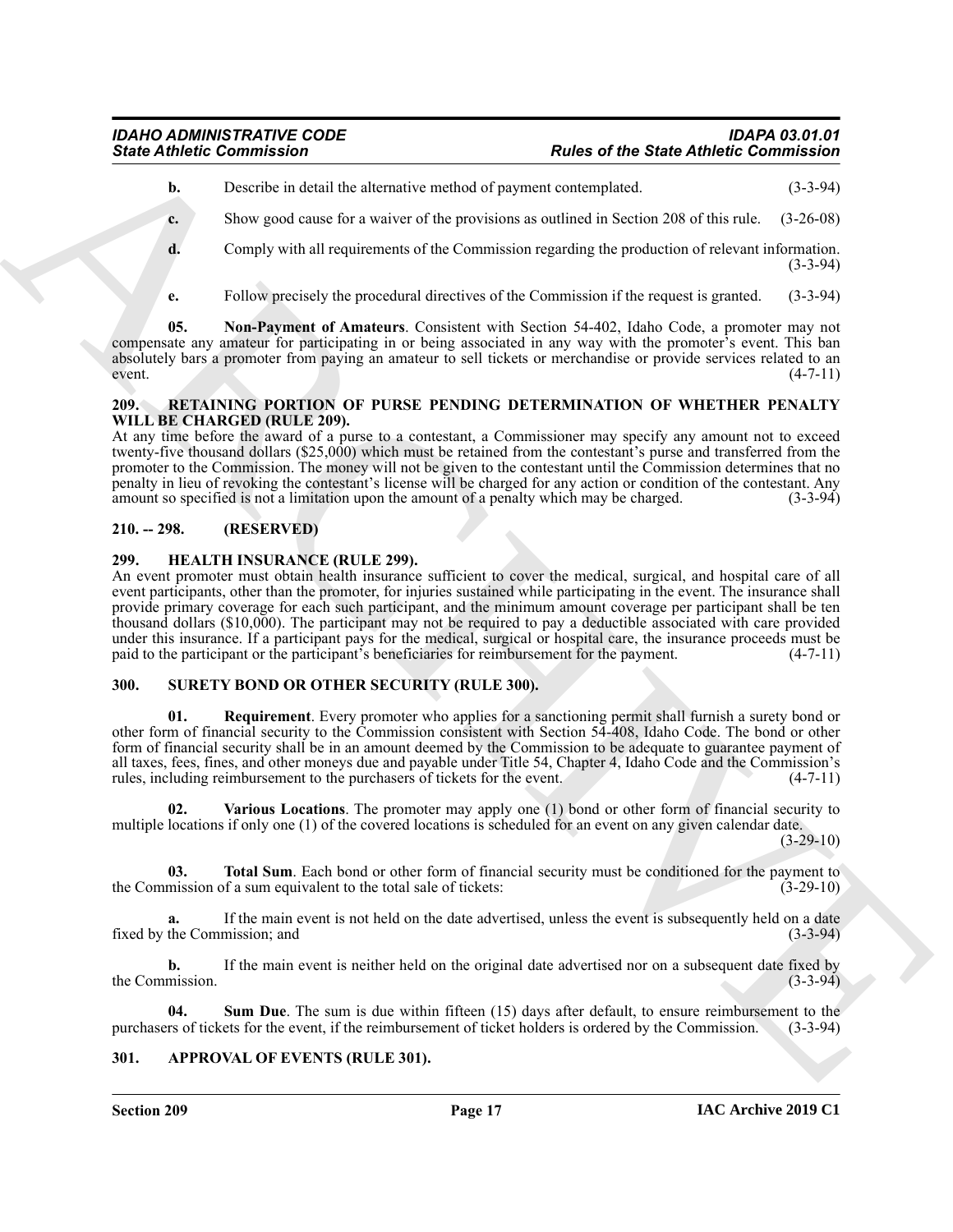**b.** Describe in detail the alternative method of payment contemplated. (3-3-94)

**c.** Show good cause for a waiver of the provisions as outlined in Section 208 of this rule. (3-26-08)

**d.** Comply with all requirements of the Commission regarding the production of relevant information. (3-3-94)

**e.** Follow precisely the procedural directives of the Commission if the request is granted. (3-3-94)

**05. Non-Payment of Amateurs**. Consistent with Section 54-402, Idaho Code, a promoter may not compensate any amateur for participating in or being associated in any way with the promoter's event. This ban absolutely bars a promoter from paying an amateur to sell tickets or merchandise or provide services related to an event. (4-7-11)

### 209. RETAINING PORTION OF PURSE PENDING DETERMINATION OF WHETHER PENALTY WILL BE CHARGED (RULE 209).

At any time before the award of a purse to a contestant, a Commissioner may specify any amount not to exceed twenty-five thousand dollars ($25,000) which must be retained from the contestant's purse and transferred from the promoter to the Commission. The money will not be given to the contestant until the Commission determines that no penalty in lieu of revoking the contestant's license will be charged for any action or condition of the contestant. Any amount so specified is not a limitation upon the amount of a penalty which may be charged. (3-3-94)

### 210. -- 298. (RESERVED)

### 299. HEALTH INSURANCE (RULE 299).

An event promoter must obtain health insurance sufficient to cover the medical, surgical, and hospital care of all event participants, other than the promoter, for injuries sustained while participating in the event. The insurance shall provide primary coverage for each such participant, and the minimum amount coverage per participant shall be ten thousand dollars ($10,000). The participant may not be required to pay a deductible associated with care provided under this insurance. If a participant pays for the medical, surgical or hospital care, the insurance proceeds must be paid to the participant or the participant's beneficiaries for reimbursement for the payment. (4-7-11)

### 300. SURETY BOND OR OTHER SECURITY (RULE 300).

**01. Requirement**. Every promoter who applies for a sanctioning permit shall furnish a surety bond or other form of financial security to the Commission consistent with Section 54-408, Idaho Code. The bond or other form of financial security shall be in an amount deemed by the Commission to be adequate to guarantee payment of all taxes, fees, fines, and other moneys due and payable under Title 54, Chapter 4, Idaho Code and the Commission's rules, including reimbursement to the purchasers of tickets for the event. (4-7-11)

**02. Various Locations**. The promoter may apply one (1) bond or other form of financial security to multiple locations if only one (1) of the covered locations is scheduled for an event on any given calendar date. (3-29-10)

**03. Total Sum**. Each bond or other form of financial security must be conditioned for the payment to the Commission of a sum equivalent to the total sale of tickets: (3-29-10)

**a.** If the main event is not held on the date advertised, unless the event is subsequently held on a date fixed by the Commission; and (3-3-94)

**b.** If the main event is neither held on the original date advertised nor on a subsequent date fixed by the Commission. (3-3-94)

**04. Sum Due**. The sum is due within fifteen (15) days after default, to ensure reimbursement to the purchasers of tickets for the event, if the reimbursement of ticket holders is ordered by the Commission. (3-3-94)

### 301. APPROVAL OF EVENTS (RULE 301).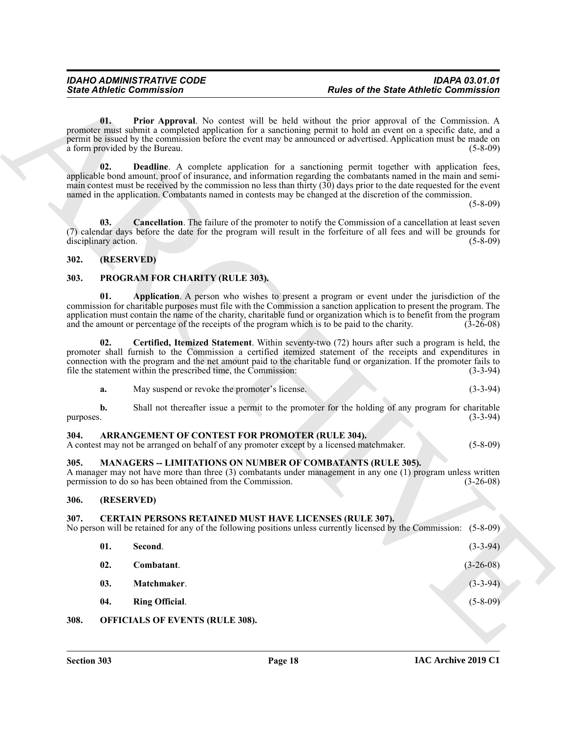**01. Prior Approval**. No contest will be held without the prior approval of the Commission. A promoter must submit a completed application for a sanctioning permit to hold an event on a specific date, and a permit be issued by the commission before the event may be announced or advertised. Application must be made on a form provided by the Bureau. (5-8-09)

**02. Deadline**. A complete application for a sanctioning permit together with application fees, applicable bond amount, proof of insurance, and information regarding the combatants named in the main and semi-main contest must be received by the commission no less than thirty (30) days prior to the date requested for the event named in the application. Combatants named in contests may be changed at the discretion of the commission. (5-8-09)

**03. Cancellation**. The failure of the promoter to notify the Commission of a cancellation at least seven (7) calendar days before the date for the program will result in the forfeiture of all fees and will be grounds for disciplinary action. (5-8-09)

## 302. (RESERVED)

## 303. PROGRAM FOR CHARITY (RULE 303).

**01. Application**. A person who wishes to present a program or event under the jurisdiction of the commission for charitable purposes must file with the Commission a sanction application to present the program. The application must contain the name of the charity, charitable fund or organization which is to benefit from the program and the amount or percentage of the receipts of the program which is to be paid to the charity. (3-26-08)

**02. Certified, Itemized Statement**. Within seventy-two (72) hours after such a program is held, the promoter shall furnish to the Commission a certified itemized statement of the receipts and expenditures in connection with the program and the net amount paid to the charitable fund or organization. If the promoter fails to file the statement within the prescribed time, the Commission: (3-3-94)

**a.** May suspend or revoke the promoter's license. (3-3-94)

**b.** Shall not thereafter issue a permit to the promoter for the holding of any program for charitable purposes. (3-3-94)

## 304. ARRANGEMENT OF CONTEST FOR PROMOTER (RULE 304).

A contest may not be arranged on behalf of any promoter except by a licensed matchmaker. (5-8-09)

## 305. MANAGERS -- LIMITATIONS ON NUMBER OF COMBATANTS (RULE 305).

A manager may not have more than three (3) combatants under management in any one (1) program unless written permission to do so has been obtained from the Commission. (3-26-08)

## 306. (RESERVED)

## 307. CERTAIN PERSONS RETAINED MUST HAVE LICENSES (RULE 307).

No person will be retained for any of the following positions unless currently licensed by the Commission: (5-8-09)

**01. Second**. (3-3-94)

**02. Combatant**. (3-26-08)

**03. Matchmaker**. (3-3-94)

**04. Ring Official**. (5-8-09)

## 308. OFFICIALS OF EVENTS (RULE 308).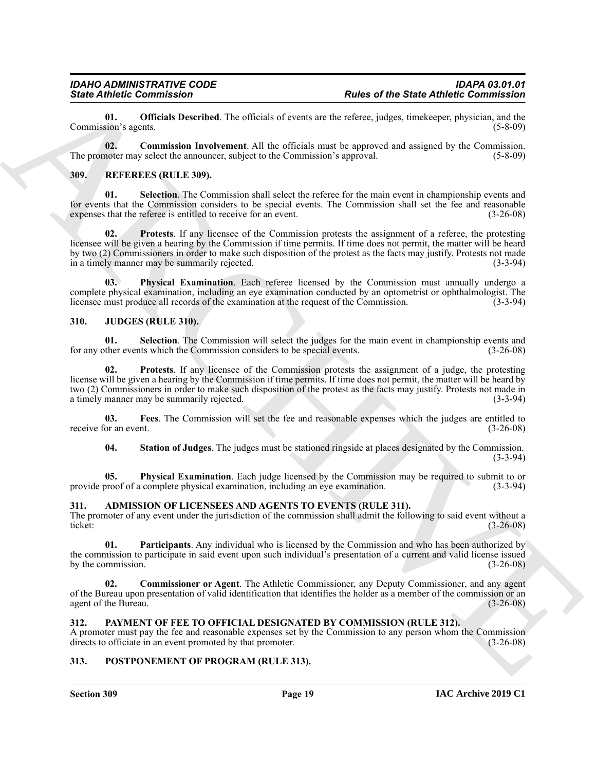**01. Officials Described**. The officials of events are the referee, judges, timekeeper, physician, and the Commission's agents. (5-8-09)

**02. Commission Involvement**. All the officials must be approved and assigned by the Commission. The promoter may select the announcer, subject to the Commission's approval. (5-8-09)

## 309. REFEREES (RULE 309).

**01. Selection**. The Commission shall select the referee for the main event in championship events and for events that the Commission considers to be special events. The Commission shall set the fee and reasonable expenses that the referee is entitled to receive for an event. (3-26-08)

**02. Protests**. If any licensee of the Commission protests the assignment of a referee, the protesting licensee will be given a hearing by the Commission if time permits. If time does not permit, the matter will be heard by two (2) Commissioners in order to make such disposition of the protest as the facts may justify. Protests not made in a timely manner may be summarily rejected. (3-3-94)

**03. Physical Examination**. Each referee licensed by the Commission must annually undergo a complete physical examination, including an eye examination conducted by an optometrist or ophthalmologist. The licensee must produce all records of the examination at the request of the Commission. (3-3-94)

## 310. JUDGES (RULE 310).

**01. Selection**. The Commission will select the judges for the main event in championship events and for any other events which the Commission considers to be special events. (3-26-08)

**02. Protests**. If any licensee of the Commission protests the assignment of a judge, the protesting license will be given a hearing by the Commission if time permits. If time does not permit, the matter will be heard by two (2) Commissioners in order to make such disposition of the protest as the facts may justify. Protests not made in a timely manner may be summarily rejected. (3-3-94)

**03. Fees**. The Commission will set the fee and reasonable expenses which the judges are entitled to receive for an event. (3-26-08)

**04. Station of Judges**. The judges must be stationed ringside at places designated by the Commission. (3-3-94)

**05. Physical Examination**. Each judge licensed by the Commission may be required to submit to or provide proof of a complete physical examination, including an eye examination. (3-3-94)

## 311. ADMISSION OF LICENSEES AND AGENTS TO EVENTS (RULE 311).

The promoter of any event under the jurisdiction of the commission shall admit the following to said event without a ticket: (3-26-08)

**01. Participants**. Any individual who is licensed by the Commission and who has been authorized by the commission to participate in said event upon such individual's presentation of a current and valid license issued by the commission. (3-26-08)

**02. Commissioner or Agent**. The Athletic Commissioner, any Deputy Commissioner, and any agent of the Bureau upon presentation of valid identification that identifies the holder as a member of the commission or an agent of the Bureau. (3-26-08)

## 312. PAYMENT OF FEE TO OFFICIAL DESIGNATED BY COMMISSION (RULE 312).

A promoter must pay the fee and reasonable expenses set by the Commission to any person whom the Commission directs to officiate in an event promoted by that promoter. (3-26-08)

## 313. POSTPONEMENT OF PROGRAM (RULE 313).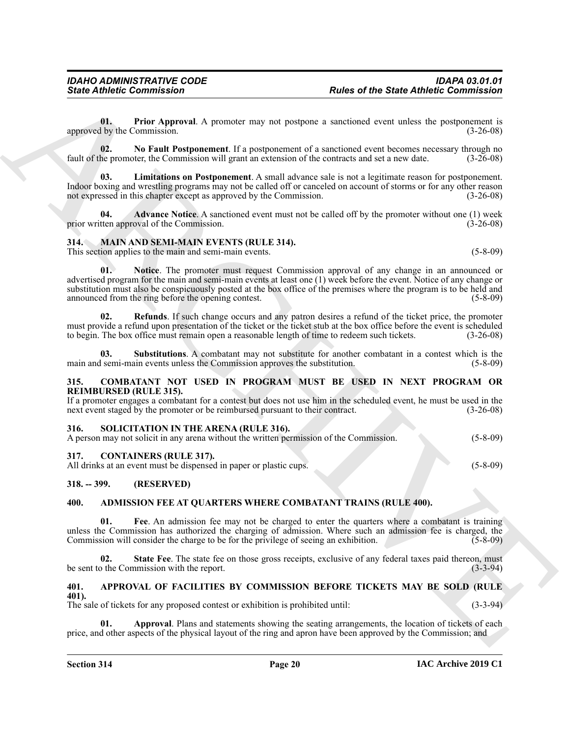**01. Prior Approval**. A promoter may not postpone a sanctioned event unless the postponement is approved by the Commission. (3-26-08)

**02. No Fault Postponement**. If a postponement of a sanctioned event becomes necessary through no fault of the promoter, the Commission will grant an extension of the contracts and set a new date. (3-26-08)

**03. Limitations on Postponement**. A small advance sale is not a legitimate reason for postponement. Indoor boxing and wrestling programs may not be called off or canceled on account of storms or for any other reason not expressed in this chapter except as approved by the Commission. (3-26-08)

**04. Advance Notice**. A sanctioned event must not be called off by the promoter without one (1) week prior written approval of the Commission. (3-26-08)

## 314. MAIN AND SEMI-MAIN EVENTS (RULE 314).

This section applies to the main and semi-main events. (5-8-09)

**01. Notice**. The promoter must request Commission approval of any change in an announced or advertised program for the main and semi-main events at least one (1) week before the event. Notice of any change or substitution must also be conspicuously posted at the box office of the premises where the program is to be held and announced from the ring before the opening contest. (5-8-09)

**02. Refunds**. If such change occurs and any patron desires a refund of the ticket price, the promoter must provide a refund upon presentation of the ticket or the ticket stub at the box office before the event is scheduled to begin. The box office must remain open a reasonable length of time to redeem such tickets. (3-26-08)

**03. Substitutions**. A combatant may not substitute for another combatant in a contest which is the main and semi-main events unless the Commission approves the substitution. (5-8-09)

## 315. COMBATANT NOT USED IN PROGRAM MUST BE USED IN NEXT PROGRAM OR REIMBURSED (RULE 315).

If a promoter engages a combatant for a contest but does not use him in the scheduled event, he must be used in the next event staged by the promoter or be reimbursed pursuant to their contract. (3-26-08)

## 316. SOLICITATION IN THE ARENA (RULE 316).

A person may not solicit in any arena without the written permission of the Commission. (5-8-09)

## 317. CONTAINERS (RULE 317).

All drinks at an event must be dispensed in paper or plastic cups. (5-8-09)

## 318. -- 399. (RESERVED)

## 400. ADMISSION FEE AT QUARTERS WHERE COMBATANT TRAINS (RULE 400).

**01. Fee**. An admission fee may not be charged to enter the quarters where a combatant is training unless the Commission has authorized the charging of admission. Where such an admission fee is charged, the Commission will consider the charge to be for the privilege of seeing an exhibition. (5-8-09)

**02. State Fee**. The state fee on those gross receipts, exclusive of any federal taxes paid thereon, must be sent to the Commission with the report. (3-3-94)

## 401. APPROVAL OF FACILITIES BY COMMISSION BEFORE TICKETS MAY BE SOLD (RULE 401).

The sale of tickets for any proposed contest or exhibition is prohibited until: (3-3-94)

**01. Approval**. Plans and statements showing the seating arrangements, the location of tickets of each price, and other aspects of the physical layout of the ring and apron have been approved by the Commission; and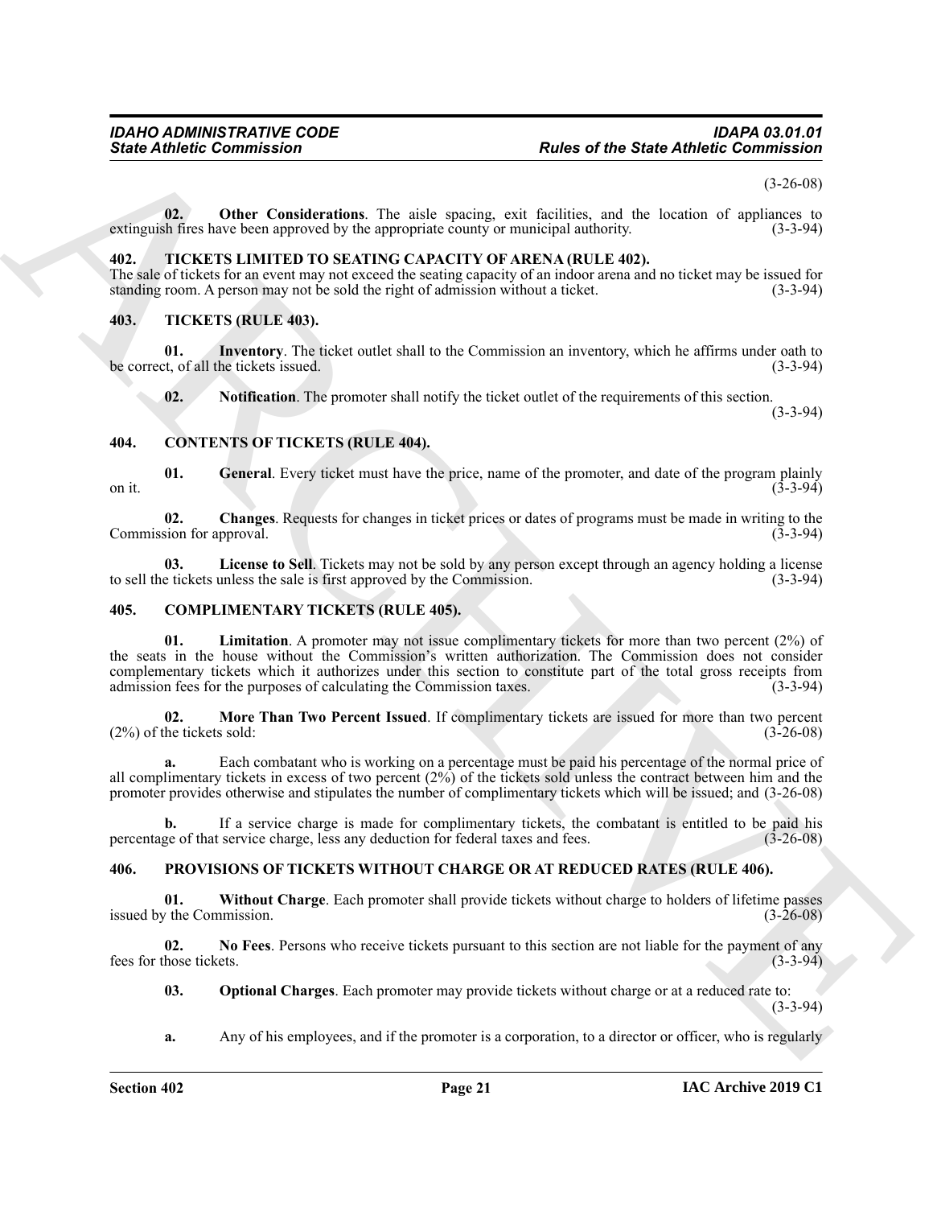(3-26-08)

**02. Other Considerations**. The aisle spacing, exit facilities, and the location of appliances to extinguish fires have been approved by the appropriate county or municipal authority. (3-3-94)

## 402. TICKETS LIMITED TO SEATING CAPACITY OF ARENA (RULE 402).

The sale of tickets for an event may not exceed the seating capacity of an indoor arena and no ticket may be issued for standing room. A person may not be sold the right of admission without a ticket. (3-3-94)

## 403. TICKETS (RULE 403).

**01. Inventory**. The ticket outlet shall to the Commission an inventory, which he affirms under oath to be correct, of all the tickets issued. (3-3-94)

**02. Notification**. The promoter shall notify the ticket outlet of the requirements of this section. (3-3-94)

## 404. CONTENTS OF TICKETS (RULE 404).

**01. General**. Every ticket must have the price, name of the promoter, and date of the program plainly on it. (3-3-94)

**02. Changes**. Requests for changes in ticket prices or dates of programs must be made in writing to the Commission for approval. (3-3-94)

**03. License to Sell**. Tickets may not be sold by any person except through an agency holding a license to sell the tickets unless the sale is first approved by the Commission. (3-3-94)

## 405. COMPLIMENTARY TICKETS (RULE 405).

**01. Limitation**. A promoter may not issue complimentary tickets for more than two percent (2%) of the seats in the house without the Commission's written authorization. The Commission does not consider complementary tickets which it authorizes under this section to constitute part of the total gross receipts from admission fees for the purposes of calculating the Commission taxes. (3-3-94)

**02. More Than Two Percent Issued**. If complimentary tickets are issued for more than two percent (2%) of the tickets sold: (3-26-08)

**a.** Each combatant who is working on a percentage must be paid his percentage of the normal price of all complimentary tickets in excess of two percent (2%) of the tickets sold unless the contract between him and the promoter provides otherwise and stipulates the number of complimentary tickets which will be issued; and (3-26-08)

**b.** If a service charge is made for complimentary tickets, the combatant is entitled to be paid his percentage of that service charge, less any deduction for federal taxes and fees. (3-26-08)

## 406. PROVISIONS OF TICKETS WITHOUT CHARGE OR AT REDUCED RATES (RULE 406).

**01. Without Charge**. Each promoter shall provide tickets without charge to holders of lifetime passes issued by the Commission. (3-26-08)

**02. No Fees**. Persons who receive tickets pursuant to this section are not liable for the payment of any fees for those tickets. (3-3-94)

**03. Optional Charges**. Each promoter may provide tickets without charge or at a reduced rate to: (3-3-94)

**a.** Any of his employees, and if the promoter is a corporation, to a director or officer, who is regularly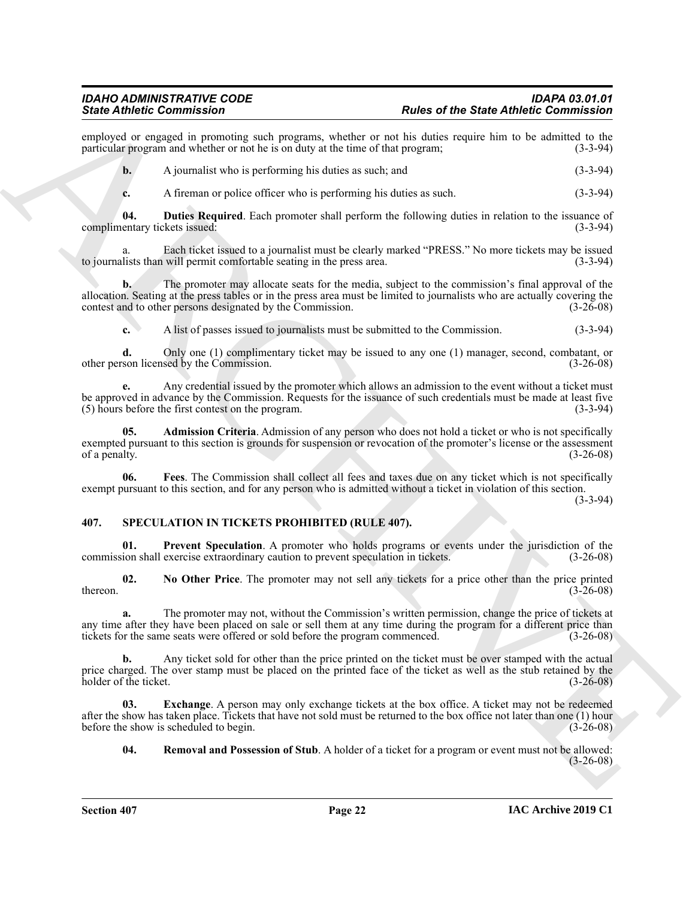employed or engaged in promoting such programs, whether or not his duties require him to be admitted to the particular program and whether or not he is on duty at the time of that program; (3-3-94)

**b.** A journalist who is performing his duties as such; and (3-3-94)

**c.** A fireman or police officer who is performing his duties as such. (3-3-94)

**04. Duties Required**. Each promoter shall perform the following duties in relation to the issuance of complimentary tickets issued: (3-3-94)

a. Each ticket issued to a journalist must be clearly marked "PRESS." No more tickets may be issued to journalists than will permit comfortable seating in the press area. (3-3-94)

**b.** The promoter may allocate seats for the media, subject to the commission's final approval of the allocation. Seating at the press tables or in the press area must be limited to journalists who are actually covering the contest and to other persons designated by the Commission. (3-26-08)

**c.** A list of passes issued to journalists must be submitted to the Commission. (3-3-94)

**d.** Only one (1) complimentary ticket may be issued to any one (1) manager, second, combatant, or other person licensed by the Commission. (3-26-08)

**e.** Any credential issued by the promoter which allows an admission to the event without a ticket must be approved in advance by the Commission. Requests for the issuance of such credentials must be made at least five (5) hours before the first contest on the program. (3-3-94)

**05. Admission Criteria**. Admission of any person who does not hold a ticket or who is not specifically exempted pursuant to this section is grounds for suspension or revocation of the promoter's license or the assessment of a penalty. (3-26-08)

**06. Fees**. The Commission shall collect all fees and taxes due on any ticket which is not specifically exempt pursuant to this section, and for any person who is admitted without a ticket in violation of this section. (3-3-94)

## 407. SPECULATION IN TICKETS PROHIBITED (RULE 407).

**01. Prevent Speculation**. A promoter who holds programs or events under the jurisdiction of the commission shall exercise extraordinary caution to prevent speculation in tickets. (3-26-08)

**02. No Other Price**. The promoter may not sell any tickets for a price other than the price printed thereon. (3-26-08)

**a.** The promoter may not, without the Commission's written permission, change the price of tickets at any time after they have been placed on sale or sell them at any time during the program for a different price than tickets for the same seats were offered or sold before the program commenced. (3-26-08)

**b.** Any ticket sold for other than the price printed on the ticket must be over stamped with the actual price charged. The over stamp must be placed on the printed face of the ticket as well as the stub retained by the holder of the ticket. (3-26-08)

**03. Exchange**. A person may only exchange tickets at the box office. A ticket may not be redeemed after the show has taken place. Tickets that have not sold must be returned to the box office not later than one (1) hour before the show is scheduled to begin. (3-26-08)

**04. Removal and Possession of Stub**. A holder of a ticket for a program or event must not be allowed: (3-26-08)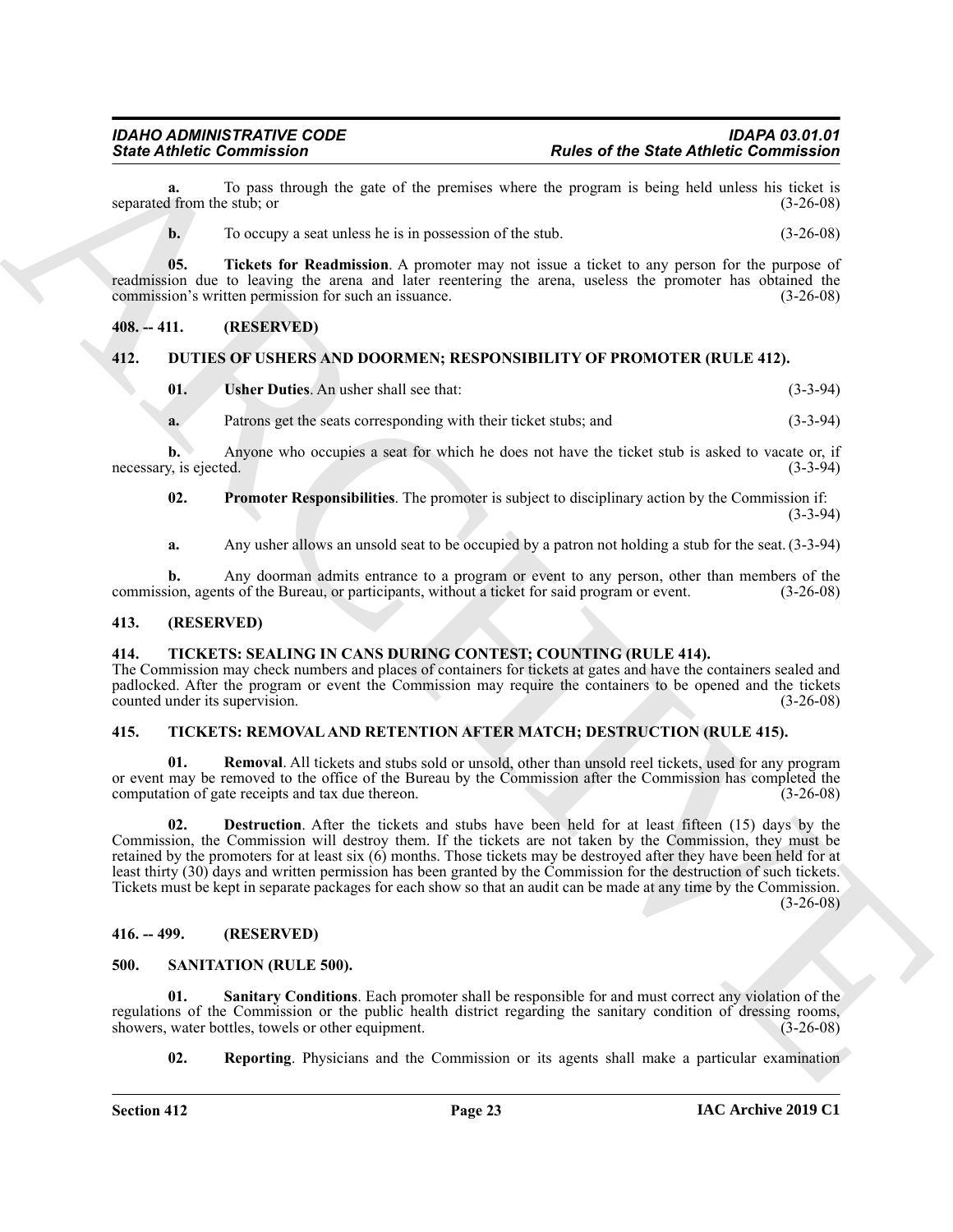**a.** To pass through the gate of the premises where the program is being held unless his ticket is separated from the stub; or (3-26-08)

**b.** To occupy a seat unless he is in possession of the stub. (3-26-08)

**05. Tickets for Readmission**. A promoter may not issue a ticket to any person for the purpose of readmission due to leaving the arena and later reentering the arena, useless the promoter has obtained the commission's written permission for such an issuance. (3-26-08)

## 408. -- 411. (RESERVED)

## 412. DUTIES OF USHERS AND DOORMEN; RESPONSIBILITY OF PROMOTER (RULE 412).

**01. Usher Duties**. An usher shall see that: (3-3-94)

**a.** Patrons get the seats corresponding with their ticket stubs; and (3-3-94)

**b.** Anyone who occupies a seat for which he does not have the ticket stub is asked to vacate or, if necessary, is ejected. (3-3-94)

**02. Promoter Responsibilities**. The promoter is subject to disciplinary action by the Commission if: (3-3-94)

**a.** Any usher allows an unsold seat to be occupied by a patron not holding a stub for the seat. (3-3-94)

**b.** Any doorman admits entrance to a program or event to any person, other than members of the commission, agents of the Bureau, or participants, without a ticket for said program or event. (3-26-08)

## 413. (RESERVED)

## 414. TICKETS: SEALING IN CANS DURING CONTEST; COUNTING (RULE 414).

The Commission may check numbers and places of containers for tickets at gates and have the containers sealed and padlocked. After the program or event the Commission may require the containers to be opened and the tickets counted under its supervision. (3-26-08)

## 415. TICKETS: REMOVAL AND RETENTION AFTER MATCH; DESTRUCTION (RULE 415).

**01. Removal**. All tickets and stubs sold or unsold, other than unsold reel tickets, used for any program or event may be removed to the office of the Bureau by the Commission after the Commission has completed the computation of gate receipts and tax due thereon. (3-26-08)

**02. Destruction**. After the tickets and stubs have been held for at least fifteen (15) days by the Commission, the Commission will destroy them. If the tickets are not taken by the Commission, they must be retained by the promoters for at least six (6) months. Those tickets may be destroyed after they have been held for at least thirty (30) days and written permission has been granted by the Commission for the destruction of such tickets. Tickets must be kept in separate packages for each show so that an audit can be made at any time by the Commission. (3-26-08)

## 416. -- 499. (RESERVED)

## 500. SANITATION (RULE 500).

**01. Sanitary Conditions**. Each promoter shall be responsible for and must correct any violation of the regulations of the Commission or the public health district regarding the sanitary condition of dressing rooms, showers, water bottles, towels or other equipment. (3-26-08)

**02. Reporting**. Physicians and the Commission or its agents shall make a particular examination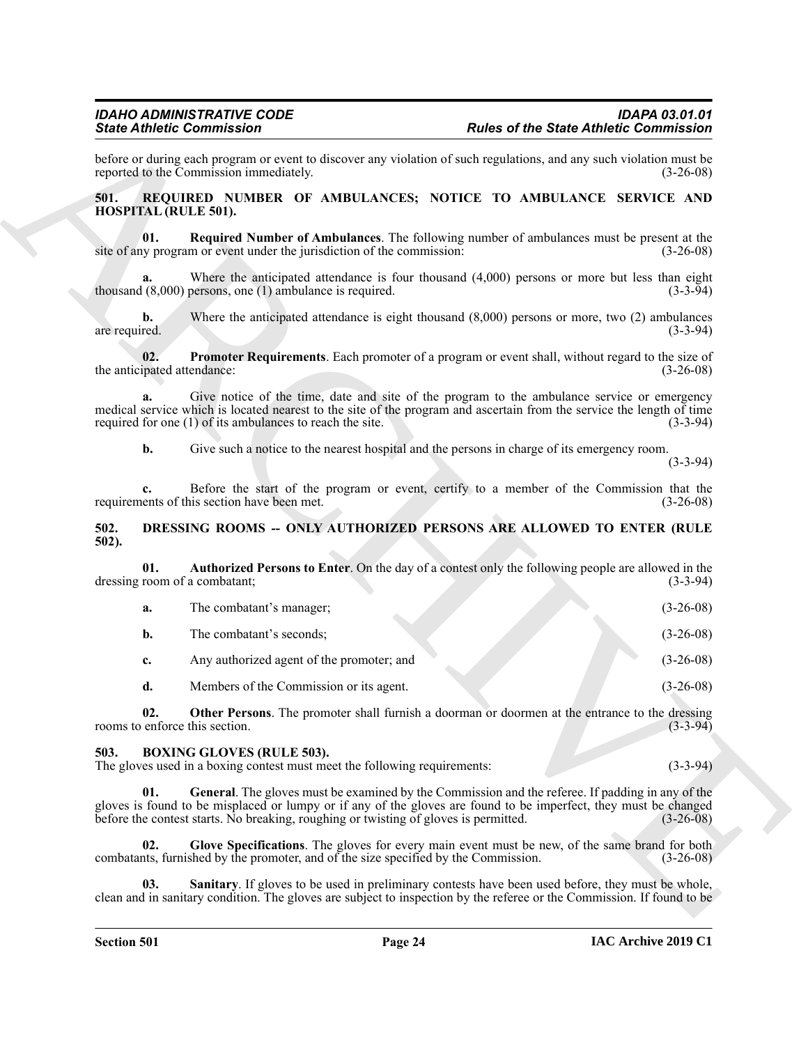before or during each program or event to discover any violation of such regulations, and any such violation must be reported to the Commission immediately. (3-26-08)

## 501. REQUIRED NUMBER OF AMBULANCES; NOTICE TO AMBULANCE SERVICE AND HOSPITAL (RULE 501).

**01. Required Number of Ambulances**. The following number of ambulances must be present at the site of any program or event under the jurisdiction of the commission: (3-26-08)

**a.** Where the anticipated attendance is four thousand (4,000) persons or more but less than eight thousand (8,000) persons, one (1) ambulance is required. (3-3-94)

**b.** Where the anticipated attendance is eight thousand (8,000) persons or more, two (2) ambulances are required. (3-3-94)

**02. Promoter Requirements**. Each promoter of a program or event shall, without regard to the size of the anticipated attendance: (3-26-08)

**a.** Give notice of the time, date and site of the program to the ambulance service or emergency medical service which is located nearest to the site of the program and ascertain from the service the length of time required for one (1) of its ambulances to reach the site. (3-3-94)

**b.** Give such a notice to the nearest hospital and the persons in charge of its emergency room. (3-3-94)

**c.** Before the start of the program or event, certify to a member of the Commission that the requirements of this section have been met. (3-26-08)

## 502. DRESSING ROOMS -- ONLY AUTHORIZED PERSONS ARE ALLOWED TO ENTER (RULE 502).

**01. Authorized Persons to Enter**. On the day of a contest only the following people are allowed in the dressing room of a combatant; (3-3-94)

**a.** The combatant's manager; (3-26-08)

**b.** The combatant's seconds; (3-26-08)

**c.** Any authorized agent of the promoter; and (3-26-08)

**d.** Members of the Commission or its agent. (3-26-08)

**02. Other Persons**. The promoter shall furnish a doorman or doormen at the entrance to the dressing rooms to enforce this section. (3-3-94)

## 503. BOXING GLOVES (RULE 503).

The gloves used in a boxing contest must meet the following requirements: (3-3-94)

**01. General**. The gloves must be examined by the Commission and the referee. If padding in any of the gloves is found to be misplaced or lumpy or if any of the gloves are found to be imperfect, they must be changed before the contest starts. No breaking, roughing or twisting of gloves is permitted. (3-26-08)

**02. Glove Specifications**. The gloves for every main event must be new, of the same brand for both combatants, furnished by the promoter, and of the size specified by the Commission. (3-26-08)

**03. Sanitary**. If gloves to be used in preliminary contests have been used before, they must be whole, clean and in sanitary condition. The gloves are subject to inspection by the referee or the Commission. If found to be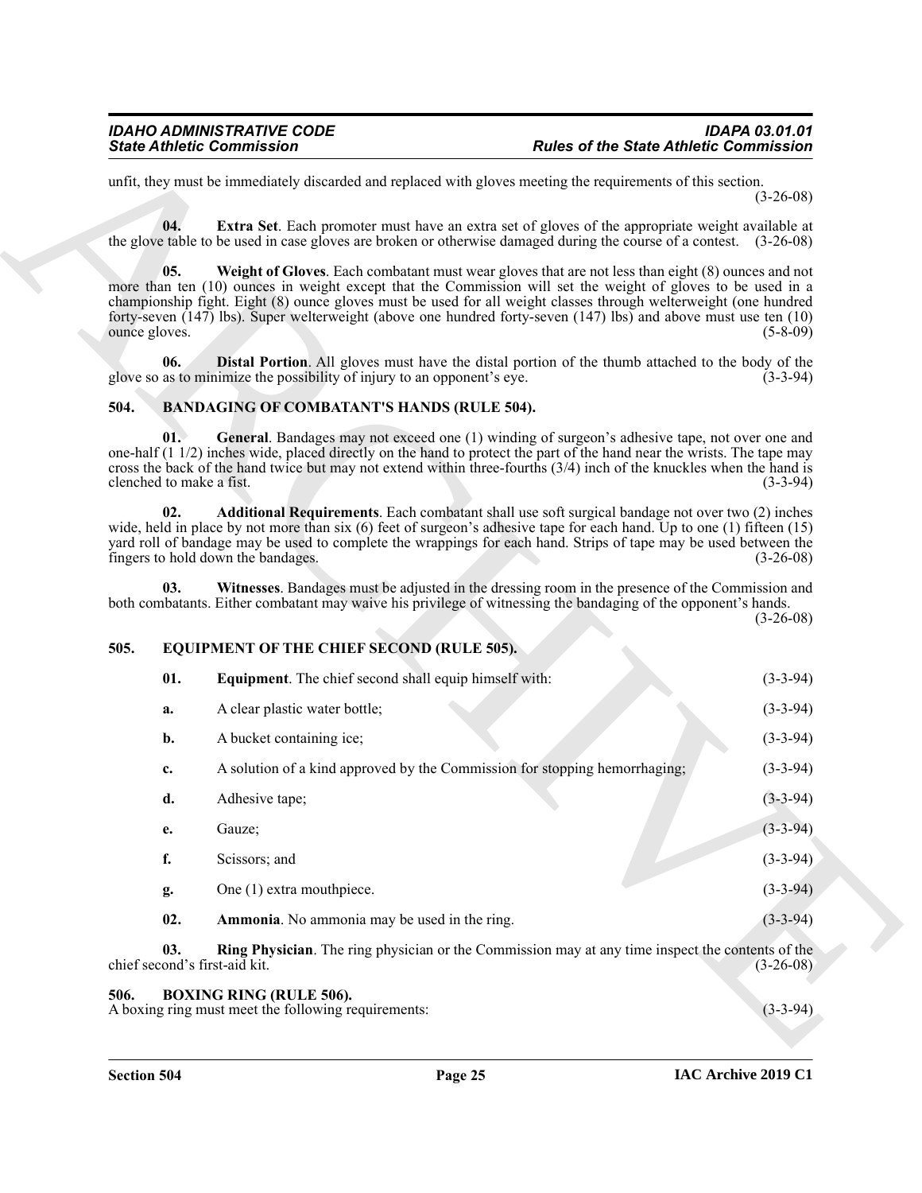unfit, they must be immediately discarded and replaced with gloves meeting the requirements of this section. (3-26-08)

**04. Extra Set**. Each promoter must have an extra set of gloves of the appropriate weight available at the glove table to be used in case gloves are broken or otherwise damaged during the course of a contest. (3-26-08)

**05. Weight of Gloves**. Each combatant must wear gloves that are not less than eight (8) ounces and not more than ten (10) ounces in weight except that the Commission will set the weight of gloves to be used in a championship fight. Eight (8) ounce gloves must be used for all weight classes through welterweight (one hundred forty-seven (147) lbs). Super welterweight (above one hundred forty-seven (147) lbs) and above must use ten (10) ounce gloves. (5-8-09)

**06. Distal Portion**. All gloves must have the distal portion of the thumb attached to the body of the glove so as to minimize the possibility of injury to an opponent's eye. (3-3-94)

## 504. BANDAGING OF COMBATANT'S HANDS (RULE 504).

**01. General**. Bandages may not exceed one (1) winding of surgeon's adhesive tape, not over one and one-half (1 1/2) inches wide, placed directly on the hand to protect the part of the hand near the wrists. The tape may cross the back of the hand twice but may not extend within three-fourths (3/4) inch of the knuckles when the hand is clenched to make a fist. (3-3-94)

**02. Additional Requirements**. Each combatant shall use soft surgical bandage not over two (2) inches wide, held in place by not more than six (6) feet of surgeon's adhesive tape for each hand. Up to one (1) fifteen (15) yard roll of bandage may be used to complete the wrappings for each hand. Strips of tape may be used between the fingers to hold down the bandages. (3-26-08)

**03. Witnesses**. Bandages must be adjusted in the dressing room in the presence of the Commission and both combatants. Either combatant may waive his privilege of witnessing the bandaging of the opponent's hands. (3-26-08)

## 505. EQUIPMENT OF THE CHIEF SECOND (RULE 505).

**01. Equipment**. The chief second shall equip himself with: (3-3-94)

**a.** A clear plastic water bottle; (3-3-94)

**b.** A bucket containing ice; (3-3-94)

**c.** A solution of a kind approved by the Commission for stopping hemorrhaging; (3-3-94)

**d.** Adhesive tape; (3-3-94)

**e.** Gauze; (3-3-94)

**f.** Scissors; and (3-3-94)

**g.** One (1) extra mouthpiece. (3-3-94)

**02. Ammonia**. No ammonia may be used in the ring. (3-3-94)

**03. Ring Physician**. The ring physician or the Commission may at any time inspect the contents of the chief second's first-aid kit. (3-26-08)

## 506. BOXING RING (RULE 506).

A boxing ring must meet the following requirements: (3-3-94)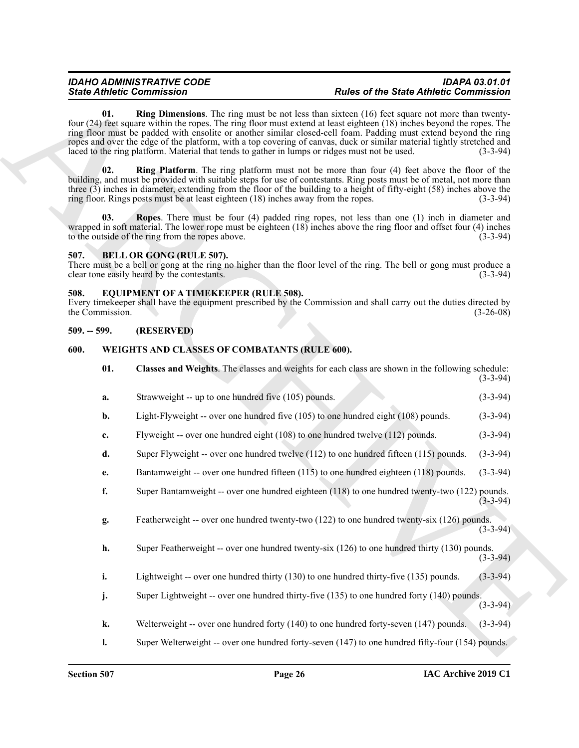**01. Ring Dimensions**. The ring must be not less than sixteen (16) feet square not more than twenty-four (24) feet square within the ropes. The ring floor must extend at least eighteen (18) inches beyond the ropes. The ring floor must be padded with ensolite or another similar closed-cell foam. Padding must extend beyond the ring ropes and over the edge of the platform, with a top covering of canvas, duck or similar material tightly stretched and laced to the ring platform. Material that tends to gather in lumps or ridges must not be used. (3-3-94)

**02. Ring Platform**. The ring platform must not be more than four (4) feet above the floor of the building, and must be provided with suitable steps for use of contestants. Ring posts must be of metal, not more than three (3) inches in diameter, extending from the floor of the building to a height of fifty-eight (58) inches above the ring floor. Rings posts must be at least eighteen (18) inches away from the ropes. (3-3-94)

**03. Ropes**. There must be four (4) padded ring ropes, not less than one (1) inch in diameter and wrapped in soft material. The lower rope must be eighteen (18) inches above the ring floor and offset four (4) inches to the outside of the ring from the ropes above. (3-3-94)

## 507. BELL OR GONG (RULE 507).

There must be a bell or gong at the ring no higher than the floor level of the ring. The bell or gong must produce a clear tone easily heard by the contestants. (3-3-94)

## 508. EQUIPMENT OF A TIMEKEEPER (RULE 508).

Every timekeeper shall have the equipment prescribed by the Commission and shall carry out the duties directed by the Commission. (3-26-08)

## 509. -- 599. (RESERVED)

## 600. WEIGHTS AND CLASSES OF COMBATANTS (RULE 600).

**01. Classes and Weights**. The classes and weights for each class are shown in the following schedule: (3-3-94)

**a.** Strawweight -- up to one hundred five (105) pounds. (3-3-94)

**b.** Light-Flyweight -- over one hundred five (105) to one hundred eight (108) pounds. (3-3-94)

**c.** Flyweight -- over one hundred eight (108) to one hundred twelve (112) pounds. (3-3-94)

**d.** Super Flyweight -- over one hundred twelve (112) to one hundred fifteen (115) pounds. (3-3-94)

**e.** Bantamweight -- over one hundred fifteen (115) to one hundred eighteen (118) pounds. (3-3-94)

**f.** Super Bantamweight -- over one hundred eighteen (118) to one hundred twenty-two (122) pounds. (3-3-94)

**g.** Featherweight -- over one hundred twenty-two (122) to one hundred twenty-six (126) pounds. (3-3-94)

**h.** Super Featherweight -- over one hundred twenty-six (126) to one hundred thirty (130) pounds. (3-3-94)

**i.** Lightweight -- over one hundred thirty (130) to one hundred thirty-five (135) pounds. (3-3-94)

**j.** Super Lightweight -- over one hundred thirty-five (135) to one hundred forty (140) pounds. (3-3-94)

**k.** Welterweight -- over one hundred forty (140) to one hundred forty-seven (147) pounds. (3-3-94)

**l.** Super Welterweight -- over one hundred forty-seven (147) to one hundred fifty-four (154) pounds.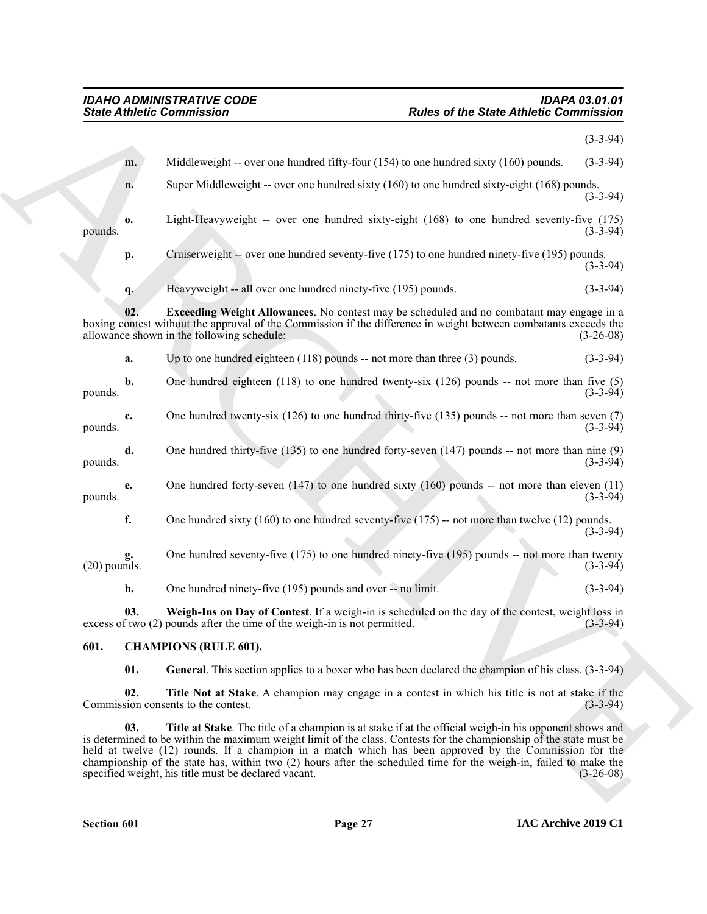(3-3-94)

**m.** Middleweight -- over one hundred fifty-four (154) to one hundred sixty (160) pounds. (3-3-94)

**n.** Super Middleweight -- over one hundred sixty (160) to one hundred sixty-eight (168) pounds. (3-3-94)

**o.** Light-Heavyweight -- over one hundred sixty-eight (168) to one hundred seventy-five (175) pounds. (3-3-94)

**p.** Cruiserweight -- over one hundred seventy-five (175) to one hundred ninety-five (195) pounds. (3-3-94)

**q.** Heavyweight -- all over one hundred ninety-five (195) pounds. (3-3-94)

**02. Exceeding Weight Allowances**. No contest may be scheduled and no combatant may engage in a boxing contest without the approval of the Commission if the difference in weight between combatants exceeds the allowance shown in the following schedule: (3-26-08)

**a.** Up to one hundred eighteen (118) pounds -- not more than three (3) pounds. (3-3-94)

**b.** One hundred eighteen (118) to one hundred twenty-six (126) pounds -- not more than five (5) pounds. (3-3-94)

**c.** One hundred twenty-six (126) to one hundred thirty-five (135) pounds -- not more than seven (7) pounds. (3-3-94)

**d.** One hundred thirty-five (135) to one hundred forty-seven (147) pounds -- not more than nine (9) pounds. (3-3-94)

**e.** One hundred forty-seven (147) to one hundred sixty (160) pounds -- not more than eleven (11) pounds. (3-3-94)

**f.** One hundred sixty (160) to one hundred seventy-five (175) -- not more than twelve (12) pounds. (3-3-94)

**g.** One hundred seventy-five (175) to one hundred ninety-five (195) pounds -- not more than twenty (20) pounds. (3-3-94)

**h.** One hundred ninety-five (195) pounds and over -- no limit. (3-3-94)

**03. Weigh-Ins on Day of Contest**. If a weigh-in is scheduled on the day of the contest, weight loss in excess of two (2) pounds after the time of the weigh-in is not permitted. (3-3-94)

## 601. CHAMPIONS (RULE 601).

**01. General**. This section applies to a boxer who has been declared the champion of his class. (3-3-94)

**02. Title Not at Stake**. A champion may engage in a contest in which his title is not at stake if the Commission consents to the contest. (3-3-94)

**03. Title at Stake**. The title of a champion is at stake if at the official weigh-in his opponent shows and is determined to be within the maximum weight limit of the class. Contests for the championship of the state must be held at twelve (12) rounds. If a champion in a match which has been approved by the Commission for the championship of the state has, within two (2) hours after the scheduled time for the weigh-in, failed to make the specified weight, his title must be declared vacant. (3-26-08)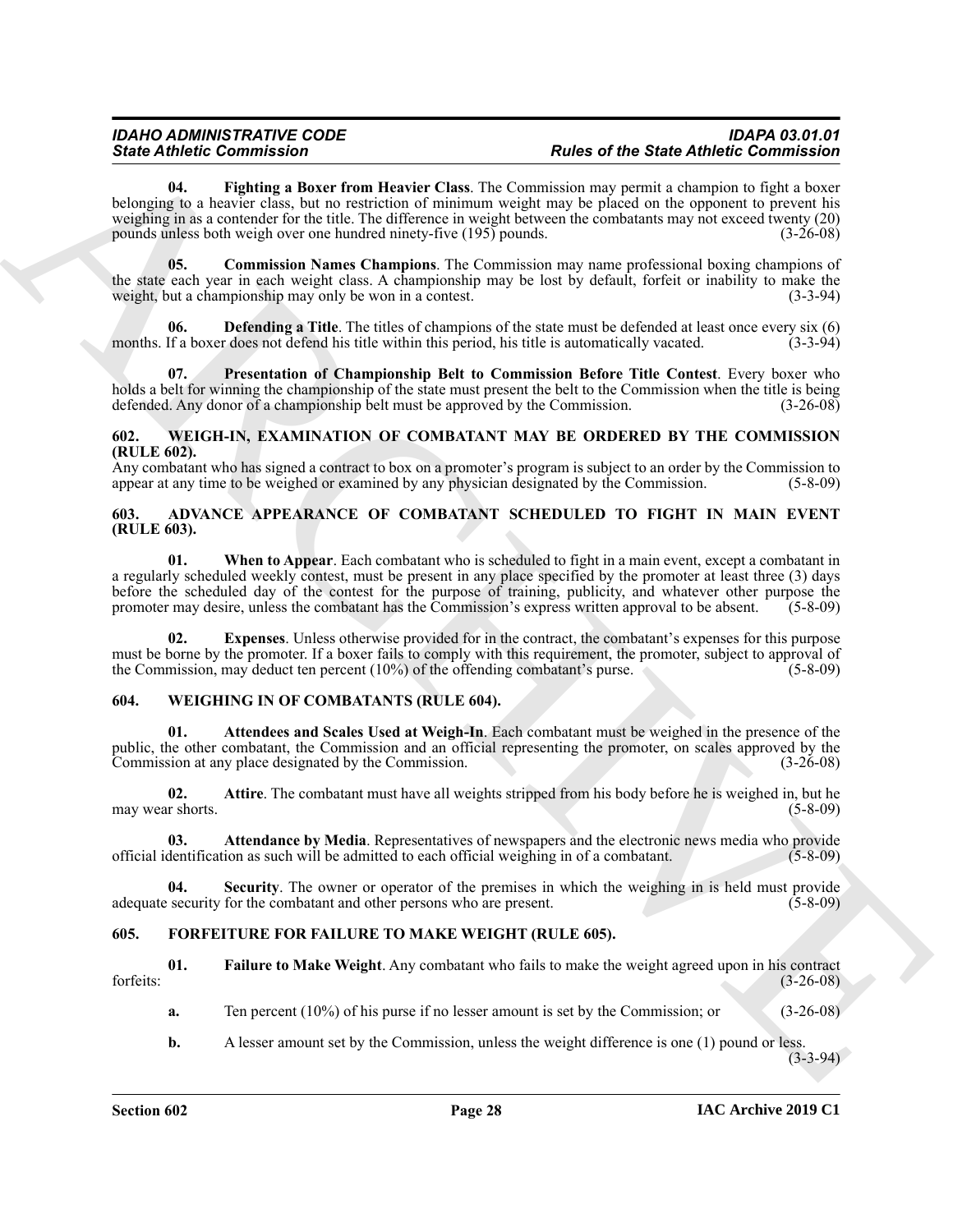**04. Fighting a Boxer from Heavier Class**. The Commission may permit a champion to fight a boxer belonging to a heavier class, but no restriction of minimum weight may be placed on the opponent to prevent his weighing in as a contender for the title. The difference in weight between the combatants may not exceed twenty (20) pounds unless both weigh over one hundred ninety-five (195) pounds. (3-26-08)

**05. Commission Names Champions**. The Commission may name professional boxing champions of the state each year in each weight class. A championship may be lost by default, forfeit or inability to make the weight, but a championship may only be won in a contest. (3-3-94)

**06. Defending a Title**. The titles of champions of the state must be defended at least once every six (6) months. If a boxer does not defend his title within this period, his title is automatically vacated. (3-3-94)

**07. Presentation of Championship Belt to Commission Before Title Contest**. Every boxer who holds a belt for winning the championship of the state must present the belt to the Commission when the title is being defended. Any donor of a championship belt must be approved by the Commission. (3-26-08)

## 602. WEIGH-IN, EXAMINATION OF COMBATANT MAY BE ORDERED BY THE COMMISSION (RULE 602).

Any combatant who has signed a contract to box on a promoter's program is subject to an order by the Commission to appear at any time to be weighed or examined by any physician designated by the Commission. (5-8-09)

## 603. ADVANCE APPEARANCE OF COMBATANT SCHEDULED TO FIGHT IN MAIN EVENT (RULE 603).

**01. When to Appear**. Each combatant who is scheduled to fight in a main event, except a combatant in a regularly scheduled weekly contest, must be present in any place specified by the promoter at least three (3) days before the scheduled day of the contest for the purpose of training, publicity, and whatever other purpose the promoter may desire, unless the combatant has the Commission's express written approval to be absent. (5-8-09)

**02. Expenses**. Unless otherwise provided for in the contract, the combatant's expenses for this purpose must be borne by the promoter. If a boxer fails to comply with this requirement, the promoter, subject to approval of the Commission, may deduct ten percent (10%) of the offending combatant's purse. (5-8-09)

## 604. WEIGHING IN OF COMBATANTS (RULE 604).

**01. Attendees and Scales Used at Weigh-In**. Each combatant must be weighed in the presence of the public, the other combatant, the Commission and an official representing the promoter, on scales approved by the Commission at any place designated by the Commission. (3-26-08)

**02. Attire**. The combatant must have all weights stripped from his body before he is weighed in, but he may wear shorts. (5-8-09)

**03. Attendance by Media**. Representatives of newspapers and the electronic news media who provide official identification as such will be admitted to each official weighing in of a combatant. (5-8-09)

**04. Security**. The owner or operator of the premises in which the weighing in is held must provide adequate security for the combatant and other persons who are present. (5-8-09)

## 605. FORFEITURE FOR FAILURE TO MAKE WEIGHT (RULE 605).

**01. Failure to Make Weight**. Any combatant who fails to make the weight agreed upon in his contract forfeits: (3-26-08)

**a.** Ten percent (10%) of his purse if no lesser amount is set by the Commission; or (3-26-08)

**b.** A lesser amount set by the Commission, unless the weight difference is one (1) pound or less. (3-3-94)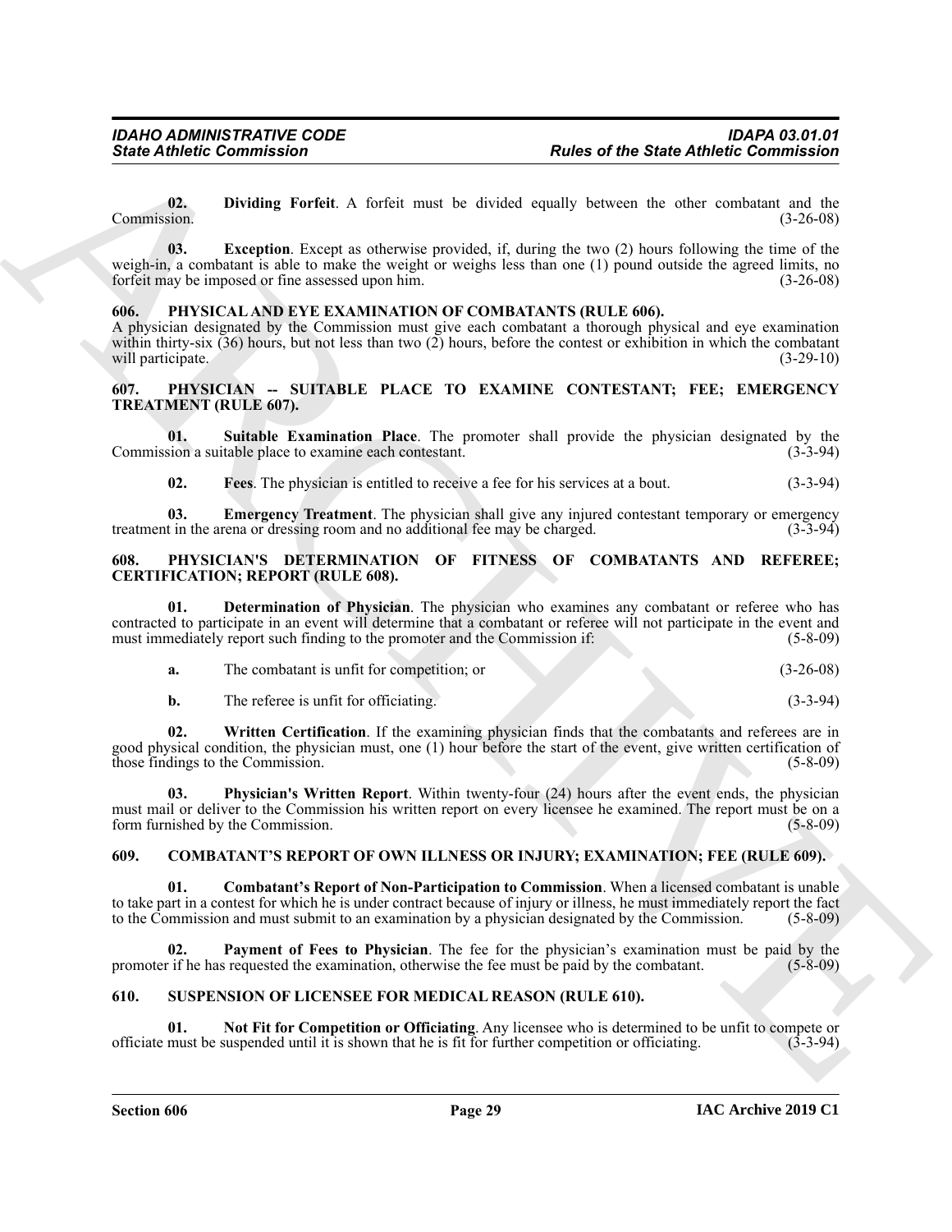**02. Dividing Forfeit**. A forfeit must be divided equally between the other combatant and the Commission. (3-26-08)

**03. Exception**. Except as otherwise provided, if, during the two (2) hours following the time of the weigh-in, a combatant is able to make the weight or weighs less than one (1) pound outside the agreed limits, no forfeit may be imposed or fine assessed upon him. (3-26-08)

## 606. PHYSICAL AND EYE EXAMINATION OF COMBATANTS (RULE 606).

A physician designated by the Commission must give each combatant a thorough physical and eye examination within thirty-six (36) hours, but not less than two (2) hours, before the contest or exhibition in which the combatant will participate. (3-29-10)

## 607. PHYSICIAN -- SUITABLE PLACE TO EXAMINE CONTESTANT; FEE; EMERGENCY TREATMENT (RULE 607).

**01. Suitable Examination Place**. The promoter shall provide the physician designated by the Commission a suitable place to examine each contestant. (3-3-94)

**02. Fees**. The physician is entitled to receive a fee for his services at a bout. (3-3-94)

**03. Emergency Treatment**. The physician shall give any injured contestant temporary or emergency treatment in the arena or dressing room and no additional fee may be charged. (3-3-94)

## 608. PHYSICIAN'S DETERMINATION OF FITNESS OF COMBATANTS AND REFEREE; CERTIFICATION; REPORT (RULE 608).

**01. Determination of Physician**. The physician who examines any combatant or referee who has contracted to participate in an event will determine that a combatant or referee will not participate in the event and must immediately report such finding to the promoter and the Commission if: (5-8-09)

**a.** The combatant is unfit for competition; or (3-26-08)

**b.** The referee is unfit for officiating. (3-3-94)

**02. Written Certification**. If the examining physician finds that the combatants and referees are in good physical condition, the physician must, one (1) hour before the start of the event, give written certification of those findings to the Commission. (5-8-09)

**03. Physician's Written Report**. Within twenty-four (24) hours after the event ends, the physician must mail or deliver to the Commission his written report on every licensee he examined. The report must be on a form furnished by the Commission. (5-8-09)

## 609. COMBATANT'S REPORT OF OWN ILLNESS OR INJURY; EXAMINATION; FEE (RULE 609).

**01. Combatant's Report of Non-Participation to Commission**. When a licensed combatant is unable to take part in a contest for which he is under contract because of injury or illness, he must immediately report the fact to the Commission and must submit to an examination by a physician designated by the Commission. (5-8-09)

**02. Payment of Fees to Physician**. The fee for the physician's examination must be paid by the promoter if he has requested the examination, otherwise the fee must be paid by the combatant. (5-8-09)

## 610. SUSPENSION OF LICENSEE FOR MEDICAL REASON (RULE 610).

**01. Not Fit for Competition or Officiating**. Any licensee who is determined to be unfit to compete or officiate must be suspended until it is shown that he is fit for further competition or officiating. (3-3-94)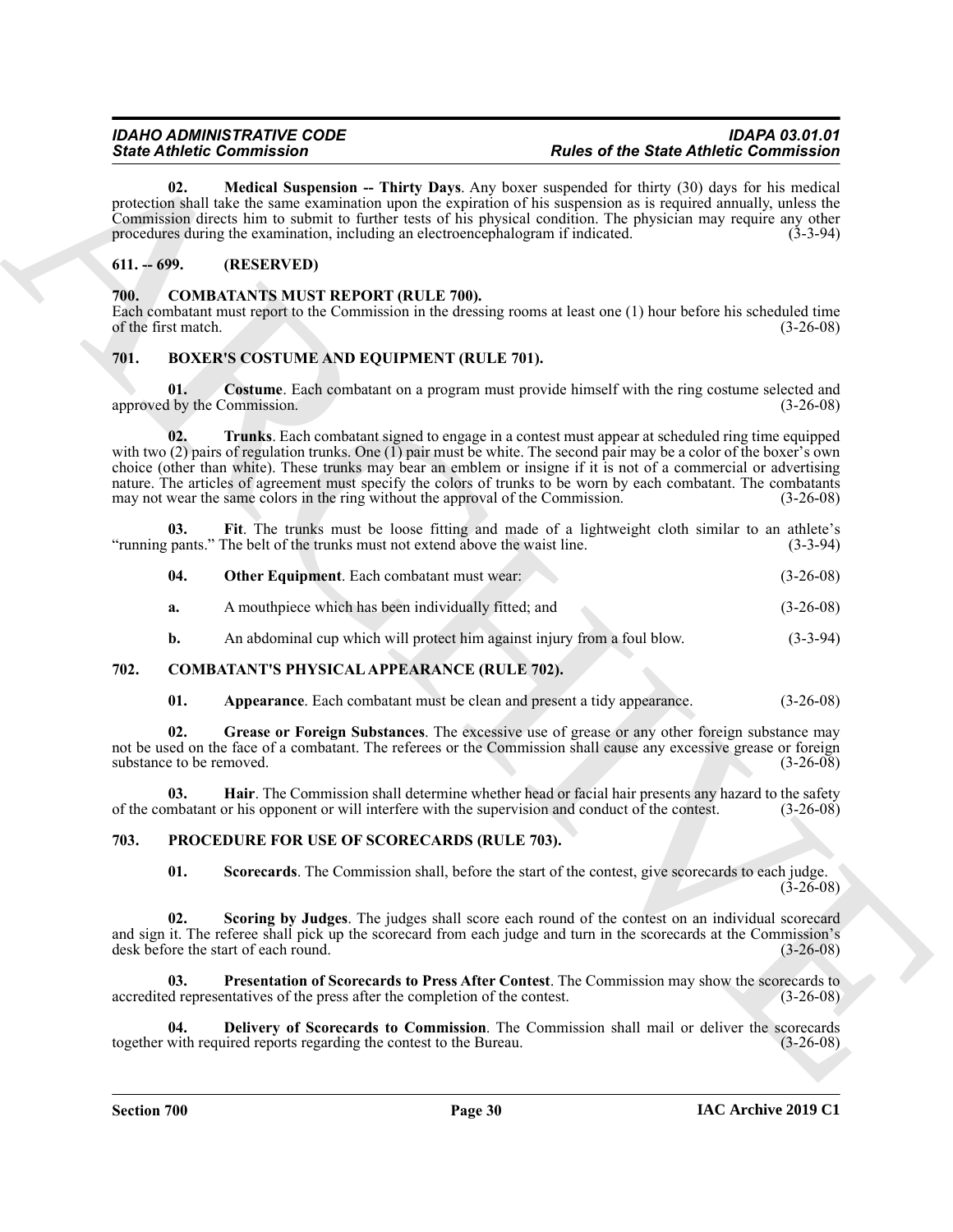**02. Medical Suspension -- Thirty Days**. Any boxer suspended for thirty (30) days for his medical protection shall take the same examination upon the expiration of his suspension as is required annually, unless the Commission directs him to submit to further tests of his physical condition. The physician may require any other procedures during the examination, including an electroencephalogram if indicated. (3-3-94)

## 611. -- 699. (RESERVED)

## 700. COMBATANTS MUST REPORT (RULE 700).

Each combatant must report to the Commission in the dressing rooms at least one (1) hour before his scheduled time of the first match. (3-26-08)

## 701. BOXER'S COSTUME AND EQUIPMENT (RULE 701).

**01. Costume**. Each combatant on a program must provide himself with the ring costume selected and approved by the Commission. (3-26-08)

**02. Trunks**. Each combatant signed to engage in a contest must appear at scheduled ring time equipped with two (2) pairs of regulation trunks. One (1) pair must be white. The second pair may be a color of the boxer's own choice (other than white). These trunks may bear an emblem or insigne if it is not of a commercial or advertising nature. The articles of agreement must specify the colors of trunks to be worn by each combatant. The combatants may not wear the same colors in the ring without the approval of the Commission. (3-26-08)

**03. Fit**. The trunks must be loose fitting and made of a lightweight cloth similar to an athlete's "running pants." The belt of the trunks must not extend above the waist line. (3-3-94)

**04. Other Equipment**. Each combatant must wear: (3-26-08)

**a.** A mouthpiece which has been individually fitted; and (3-26-08)

**b.** An abdominal cup which will protect him against injury from a foul blow. (3-3-94)

## 702. COMBATANT'S PHYSICAL APPEARANCE (RULE 702).

**01. Appearance**. Each combatant must be clean and present a tidy appearance. (3-26-08)

**02. Grease or Foreign Substances**. The excessive use of grease or any other foreign substance may not be used on the face of a combatant. The referees or the Commission shall cause any excessive grease or foreign substance to be removed. (3-26-08)

**03. Hair**. The Commission shall determine whether head or facial hair presents any hazard to the safety of the combatant or his opponent or will interfere with the supervision and conduct of the contest. (3-26-08)

## 703. PROCEDURE FOR USE OF SCORECARDS (RULE 703).

**01. Scorecards**. The Commission shall, before the start of the contest, give scorecards to each judge. (3-26-08)

**02. Scoring by Judges**. The judges shall score each round of the contest on an individual scorecard and sign it. The referee shall pick up the scorecard from each judge and turn in the scorecards at the Commission's desk before the start of each round. (3-26-08)

**03. Presentation of Scorecards to Press After Contest**. The Commission may show the scorecards to accredited representatives of the press after the completion of the contest. (3-26-08)

**04. Delivery of Scorecards to Commission**. The Commission shall mail or deliver the scorecards together with required reports regarding the contest to the Bureau. (3-26-08)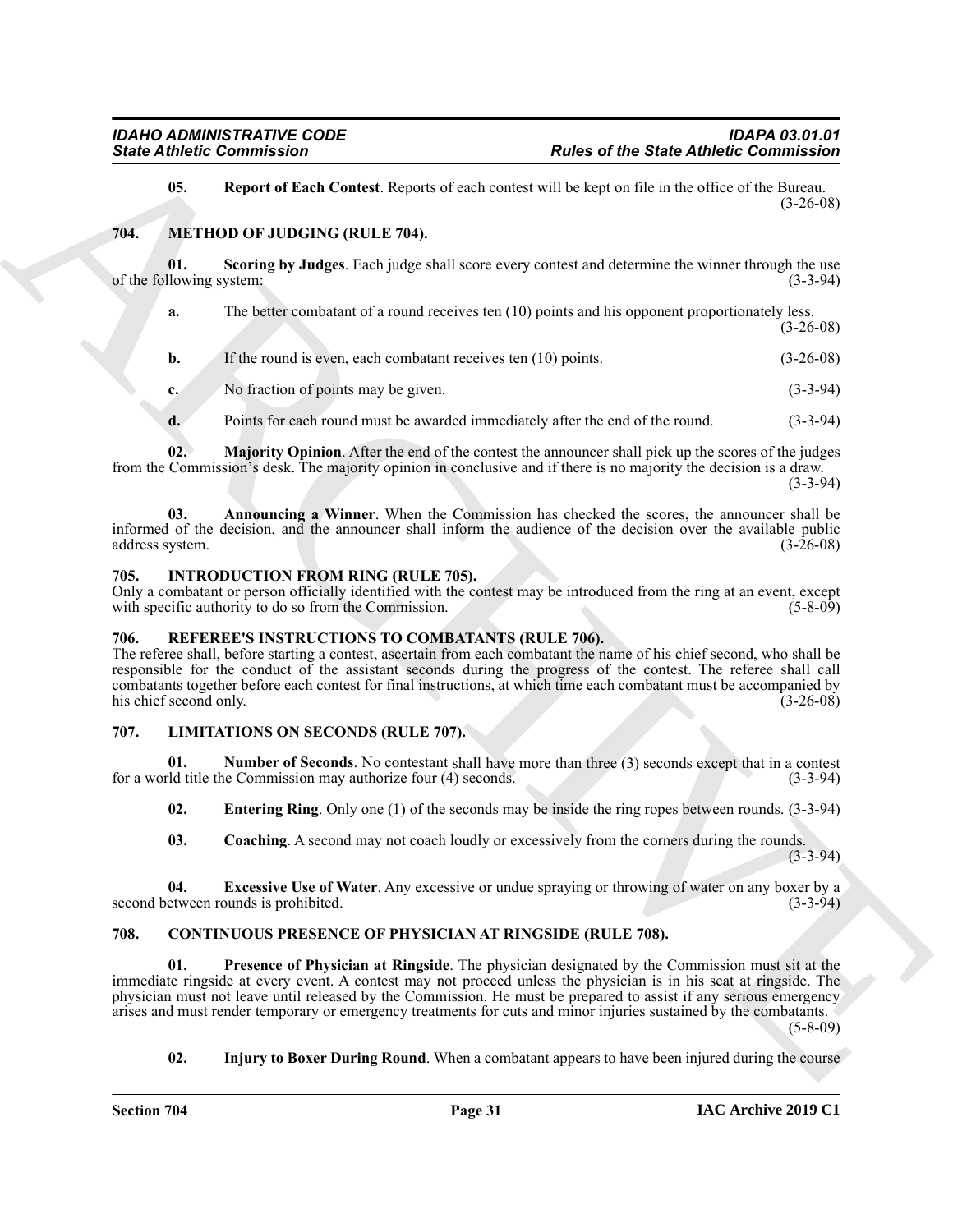**05. Report of Each Contest**. Reports of each contest will be kept on file in the office of the Bureau. (3-26-08)

## 704. METHOD OF JUDGING (RULE 704).

**01. Scoring by Judges**. Each judge shall score every contest and determine the winner through the use of the following system: (3-3-94)

**a.** The better combatant of a round receives ten (10) points and his opponent proportionately less. (3-26-08)

**b.** If the round is even, each combatant receives ten (10) points. (3-26-08)

**c.** No fraction of points may be given. (3-3-94)

**d.** Points for each round must be awarded immediately after the end of the round. (3-3-94)

**02. Majority Opinion**. After the end of the contest the announcer shall pick up the scores of the judges from the Commission's desk. The majority opinion in conclusive and if there is no majority the decision is a draw. (3-3-94)

**03. Announcing a Winner**. When the Commission has checked the scores, the announcer shall be informed of the decision, and the announcer shall inform the audience of the decision over the available public address system. (3-26-08)

## 705. INTRODUCTION FROM RING (RULE 705).

Only a combatant or person officially identified with the contest may be introduced from the ring at an event, except with specific authority to do so from the Commission. (5-8-09)

## 706. REFEREE'S INSTRUCTIONS TO COMBATANTS (RULE 706).

The referee shall, before starting a contest, ascertain from each combatant the name of his chief second, who shall be responsible for the conduct of the assistant seconds during the progress of the contest. The referee shall call combatants together before each contest for final instructions, at which time each combatant must be accompanied by his chief second only. (3-26-08)

## 707. LIMITATIONS ON SECONDS (RULE 707).

**01. Number of Seconds**. No contestant shall have more than three (3) seconds except that in a contest for a world title the Commission may authorize four (4) seconds. (3-3-94)

**02. Entering Ring**. Only one (1) of the seconds may be inside the ring ropes between rounds. (3-3-94)

**03. Coaching**. A second may not coach loudly or excessively from the corners during the rounds. (3-3-94)

**04. Excessive Use of Water**. Any excessive or undue spraying or throwing of water on any boxer by a second between rounds is prohibited. (3-3-94)

## 708. CONTINUOUS PRESENCE OF PHYSICIAN AT RINGSIDE (RULE 708).

**01. Presence of Physician at Ringside**. The physician designated by the Commission must sit at the immediate ringside at every event. A contest may not proceed unless the physician is in his seat at ringside. The physician must not leave until released by the Commission. He must be prepared to assist if any serious emergency arises and must render temporary or emergency treatments for cuts and minor injuries sustained by the combatants. (5-8-09)

**02. Injury to Boxer During Round**. When a combatant appears to have been injured during the course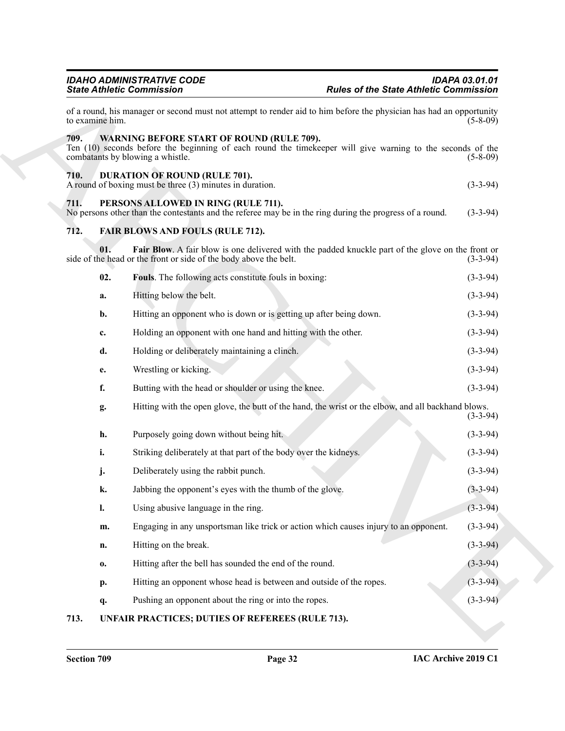of a round, his manager or second must not attempt to render aid to him before the physician has had an opportunity to examine him. (5-8-09)

### 709. WARNING BEFORE START OF ROUND (RULE 709).

Ten (10) seconds before the beginning of each round the timekeeper will give warning to the seconds of the combatants by blowing a whistle. (5-8-09)

### 710. DURATION OF ROUND (RULE 701).

A round of boxing must be three (3) minutes in duration. (3-3-94)

### 711. PERSONS ALLOWED IN RING (RULE 711).

No persons other than the contestants and the referee may be in the ring during the progress of a round. (3-3-94)

### 712. FAIR BLOWS AND FOULS (RULE 712).

**01. Fair Blow**. A fair blow is one delivered with the padded knuckle part of the glove on the front or side of the head or the front or side of the body above the belt. (3-3-94)

**02. Fouls**. The following acts constitute fouls in boxing: (3-3-94)

**a.** Hitting below the belt. (3-3-94)

**b.** Hitting an opponent who is down or is getting up after being down. (3-3-94)

**c.** Holding an opponent with one hand and hitting with the other. (3-3-94)

**d.** Holding or deliberately maintaining a clinch. (3-3-94)

**e.** Wrestling or kicking. (3-3-94)

**f.** Butting with the head or shoulder or using the knee. (3-3-94)

**g.** Hitting with the open glove, the butt of the hand, the wrist or the elbow, and all backhand blows. (3-3-94)

**h.** Purposely going down without being hit. (3-3-94)

**i.** Striking deliberately at that part of the body over the kidneys. (3-3-94)

**j.** Deliberately using the rabbit punch. (3-3-94)

**k.** Jabbing the opponent's eyes with the thumb of the glove. (3-3-94)

**l.** Using abusive language in the ring. (3-3-94)

**m.** Engaging in any unsportsman like trick or action which causes injury to an opponent. (3-3-94)

**n.** Hitting on the break. (3-3-94)

**o.** Hitting after the bell has sounded the end of the round. (3-3-94)

**p.** Hitting an opponent whose head is between and outside of the ropes. (3-3-94)

**q.** Pushing an opponent about the ring or into the ropes. (3-3-94)

### 713. UNFAIR PRACTICES; DUTIES OF REFEREES (RULE 713).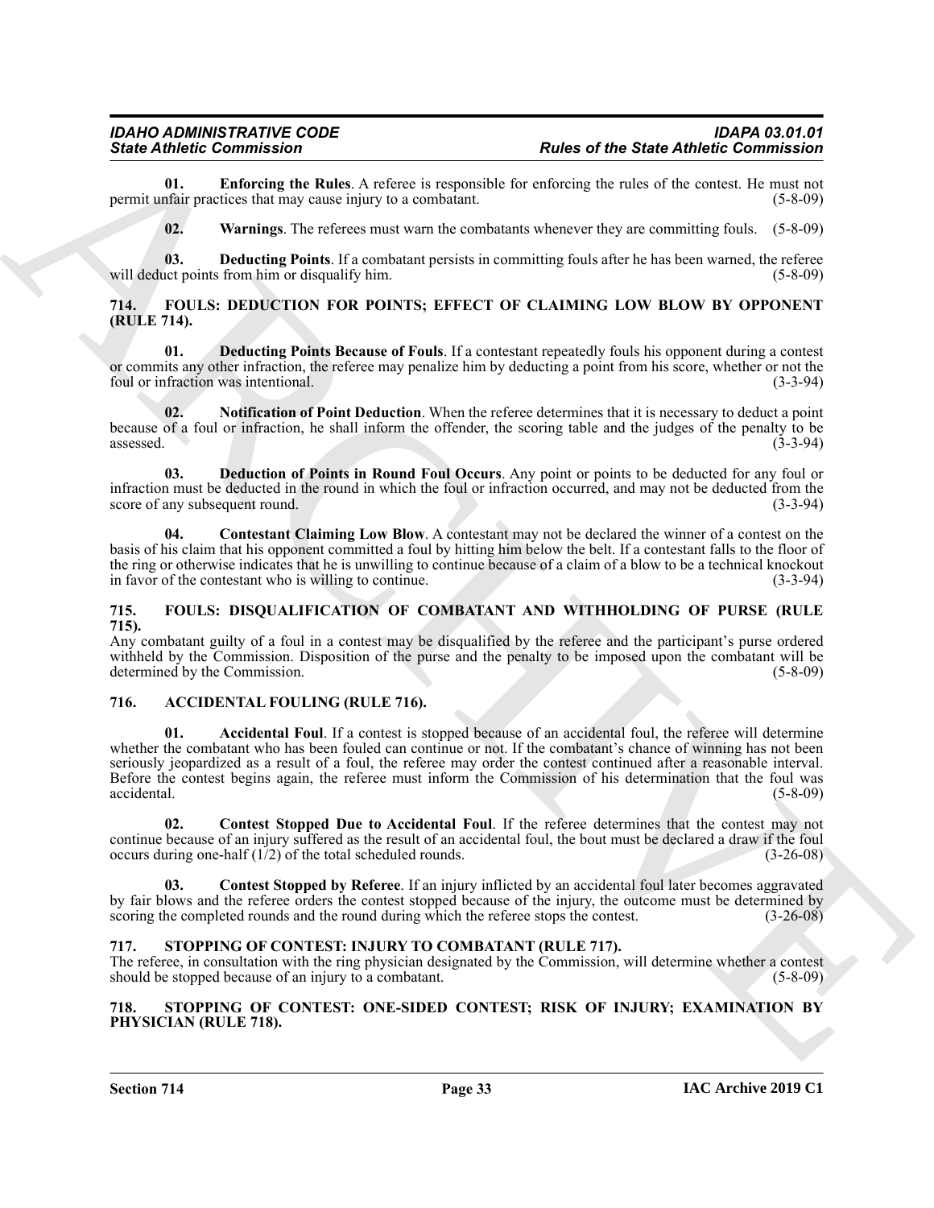**01. Enforcing the Rules**. A referee is responsible for enforcing the rules of the contest. He must not permit unfair practices that may cause injury to a combatant. (5-8-09)

**02. Warnings**. The referees must warn the combatants whenever they are committing fouls. (5-8-09)

**03. Deducting Points**. If a combatant persists in committing fouls after he has been warned, the referee will deduct points from him or disqualify him. (5-8-09)

## 714. FOULS: DEDUCTION FOR POINTS; EFFECT OF CLAIMING LOW BLOW BY OPPONENT (RULE 714).

**01. Deducting Points Because of Fouls**. If a contestant repeatedly fouls his opponent during a contest or commits any other infraction, the referee may penalize him by deducting a point from his score, whether or not the foul or infraction was intentional. (3-3-94)

**02. Notification of Point Deduction**. When the referee determines that it is necessary to deduct a point because of a foul or infraction, he shall inform the offender, the scoring table and the judges of the penalty to be assessed. (3-3-94)

**03. Deduction of Points in Round Foul Occurs**. Any point or points to be deducted for any foul or infraction must be deducted in the round in which the foul or infraction occurred, and may not be deducted from the score of any subsequent round. (3-3-94)

**04. Contestant Claiming Low Blow**. A contestant may not be declared the winner of a contest on the basis of his claim that his opponent committed a foul by hitting him below the belt. If a contestant falls to the floor of the ring or otherwise indicates that he is unwilling to continue because of a claim of a blow to be a technical knockout in favor of the contestant who is willing to continue. (3-3-94)

## 715. FOULS: DISQUALIFICATION OF COMBATANT AND WITHHOLDING OF PURSE (RULE 715).

Any combatant guilty of a foul in a contest may be disqualified by the referee and the participant's purse ordered withheld by the Commission. Disposition of the purse and the penalty to be imposed upon the combatant will be determined by the Commission. (5-8-09)

## 716. ACCIDENTAL FOULING (RULE 716).

**01. Accidental Foul**. If a contest is stopped because of an accidental foul, the referee will determine whether the combatant who has been fouled can continue or not. If the combatant's chance of winning has not been seriously jeopardized as a result of a foul, the referee may order the contest continued after a reasonable interval. Before the contest begins again, the referee must inform the Commission of his determination that the foul was accidental. (5-8-09)

**02. Contest Stopped Due to Accidental Foul**. If the referee determines that the contest may not continue because of an injury suffered as the result of an accidental foul, the bout must be declared a draw if the foul occurs during one-half (1/2) of the total scheduled rounds. (3-26-08)

**03. Contest Stopped by Referee**. If an injury inflicted by an accidental foul later becomes aggravated by fair blows and the referee orders the contest stopped because of the injury, the outcome must be determined by scoring the completed rounds and the round during which the referee stops the contest. (3-26-08)

## 717. STOPPING OF CONTEST: INJURY TO COMBATANT (RULE 717).

The referee, in consultation with the ring physician designated by the Commission, will determine whether a contest should be stopped because of an injury to a combatant. (5-8-09)

## 718. STOPPING OF CONTEST: ONE-SIDED CONTEST; RISK OF INJURY; EXAMINATION BY PHYSICIAN (RULE 718).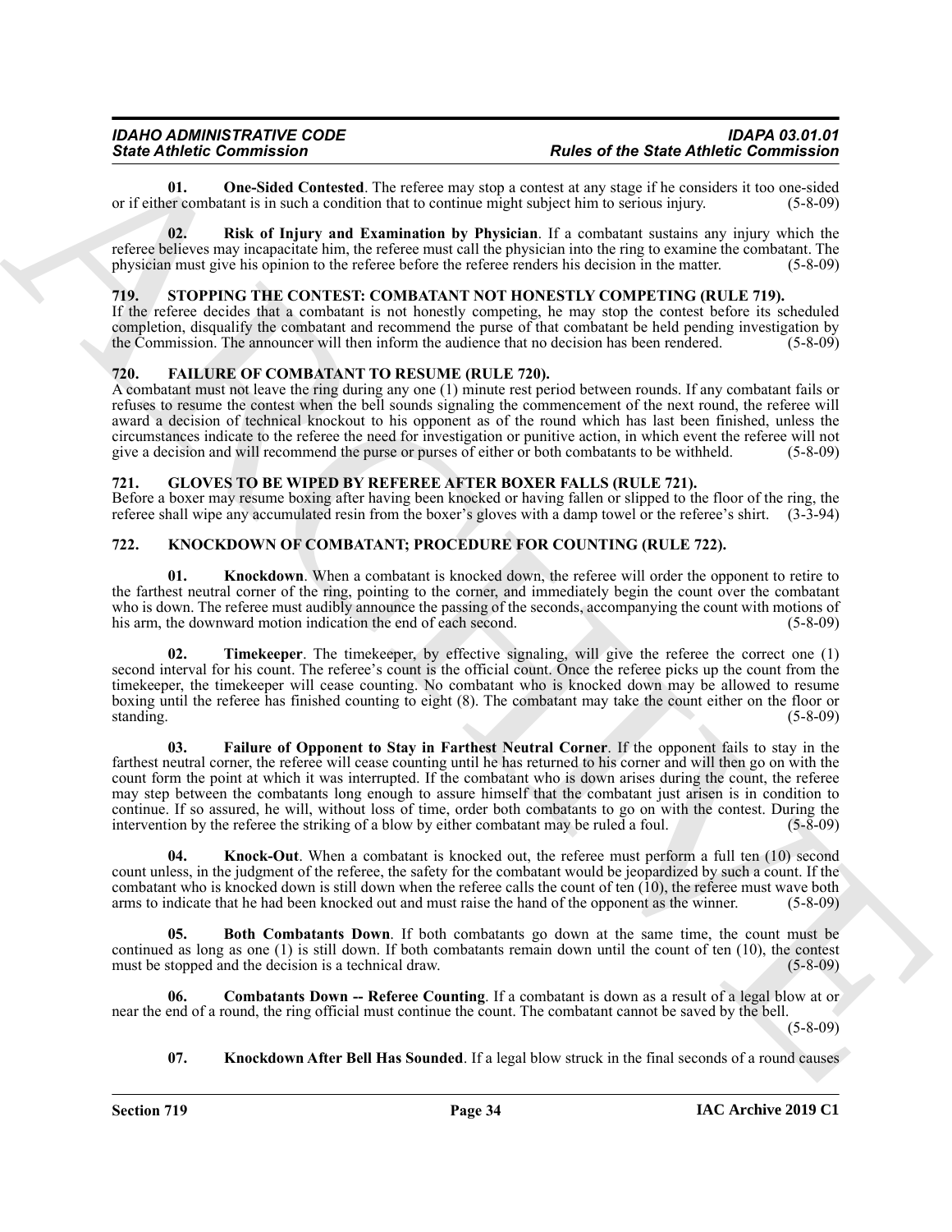**01. One-Sided Contested**. The referee may stop a contest at any stage if he considers it too one-sided or if either combatant is in such a condition that to continue might subject him to serious injury. (5-8-09)

**02. Risk of Injury and Examination by Physician**. If a combatant sustains any injury which the referee believes may incapacitate him, the referee must call the physician into the ring to examine the combatant. The physician must give his opinion to the referee before the referee renders his decision in the matter. (5-8-09)

## 719. STOPPING THE CONTEST: COMBATANT NOT HONESTLY COMPETING (RULE 719).

If the referee decides that a combatant is not honestly competing, he may stop the contest before its scheduled completion, disqualify the combatant and recommend the purse of that combatant be held pending investigation by the Commission. The announcer will then inform the audience that no decision has been rendered. (5-8-09)

## 720. FAILURE OF COMBATANT TO RESUME (RULE 720).

A combatant must not leave the ring during any one (1) minute rest period between rounds. If any combatant fails or refuses to resume the contest when the bell sounds signaling the commencement of the next round, the referee will award a decision of technical knockout to his opponent as of the round which has last been finished, unless the circumstances indicate to the referee the need for investigation or punitive action, in which event the referee will not give a decision and will recommend the purse or purses of either or both combatants to be withheld. (5-8-09)

## 721. GLOVES TO BE WIPED BY REFEREE AFTER BOXER FALLS (RULE 721).

Before a boxer may resume boxing after having been knocked or having fallen or slipped to the floor of the ring, the referee shall wipe any accumulated resin from the boxer's gloves with a damp towel or the referee's shirt. (3-3-94)

## 722. KNOCKDOWN OF COMBATANT; PROCEDURE FOR COUNTING (RULE 722).

**01. Knockdown**. When a combatant is knocked down, the referee will order the opponent to retire to the farthest neutral corner of the ring, pointing to the corner, and immediately begin the count over the combatant who is down. The referee must audibly announce the passing of the seconds, accompanying the count with motions of his arm, the downward motion indication the end of each second. (5-8-09)

**02. Timekeeper**. The timekeeper, by effective signaling, will give the referee the correct one (1) second interval for his count. The referee's count is the official count. Once the referee picks up the count from the timekeeper, the timekeeper will cease counting. No combatant who is knocked down may be allowed to resume boxing until the referee has finished counting to eight (8). The combatant may take the count either on the floor or standing. (5-8-09)

**03. Failure of Opponent to Stay in Farthest Neutral Corner**. If the opponent fails to stay in the farthest neutral corner, the referee will cease counting until he has returned to his corner and will then go on with the count form the point at which it was interrupted. If the combatant who is down arises during the count, the referee may step between the combatants long enough to assure himself that the combatant just arisen is in condition to continue. If so assured, he will, without loss of time, order both combatants to go on with the contest. During the intervention by the referee the striking of a blow by either combatant may be ruled a foul. (5-8-09)

**04. Knock-Out**. When a combatant is knocked out, the referee must perform a full ten (10) second count unless, in the judgment of the referee, the safety for the combatant would be jeopardized by such a count. If the combatant who is knocked down is still down when the referee calls the count of ten (10), the referee must wave both arms to indicate that he had been knocked out and must raise the hand of the opponent as the winner. (5-8-09)

**05. Both Combatants Down**. If both combatants go down at the same time, the count must be continued as long as one (1) is still down. If both combatants remain down until the count of ten (10), the contest must be stopped and the decision is a technical draw. (5-8-09)

**06. Combatants Down -- Referee Counting**. If a combatant is down as a result of a legal blow at or near the end of a round, the ring official must continue the count. The combatant cannot be saved by the bell. (5-8-09)

**07. Knockdown After Bell Has Sounded**. If a legal blow struck in the final seconds of a round causes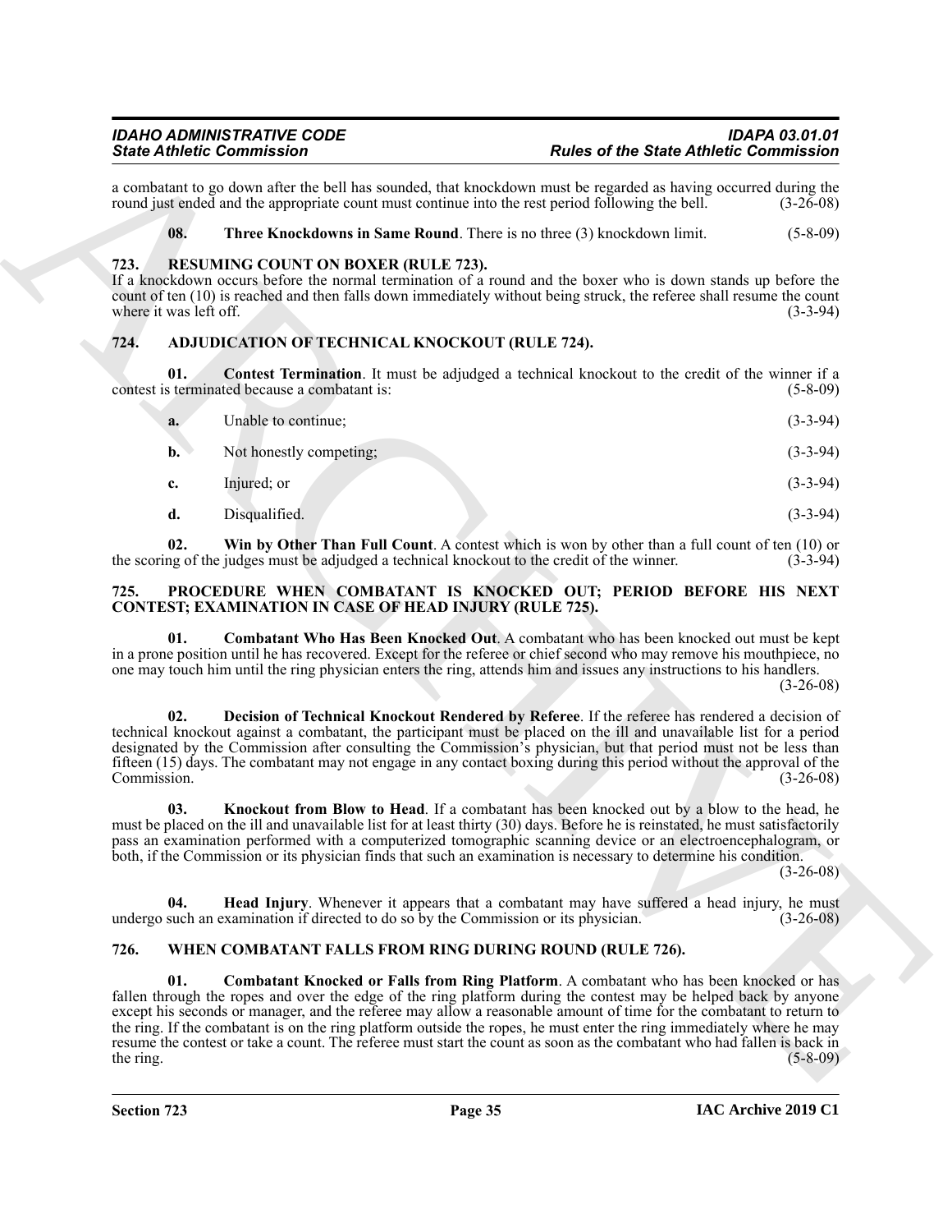a combatant to go down after the bell has sounded, that knockdown must be regarded as having occurred during the round just ended and the appropriate count must continue into the rest period following the bell. (3-26-08)

**08. Three Knockdowns in Same Round**. There is no three (3) knockdown limit. (5-8-09)

## 723. RESUMING COUNT ON BOXER (RULE 723).

If a knockdown occurs before the normal termination of a round and the boxer who is down stands up before the count of ten (10) is reached and then falls down immediately without being struck, the referee shall resume the count where it was left off. (3-3-94)

## 724. ADJUDICATION OF TECHNICAL KNOCKOUT (RULE 724).

**01. Contest Termination**. It must be adjudged a technical knockout to the credit of the winner if a contest is terminated because a combatant is: (5-8-09)

**a.** Unable to continue; (3-3-94)

**b.** Not honestly competing; (3-3-94)

**c.** Injured; or (3-3-94)

**d.** Disqualified. (3-3-94)

**02. Win by Other Than Full Count**. A contest which is won by other than a full count of ten (10) or the scoring of the judges must be adjudged a technical knockout to the credit of the winner. (3-3-94)

## 725. PROCEDURE WHEN COMBATANT IS KNOCKED OUT; PERIOD BEFORE HIS NEXT CONTEST; EXAMINATION IN CASE OF HEAD INJURY (RULE 725).

**01. Combatant Who Has Been Knocked Out**. A combatant who has been knocked out must be kept in a prone position until he has recovered. Except for the referee or chief second who may remove his mouthpiece, no one may touch him until the ring physician enters the ring, attends him and issues any instructions to his handlers. (3-26-08)

**02. Decision of Technical Knockout Rendered by Referee**. If the referee has rendered a decision of technical knockout against a combatant, the participant must be placed on the ill and unavailable list for a period designated by the Commission after consulting the Commission's physician, but that period must not be less than fifteen (15) days. The combatant may not engage in any contact boxing during this period without the approval of the Commission. (3-26-08)

**03. Knockout from Blow to Head**. If a combatant has been knocked out by a blow to the head, he must be placed on the ill and unavailable list for at least thirty (30) days. Before he is reinstated, he must satisfactorily pass an examination performed with a computerized tomographic scanning device or an electroencephalogram, or both, if the Commission or its physician finds that such an examination is necessary to determine his condition. (3-26-08)

**04. Head Injury**. Whenever it appears that a combatant may have suffered a head injury, he must undergo such an examination if directed to do so by the Commission or its physician. (3-26-08)

## 726. WHEN COMBATANT FALLS FROM RING DURING ROUND (RULE 726).

**01. Combatant Knocked or Falls from Ring Platform**. A combatant who has been knocked or has fallen through the ropes and over the edge of the ring platform during the contest may be helped back by anyone except his seconds or manager, and the referee may allow a reasonable amount of time for the combatant to return to the ring. If the combatant is on the ring platform outside the ropes, he must enter the ring immediately where he may resume the contest or take a count. The referee must start the count as soon as the combatant who had fallen is back in the ring. (5-8-09)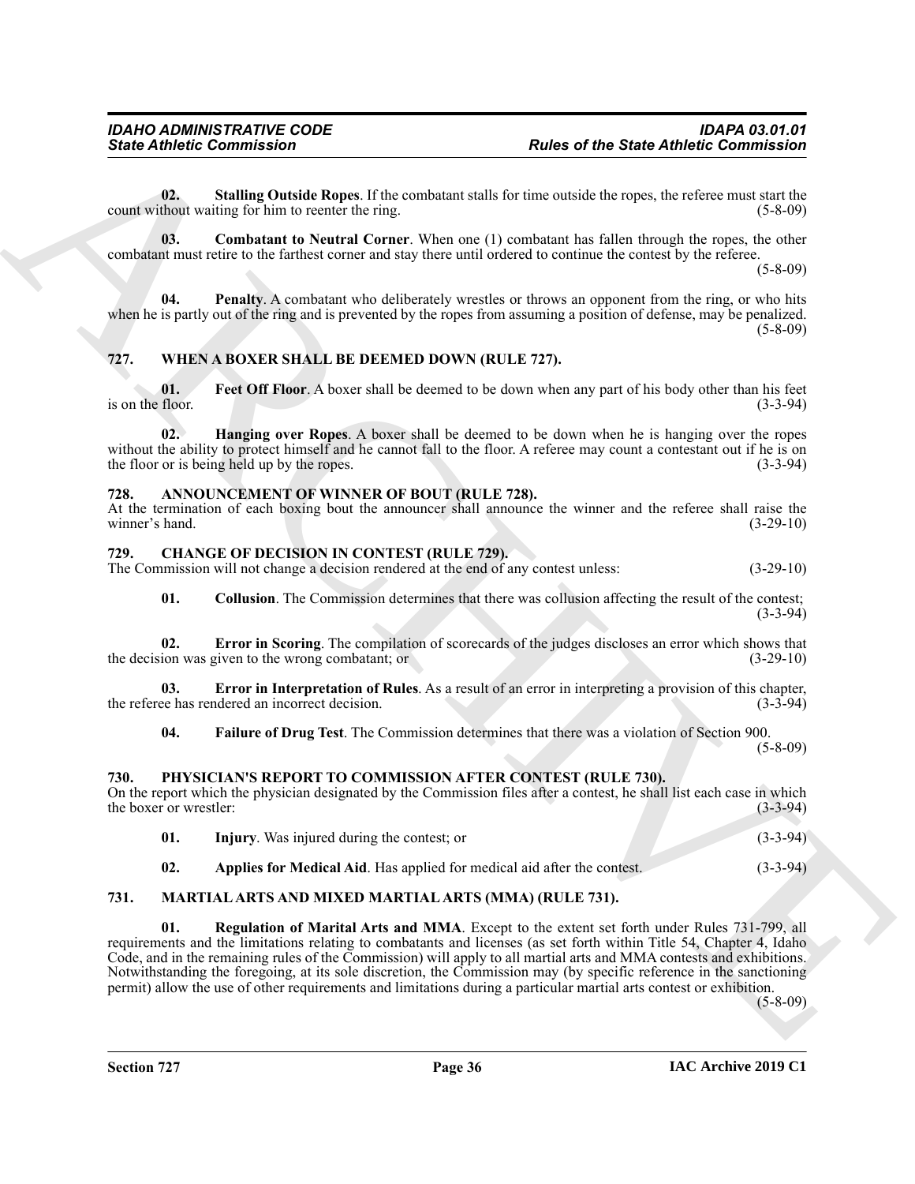**02. Stalling Outside Ropes**. If the combatant stalls for time outside the ropes, the referee must start the count without waiting for him to reenter the ring. (5-8-09)

**03. Combatant to Neutral Corner**. When one (1) combatant has fallen through the ropes, the other combatant must retire to the farthest corner and stay there until ordered to continue the contest by the referee. (5-8-09)

**04. Penalty**. A combatant who deliberately wrestles or throws an opponent from the ring, or who hits when he is partly out of the ring and is prevented by the ropes from assuming a position of defense, may be penalized. (5-8-09)

## 727. WHEN A BOXER SHALL BE DEEMED DOWN (RULE 727).

**01. Feet Off Floor**. A boxer shall be deemed to be down when any part of his body other than his feet is on the floor. (3-3-94)

**02. Hanging over Ropes**. A boxer shall be deemed to be down when he is hanging over the ropes without the ability to protect himself and he cannot fall to the floor. A referee may count a contestant out if he is on the floor or is being held up by the ropes. (3-3-94)

## 728. ANNOUNCEMENT OF WINNER OF BOUT (RULE 728).

At the termination of each boxing bout the announcer shall announce the winner and the referee shall raise the winner's hand. (3-29-10)

## 729. CHANGE OF DECISION IN CONTEST (RULE 729).

The Commission will not change a decision rendered at the end of any contest unless: (3-29-10)

**01. Collusion**. The Commission determines that there was collusion affecting the result of the contest; (3-3-94)

**02. Error in Scoring**. The compilation of scorecards of the judges discloses an error which shows that the decision was given to the wrong combatant; or (3-29-10)

**03. Error in Interpretation of Rules**. As a result of an error in interpreting a provision of this chapter, the referee has rendered an incorrect decision. (3-3-94)

**04. Failure of Drug Test**. The Commission determines that there was a violation of Section 900. (5-8-09)

## 730. PHYSICIAN'S REPORT TO COMMISSION AFTER CONTEST (RULE 730).

On the report which the physician designated by the Commission files after a contest, he shall list each case in which the boxer or wrestler: (3-3-94)

**01. Injury**. Was injured during the contest; or (3-3-94)

**02. Applies for Medical Aid**. Has applied for medical aid after the contest. (3-3-94)

## 731. MARTIAL ARTS AND MIXED MARTIAL ARTS (MMA) (RULE 731).

**01. Regulation of Marital Arts and MMA**. Except to the extent set forth under Rules 731-799, all requirements and the limitations relating to combatants and licenses (as set forth within Title 54, Chapter 4, Idaho Code, and in the remaining rules of the Commission) will apply to all martial arts and MMA contests and exhibitions. Notwithstanding the foregoing, at its sole discretion, the Commission may (by specific reference in the sanctioning permit) allow the use of other requirements and limitations during a particular martial arts contest or exhibition. (5-8-09)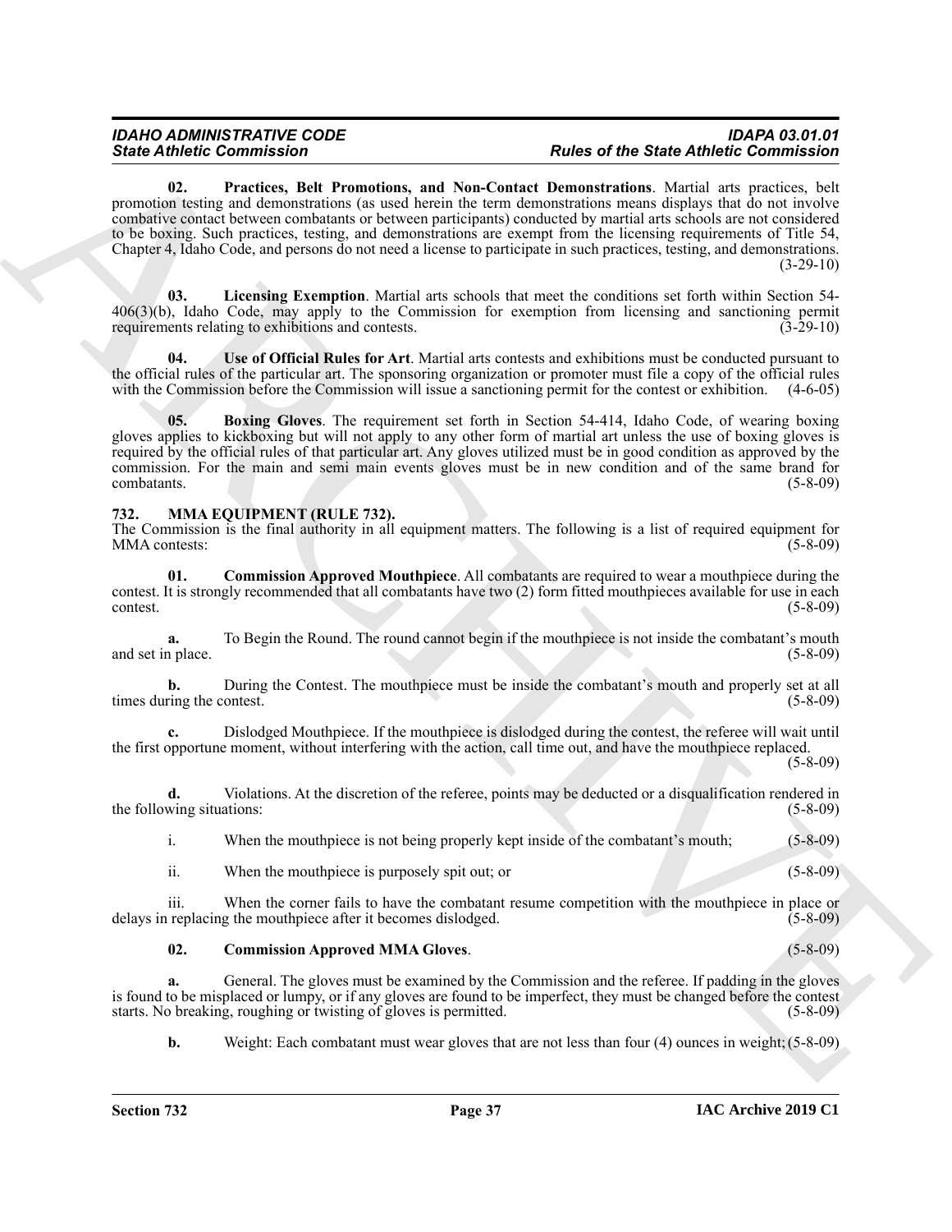**02. Practices, Belt Promotions, and Non-Contact Demonstrations**. Martial arts practices, belt promotion testing and demonstrations (as used herein the term demonstrations means displays that do not involve combative contact between combatants or between participants) conducted by martial arts schools are not considered to be boxing. Such practices, testing, and demonstrations are exempt from the licensing requirements of Title 54, Chapter 4, Idaho Code, and persons do not need a license to participate in such practices, testing, and demonstrations. (3-29-10)

**03. Licensing Exemption**. Martial arts schools that meet the conditions set forth within Section 54-406(3)(b), Idaho Code, may apply to the Commission for exemption from licensing and sanctioning permit requirements relating to exhibitions and contests. (3-29-10)

**04. Use of Official Rules for Art**. Martial arts contests and exhibitions must be conducted pursuant to the official rules of the particular art. The sponsoring organization or promoter must file a copy of the official rules with the Commission before the Commission will issue a sanctioning permit for the contest or exhibition. (4-6-05)

**05. Boxing Gloves**. The requirement set forth in Section 54-414, Idaho Code, of wearing boxing gloves applies to kickboxing but will not apply to any other form of martial art unless the use of boxing gloves is required by the official rules of that particular art. Any gloves utilized must be in good condition as approved by the commission. For the main and semi main events gloves must be in new condition and of the same brand for combatants. (5-8-09)

## 732. MMA EQUIPMENT (RULE 732).

The Commission is the final authority in all equipment matters. The following is a list of required equipment for MMA contests: (5-8-09)

**01. Commission Approved Mouthpiece**. All combatants are required to wear a mouthpiece during the contest. It is strongly recommended that all combatants have two (2) form fitted mouthpieces available for use in each contest. (5-8-09)

**a.** To Begin the Round. The round cannot begin if the mouthpiece is not inside the combatant's mouth and set in place. (5-8-09)

**b.** During the Contest. The mouthpiece must be inside the combatant's mouth and properly set at all times during the contest. (5-8-09)

**c.** Dislodged Mouthpiece. If the mouthpiece is dislodged during the contest, the referee will wait until the first opportune moment, without interfering with the action, call time out, and have the mouthpiece replaced. (5-8-09)

**d.** Violations. At the discretion of the referee, points may be deducted or a disqualification rendered in the following situations: (5-8-09)

i. When the mouthpiece is not being properly kept inside of the combatant's mouth; (5-8-09)

ii. When the mouthpiece is purposely spit out; or (5-8-09)

iii. When the corner fails to have the combatant resume competition with the mouthpiece in place or delays in replacing the mouthpiece after it becomes dislodged. (5-8-09)

**02. Commission Approved MMA Gloves**. (5-8-09)

**a.** General. The gloves must be examined by the Commission and the referee. If padding in the gloves is found to be misplaced or lumpy, or if any gloves are found to be imperfect, they must be changed before the contest starts. No breaking, roughing or twisting of gloves is permitted. (5-8-09)

**b.** Weight: Each combatant must wear gloves that are not less than four (4) ounces in weight; (5-8-09)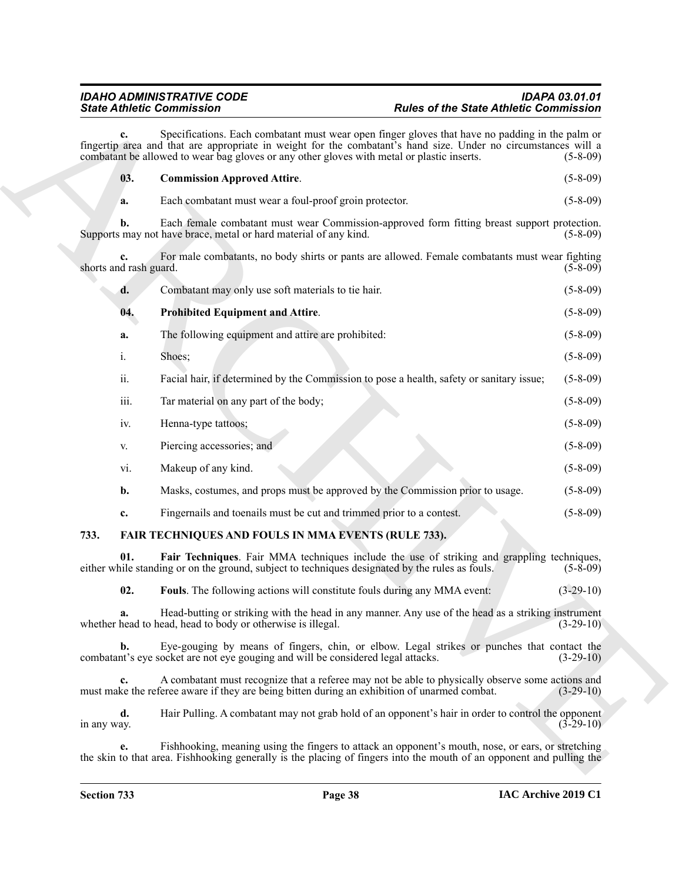**c.** Specifications. Each combatant must wear open finger gloves that have no padding in the palm or fingertip area and that are appropriate in weight for the combatant's hand size. Under no circumstances will a combatant be allowed to wear bag gloves or any other gloves with metal or plastic inserts. (5-8-09)

**03. Commission Approved Attire**. (5-8-09)

**a.** Each combatant must wear a foul-proof groin protector. (5-8-09)

**b.** Each female combatant must wear Commission-approved form fitting breast support protection. Supports may not have brace, metal or hard material of any kind. (5-8-09)

**c.** For male combatants, no body shirts or pants are allowed. Female combatants must wear fighting shorts and rash guard. (5-8-09)

**d.** Combatant may only use soft materials to tie hair. (5-8-09)

**04. Prohibited Equipment and Attire**. (5-8-09)

**a.** The following equipment and attire are prohibited: (5-8-09)

i. Shoes; (5-8-09)

ii. Facial hair, if determined by the Commission to pose a health, safety or sanitary issue; (5-8-09)

iii. Tar material on any part of the body; (5-8-09)

iv. Henna-type tattoos; (5-8-09)

v. Piercing accessories; and (5-8-09)

vi. Makeup of any kind. (5-8-09)

**b.** Masks, costumes, and props must be approved by the Commission prior to usage. (5-8-09)

**c.** Fingernails and toenails must be cut and trimmed prior to a contest. (5-8-09)

## 733. FAIR TECHNIQUES AND FOULS IN MMA EVENTS (RULE 733).

**01. Fair Techniques**. Fair MMA techniques include the use of striking and grappling techniques, either while standing or on the ground, subject to techniques designated by the rules as fouls. (5-8-09)

**02. Fouls**. The following actions will constitute fouls during any MMA event: (3-29-10)

**a.** Head-butting or striking with the head in any manner. Any use of the head as a striking instrument whether head to head, head to body or otherwise is illegal. (3-29-10)

**b.** Eye-gouging by means of fingers, chin, or elbow. Legal strikes or punches that contact the combatant's eye socket are not eye gouging and will be considered legal attacks. (3-29-10)

**c.** A combatant must recognize that a referee may not be able to physically observe some actions and must make the referee aware if they are being bitten during an exhibition of unarmed combat. (3-29-10)

**d.** Hair Pulling. A combatant may not grab hold of an opponent's hair in order to control the opponent in any way. (3-29-10)

**e.** Fishhooking, meaning using the fingers to attack an opponent's mouth, nose, or ears, or stretching the skin to that area. Fishhooking generally is the placing of fingers into the mouth of an opponent and pulling the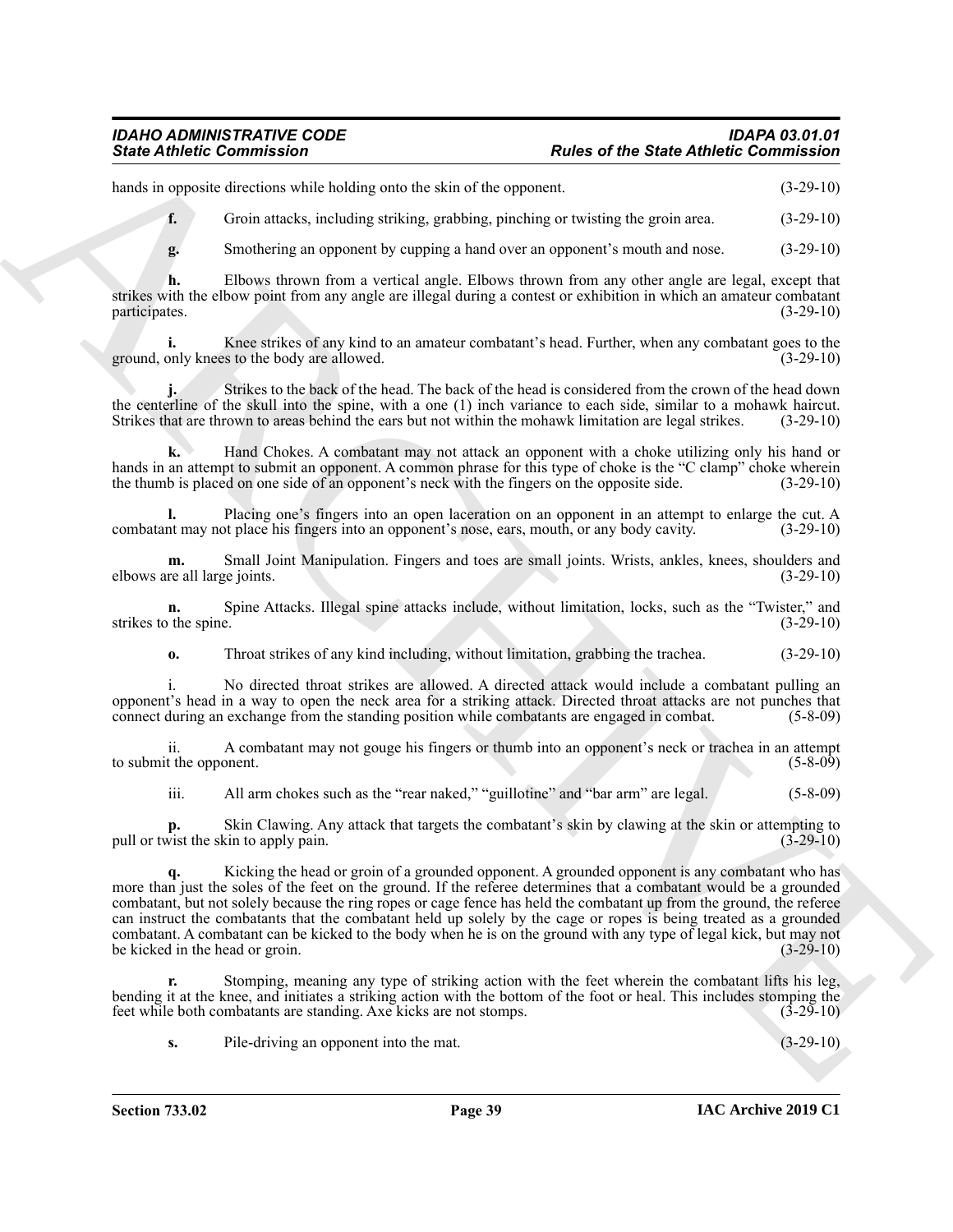hands in opposite directions while holding onto the skin of the opponent. (3-29-10)

**f.** Groin attacks, including striking, grabbing, pinching or twisting the groin area. (3-29-10)

**g.** Smothering an opponent by cupping a hand over an opponent's mouth and nose. (3-29-10)

**h.** Elbows thrown from a vertical angle. Elbows thrown from any other angle are legal, except that strikes with the elbow point from any angle are illegal during a contest or exhibition in which an amateur combatant participates. (3-29-10)

**i.** Knee strikes of any kind to an amateur combatant's head. Further, when any combatant goes to the ground, only knees to the body are allowed. (3-29-10)

**j.** Strikes to the back of the head. The back of the head is considered from the crown of the head down the centerline of the skull into the spine, with a one (1) inch variance to each side, similar to a mohawk haircut. Strikes that are thrown to areas behind the ears but not within the mohawk limitation are legal strikes. (3-29-10)

**k.** Hand Chokes. A combatant may not attack an opponent with a choke utilizing only his hand or hands in an attempt to submit an opponent. A common phrase for this type of choke is the "C clamp" choke wherein the thumb is placed on one side of an opponent's neck with the fingers on the opposite side. (3-29-10)

**l.** Placing one's fingers into an open laceration on an opponent in an attempt to enlarge the cut. A combatant may not place his fingers into an opponent's nose, ears, mouth, or any body cavity. (3-29-10)

**m.** Small Joint Manipulation. Fingers and toes are small joints. Wrists, ankles, knees, shoulders and elbows are all large joints. (3-29-10)

**n.** Spine Attacks. Illegal spine attacks include, without limitation, locks, such as the "Twister," and strikes to the spine. (3-29-10)

**o.** Throat strikes of any kind including, without limitation, grabbing the trachea. (3-29-10)

i. No directed throat strikes are allowed. A directed attack would include a combatant pulling an opponent's head in a way to open the neck area for a striking attack. Directed throat attacks are not punches that connect during an exchange from the standing position while combatants are engaged in combat. (5-8-09)

ii. A combatant may not gouge his fingers or thumb into an opponent's neck or trachea in an attempt to submit the opponent. (5-8-09)

iii. All arm chokes such as the "rear naked," "guillotine" and "bar arm" are legal. (5-8-09)

**p.** Skin Clawing. Any attack that targets the combatant's skin by clawing at the skin or attempting to pull or twist the skin to apply pain. (3-29-10)

**q.** Kicking the head or groin of a grounded opponent. A grounded opponent is any combatant who has more than just the soles of the feet on the ground. If the referee determines that a combatant would be a grounded combatant, but not solely because the ring ropes or cage fence has held the combatant up from the ground, the referee can instruct the combatants that the combatant held up solely by the cage or ropes is being treated as a grounded combatant. A combatant can be kicked to the body when he is on the ground with any type of legal kick, but may not be kicked in the head or groin. (3-29-10)

**r.** Stomping, meaning any type of striking action with the feet wherein the combatant lifts his leg, bending it at the knee, and initiates a striking action with the bottom of the foot or heal. This includes stomping the feet while both combatants are standing. Axe kicks are not stomps. (3-29-10)

**s.** Pile-driving an opponent into the mat. (3-29-10)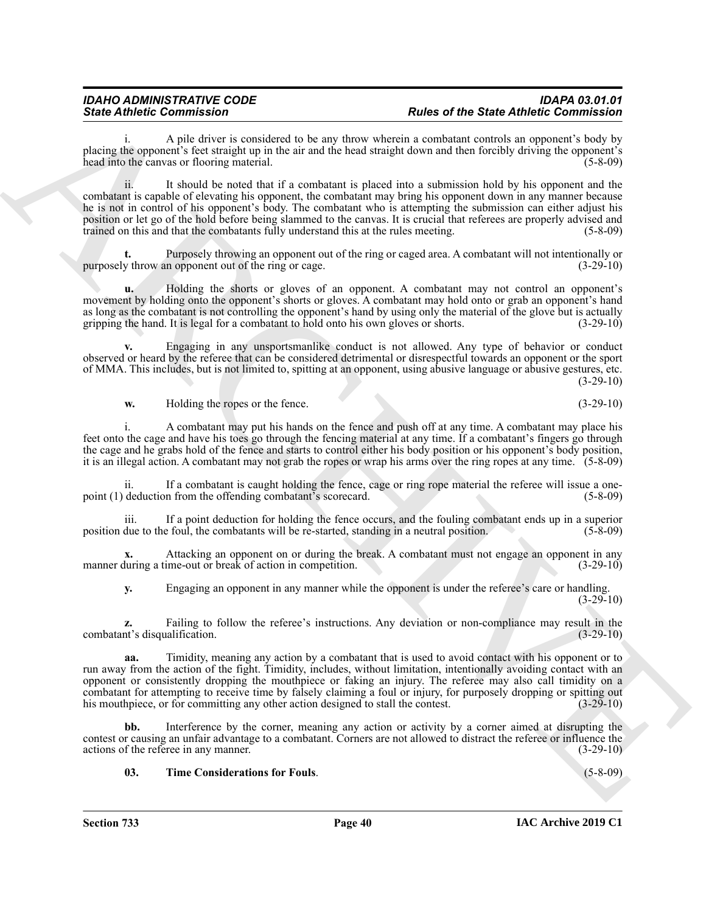i. A pile driver is considered to be any throw wherein a combatant controls an opponent's body by placing the opponent's feet straight up in the air and the head straight down and then forcibly driving the opponent's head into the canvas or flooring material. (5-8-09)

ii. It should be noted that if a combatant is placed into a submission hold by his opponent and the combatant is capable of elevating his opponent, the combatant may bring his opponent down in any manner because he is not in control of his opponent's body. The combatant who is attempting the submission can either adjust his position or let go of the hold before being slammed to the canvas. It is crucial that referees are properly advised and trained on this and that the combatants fully understand this at the rules meeting. (5-8-09)

**t.** Purposely throwing an opponent out of the ring or caged area. A combatant will not intentionally or purposely throw an opponent out of the ring or cage. (3-29-10)

**u.** Holding the shorts or gloves of an opponent. A combatant may not control an opponent's movement by holding onto the opponent's shorts or gloves. A combatant may hold onto or grab an opponent's hand as long as the combatant is not controlling the opponent's hand by using only the material of the glove but is actually gripping the hand. It is legal for a combatant to hold onto his own gloves or shorts. (3-29-10)

**v.** Engaging in any unsportsmanlike conduct is not allowed. Any type of behavior or conduct observed or heard by the referee that can be considered detrimental or disrespectful towards an opponent or the sport of MMA. This includes, but is not limited to, spitting at an opponent, using abusive language or abusive gestures, etc. (3-29-10)

**w.** Holding the ropes or the fence. (3-29-10)

i. A combatant may put his hands on the fence and push off at any time. A combatant may place his feet onto the cage and have his toes go through the fencing material at any time. If a combatant's fingers go through the cage and he grabs hold of the fence and starts to control either his body position or his opponent's body position, it is an illegal action. A combatant may not grab the ropes or wrap his arms over the ring ropes at any time. (5-8-09)

ii. If a combatant is caught holding the fence, cage or ring rope material the referee will issue a one-point (1) deduction from the offending combatant's scorecard. (5-8-09)

iii. If a point deduction for holding the fence occurs, and the fouling combatant ends up in a superior position due to the foul, the combatants will be re-started, standing in a neutral position. (5-8-09)

**x.** Attacking an opponent on or during the break. A combatant must not engage an opponent in any manner during a time-out or break of action in competition. (3-29-10)

**y.** Engaging an opponent in any manner while the opponent is under the referee's care or handling. (3-29-10)

**z.** Failing to follow the referee's instructions. Any deviation or non-compliance may result in the combatant's disqualification. (3-29-10)

**aa.** Timidity, meaning any action by a combatant that is used to avoid contact with his opponent or to run away from the action of the fight. Timidity, includes, without limitation, intentionally avoiding contact with an opponent or consistently dropping the mouthpiece or faking an injury. The referee may also call timidity on a combatant for attempting to receive time by falsely claiming a foul or injury, for purposely dropping or spitting out his mouthpiece, or for committing any other action designed to stall the contest. (3-29-10)

**bb.** Interference by the corner, meaning any action or activity by a corner aimed at disrupting the contest or causing an unfair advantage to a combatant. Corners are not allowed to distract the referee or influence the actions of the referee in any manner. (3-29-10)

**03. Time Considerations for Fouls**. (5-8-09)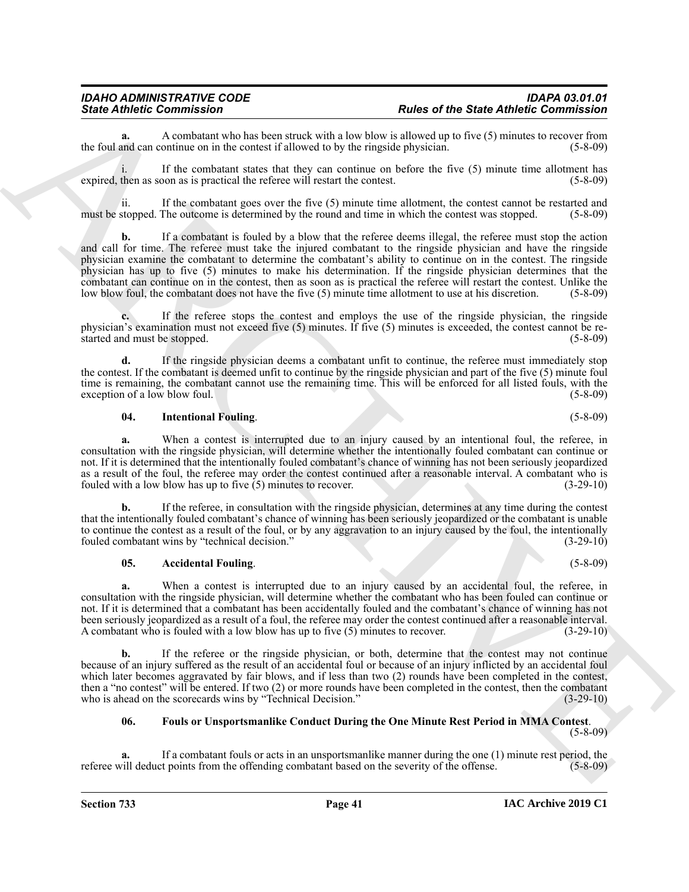**a.** A combatant who has been struck with a low blow is allowed up to five (5) minutes to recover from the foul and can continue on in the contest if allowed to by the ringside physician. (5-8-09)

i. If the combatant states that they can continue on before the five (5) minute time allotment has expired, then as soon as is practical the referee will restart the contest. (5-8-09)

ii. If the combatant goes over the five (5) minute time allotment, the contest cannot be restarted and must be stopped. The outcome is determined by the round and time in which the contest was stopped. (5-8-09)

**b.** If a combatant is fouled by a blow that the referee deems illegal, the referee must stop the action and call for time. The referee must take the injured combatant to the ringside physician and have the ringside physician examine the combatant to determine the combatant's ability to continue on in the contest. The ringside physician has up to five (5) minutes to make his determination. If the ringside physician determines that the combatant can continue on in the contest, then as soon as is practical the referee will restart the contest. Unlike the low blow foul, the combatant does not have the five (5) minute time allotment to use at his discretion. (5-8-09)

**c.** If the referee stops the contest and employs the use of the ringside physician, the ringside physician's examination must not exceed five (5) minutes. If five (5) minutes is exceeded, the contest cannot be re-started and must be stopped. (5-8-09)

**d.** If the ringside physician deems a combatant unfit to continue, the referee must immediately stop the contest. If the combatant is deemed unfit to continue by the ringside physician and part of the five (5) minute foul time is remaining, the combatant cannot use the remaining time. This will be enforced for all listed fouls, with the exception of a low blow foul. (5-8-09)

**04. Intentional Fouling**. (5-8-09)

**a.** When a contest is interrupted due to an injury caused by an intentional foul, the referee, in consultation with the ringside physician, will determine whether the intentionally fouled combatant can continue or not. If it is determined that the intentionally fouled combatant's chance of winning has not been seriously jeopardized as a result of the foul, the referee may order the contest continued after a reasonable interval. A combatant who is fouled with a low blow has up to five (5) minutes to recover. (3-29-10)

**b.** If the referee, in consultation with the ringside physician, determines at any time during the contest that the intentionally fouled combatant's chance of winning has been seriously jeopardized or the combatant is unable to continue the contest as a result of the foul, or by any aggravation to an injury caused by the foul, the intentionally fouled combatant wins by "technical decision." (3-29-10)

**05. Accidental Fouling**. (5-8-09)

**a.** When a contest is interrupted due to an injury caused by an accidental foul, the referee, in consultation with the ringside physician, will determine whether the combatant who has been fouled can continue or not. If it is determined that a combatant has been accidentally fouled and the combatant's chance of winning has not been seriously jeopardized as a result of a foul, the referee may order the contest continued after a reasonable interval. A combatant who is fouled with a low blow has up to five (5) minutes to recover. (3-29-10)

**b.** If the referee or the ringside physician, or both, determine that the contest may not continue because of an injury suffered as the result of an accidental foul or because of an injury inflicted by an accidental foul which later becomes aggravated by fair blows, and if less than two (2) rounds have been completed in the contest, then a "no contest" will be entered. If two (2) or more rounds have been completed in the contest, then the combatant who is ahead on the scorecards wins by "Technical Decision." (3-29-10)

**06. Fouls or Unsportsmanlike Conduct During the One Minute Rest Period in MMA Contest**. (5-8-09)

**a.** If a combatant fouls or acts in an unsportsmanlike manner during the one (1) minute rest period, the referee will deduct points from the offending combatant based on the severity of the offense. (5-8-09)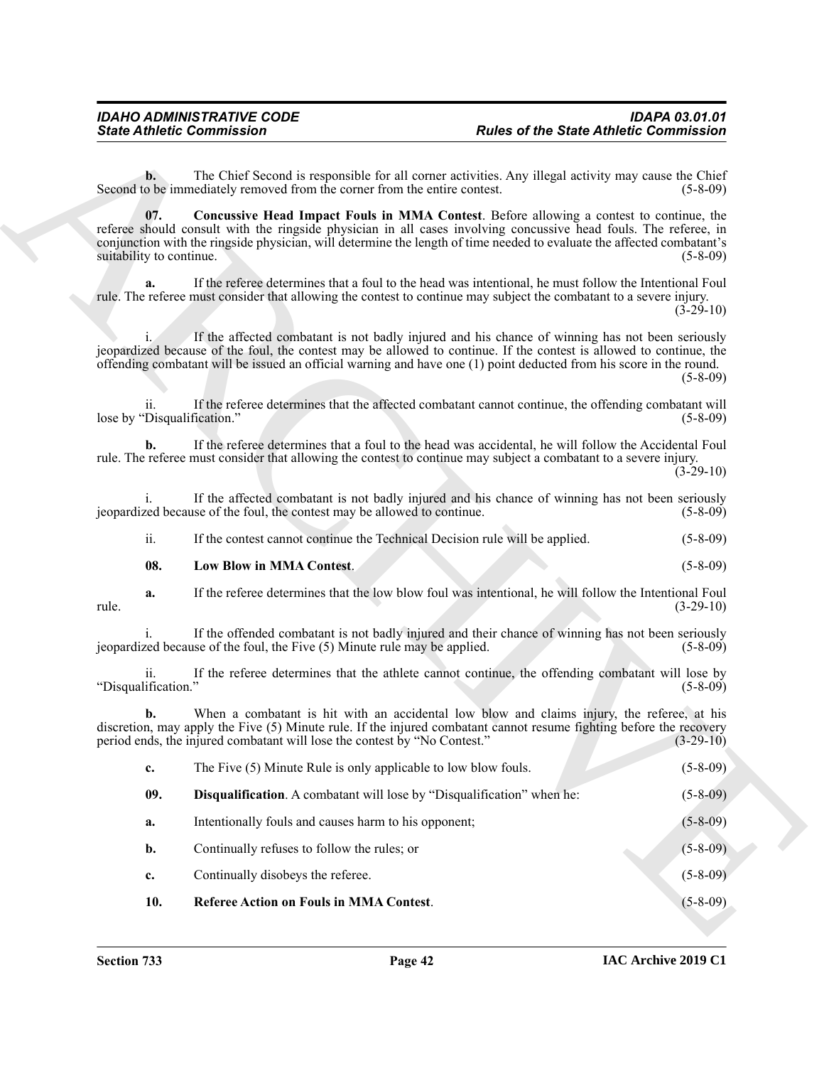**b.** The Chief Second is responsible for all corner activities. Any illegal activity may cause the Chief Second to be immediately removed from the corner from the entire contest. (5-8-09)

**07. Concussive Head Impact Fouls in MMA Contest**. Before allowing a contest to continue, the referee should consult with the ringside physician in all cases involving concussive head fouls. The referee, in conjunction with the ringside physician, will determine the length of time needed to evaluate the affected combatant's suitability to continue. (5-8-09)

**a.** If the referee determines that a foul to the head was intentional, he must follow the Intentional Foul rule. The referee must consider that allowing the contest to continue may subject the combatant to a severe injury. (3-29-10)

i. If the affected combatant is not badly injured and his chance of winning has not been seriously jeopardized because of the foul, the contest may be allowed to continue. If the contest is allowed to continue, the offending combatant will be issued an official warning and have one (1) point deducted from his score in the round. (5-8-09)

ii. If the referee determines that the affected combatant cannot continue, the offending combatant will lose by "Disqualification." (5-8-09)

**b.** If the referee determines that a foul to the head was accidental, he will follow the Accidental Foul rule. The referee must consider that allowing the contest to continue may subject a combatant to a severe injury. (3-29-10)

i. If the affected combatant is not badly injured and his chance of winning has not been seriously jeopardized because of the foul, the contest may be allowed to continue. (5-8-09)

ii. If the contest cannot continue the Technical Decision rule will be applied. (5-8-09)

**08. Low Blow in MMA Contest**. (5-8-09)

**a.** If the referee determines that the low blow foul was intentional, he will follow the Intentional Foul rule. (3-29-10)

i. If the offended combatant is not badly injured and their chance of winning has not been seriously jeopardized because of the foul, the Five (5) Minute rule may be applied. (5-8-09)

ii. If the referee determines that the athlete cannot continue, the offending combatant will lose by "Disqualification." (5-8-09)

**b.** When a combatant is hit with an accidental low blow and claims injury, the referee, at his discretion, may apply the Five (5) Minute rule. If the injured combatant cannot resume fighting before the recovery period ends, the injured combatant will lose the contest by "No Contest." (3-29-10)

**c.** The Five (5) Minute Rule is only applicable to low blow fouls. (5-8-09)

**09. Disqualification**. A combatant will lose by "Disqualification" when he: (5-8-09)

**a.** Intentionally fouls and causes harm to his opponent; (5-8-09)

**b.** Continually refuses to follow the rules; or (5-8-09)

**c.** Continually disobeys the referee. (5-8-09)

**10. Referee Action on Fouls in MMA Contest**. (5-8-09)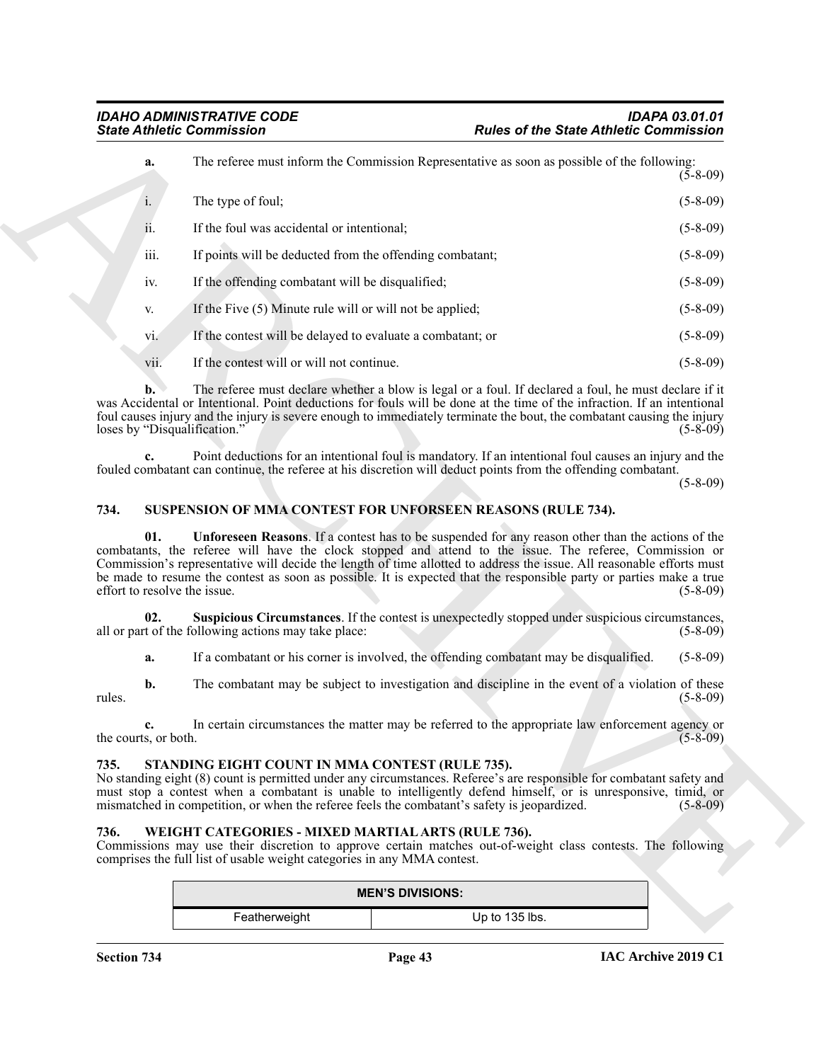**a.** The referee must inform the Commission Representative as soon as possible of the following: (5-8-09)

i. The type of foul; (5-8-09)

ii. If the foul was accidental or intentional; (5-8-09)

iii. If points will be deducted from the offending combatant; (5-8-09)

iv. If the offending combatant will be disqualified; (5-8-09)

v. If the Five (5) Minute rule will or will not be applied; (5-8-09)

vi. If the contest will be delayed to evaluate a combatant; or (5-8-09)

vii. If the contest will or will not continue. (5-8-09)

**b.** The referee must declare whether a blow is legal or a foul. If declared a foul, he must declare if it was Accidental or Intentional. Point deductions for fouls will be done at the time of the infraction. If an intentional foul causes injury and the injury is severe enough to immediately terminate the bout, the combatant causing the injury loses by "Disqualification." (5-8-09)

**c.** Point deductions for an intentional foul is mandatory. If an intentional foul causes an injury and the fouled combatant can continue, the referee at his discretion will deduct points from the offending combatant. (5-8-09)

## 734. SUSPENSION OF MMA CONTEST FOR UNFORSEEN REASONS (RULE 734).

**01. Unforeseen Reasons**. If a contest has to be suspended for any reason other than the actions of the combatants, the referee will have the clock stopped and attend to the issue. The referee, Commission or Commission's representative will decide the length of time allotted to address the issue. All reasonable efforts must be made to resume the contest as soon as possible. It is expected that the responsible party or parties make a true effort to resolve the issue. (5-8-09)

**02. Suspicious Circumstances**. If the contest is unexpectedly stopped under suspicious circumstances, all or part of the following actions may take place: (5-8-09)

**a.** If a combatant or his corner is involved, the offending combatant may be disqualified. (5-8-09)

**b.** The combatant may be subject to investigation and discipline in the event of a violation of these rules. (5-8-09)

**c.** In certain circumstances the matter may be referred to the appropriate law enforcement agency or the courts, or both. (5-8-09)

## 735. STANDING EIGHT COUNT IN MMA CONTEST (RULE 735).

No standing eight (8) count is permitted under any circumstances. Referee's are responsible for combatant safety and must stop a contest when a combatant is unable to intelligently defend himself, or is unresponsive, timid, or mismatched in competition, or when the referee feels the combatant's safety is jeopardized. (5-8-09)

## 736. WEIGHT CATEGORIES - MIXED MARTIAL ARTS (RULE 736).

Commissions may use their discretion to approve certain matches out-of-weight class contests. The following comprises the full list of usable weight categories in any MMA contest.

| MEN'S DIVISIONS: | |
|---|---|
| Featherweight | Up to 135 lbs. |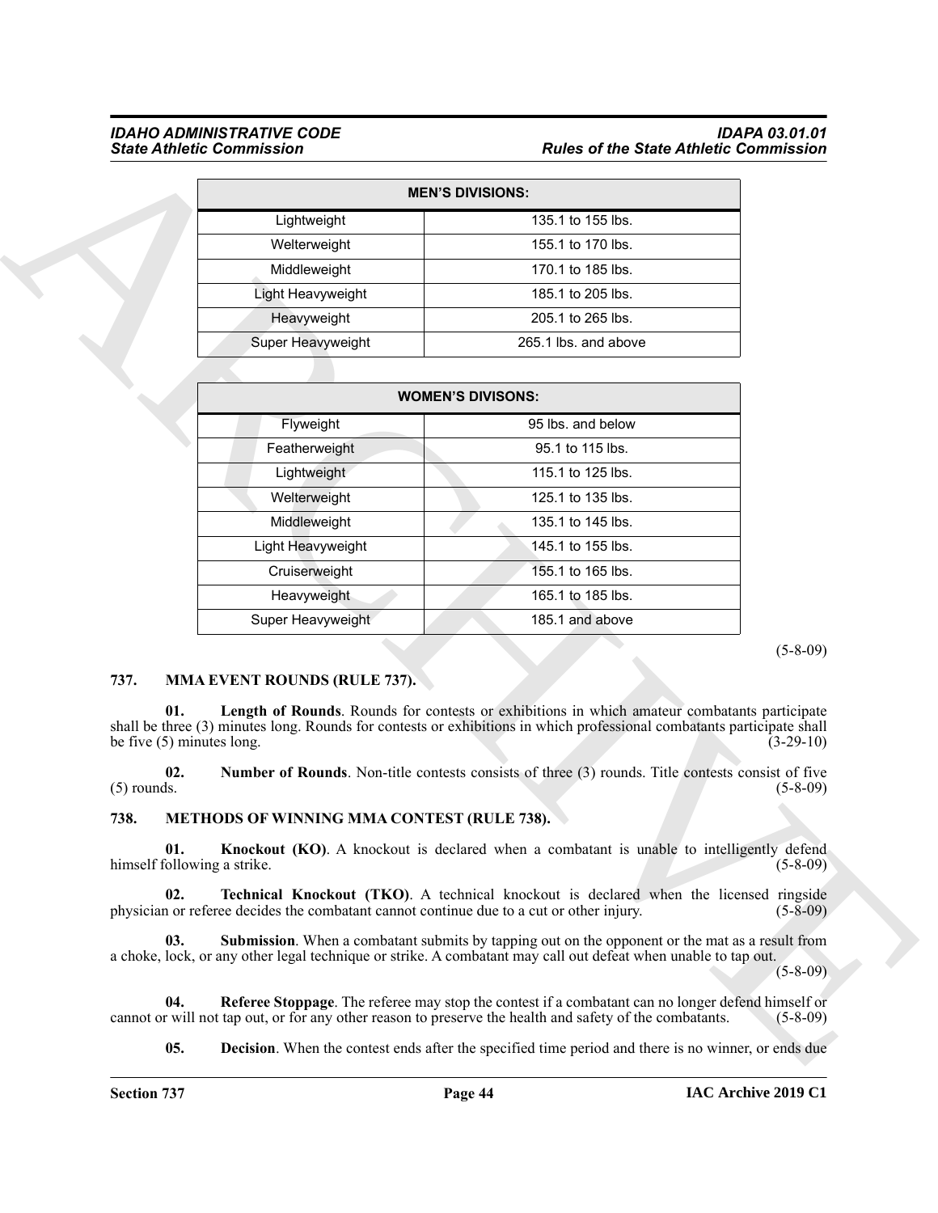| MEN'S DIVISIONS: | |
|---|---|
| Lightweight | 135.1 to 155 lbs. |
| Welterweight | 155.1 to 170 lbs. |
| Middleweight | 170.1 to 185 lbs. |
| Light Heavyweight | 185.1 to 205 lbs. |
| Heavyweight | 205.1 to 265 lbs. |
| Super Heavyweight | 265.1 lbs. and above |

| WOMEN'S DIVISONS: | |
|---|---|
| Flyweight | 95 lbs. and below |
| Featherweight | 95.1 to 115 lbs. |
| Lightweight | 115.1 to 125 lbs. |
| Welterweight | 125.1 to 135 lbs. |
| Middleweight | 135.1 to 145 lbs. |
| Light Heavyweight | 145.1 to 155 lbs. |
| Cruiserweight | 155.1 to 165 lbs. |
| Heavyweight | 165.1 to 185 lbs. |
| Super Heavyweight | 185.1 and above |

(5-8-09)

## 737. MMA EVENT ROUNDS (RULE 737).

**01. Length of Rounds**. Rounds for contests or exhibitions in which amateur combatants participate shall be three (3) minutes long. Rounds for contests or exhibitions in which professional combatants participate shall be five (5) minutes long. (3-29-10)

**02. Number of Rounds**. Non-title contests consists of three (3) rounds. Title contests consist of five (5) rounds. (5-8-09)

## 738. METHODS OF WINNING MMA CONTEST (RULE 738).

**01. Knockout (KO)**. A knockout is declared when a combatant is unable to intelligently defend himself following a strike. (5-8-09)

**02. Technical Knockout (TKO)**. A technical knockout is declared when the licensed ringside physician or referee decides the combatant cannot continue due to a cut or other injury. (5-8-09)

**03. Submission**. When a combatant submits by tapping out on the opponent or the mat as a result from a choke, lock, or any other legal technique or strike. A combatant may call out defeat when unable to tap out. (5-8-09)

**04. Referee Stoppage**. The referee may stop the contest if a combatant can no longer defend himself or cannot or will not tap out, or for any other reason to preserve the health and safety of the combatants. (5-8-09)

**05. Decision**. When the contest ends after the specified time period and there is no winner, or ends due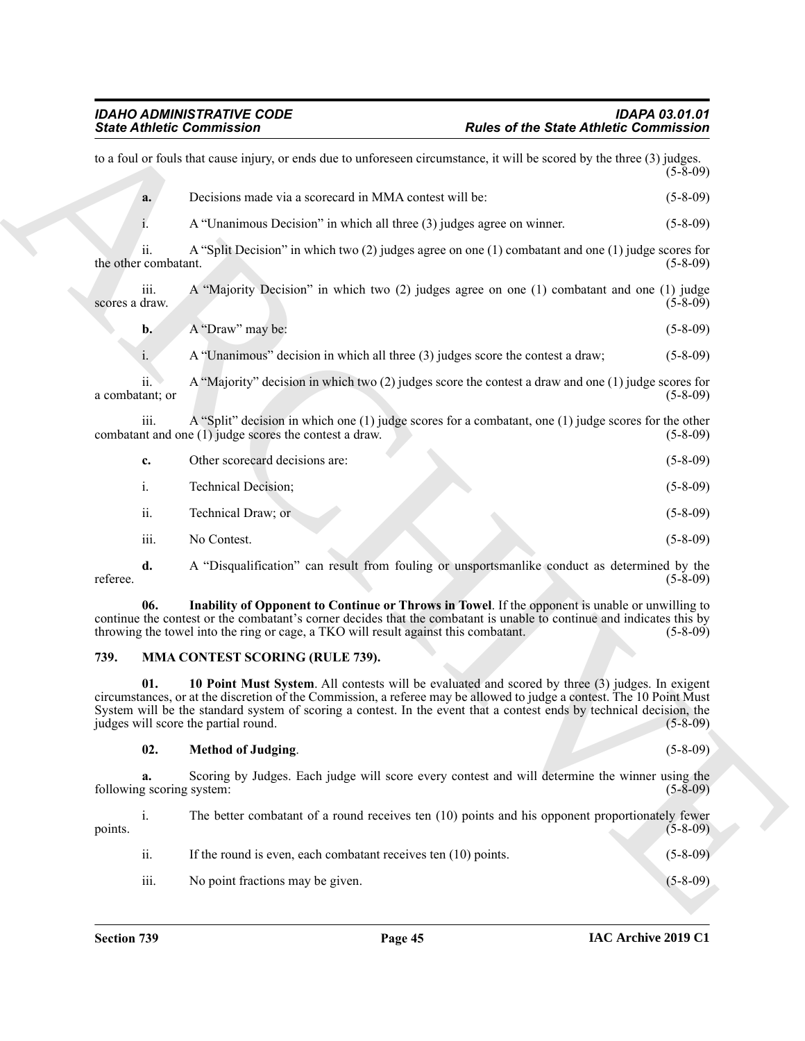to a foul or fouls that cause injury, or ends due to unforeseen circumstance, it will be scored by the three (3) judges. (5-8-09)

**a.** Decisions made via a scorecard in MMA contest will be: (5-8-09)

i. A "Unanimous Decision" in which all three (3) judges agree on winner. (5-8-09)

ii. A "Split Decision" in which two (2) judges agree on one (1) combatant and one (1) judge scores for the other combatant. (5-8-09)

iii. A "Majority Decision" in which two (2) judges agree on one (1) combatant and one (1) judge scores a draw. (5-8-09)

**b.** A "Draw" may be: (5-8-09)

i. A "Unanimous" decision in which all three (3) judges score the contest a draw; (5-8-09)

ii. A "Majority" decision in which two (2) judges score the contest a draw and one (1) judge scores for a combatant; or (5-8-09)

iii. A "Split" decision in which one (1) judge scores for a combatant, one (1) judge scores for the other combatant and one (1) judge scores the contest a draw. (5-8-09)

**c.** Other scorecard decisions are: (5-8-09)

i. Technical Decision; (5-8-09)

ii. Technical Draw; or (5-8-09)

iii. No Contest. (5-8-09)

**d.** A "Disqualification" can result from fouling or unsportsmanlike conduct as determined by the referee. (5-8-09)

**06. Inability of Opponent to Continue or Throws in Towel**. If the opponent is unable or unwilling to continue the contest or the combatant's corner decides that the combatant is unable to continue and indicates this by throwing the towel into the ring or cage, a TKO will result against this combatant. (5-8-09)

## 739. MMA CONTEST SCORING (RULE 739).

**01. 10 Point Must System**. All contests will be evaluated and scored by three (3) judges. In exigent circumstances, or at the discretion of the Commission, a referee may be allowed to judge a contest. The 10 Point Must System will be the standard system of scoring a contest. In the event that a contest ends by technical decision, the judges will score the partial round. (5-8-09)

**02. Method of Judging**. (5-8-09)

**a.** Scoring by Judges. Each judge will score every contest and will determine the winner using the following scoring system: (5-8-09)

i. The better combatant of a round receives ten (10) points and his opponent proportionately fewer points. (5-8-09)

ii. If the round is even, each combatant receives ten (10) points. (5-8-09)

iii. No point fractions may be given. (5-8-09)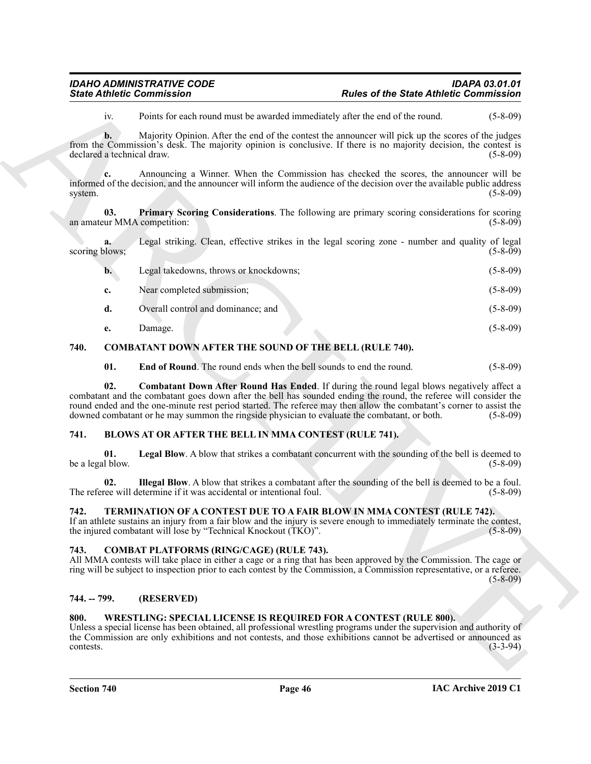iv. Points for each round must be awarded immediately after the end of the round. (5-8-09)

**b.** Majority Opinion. After the end of the contest the announcer will pick up the scores of the judges from the Commission's desk. The majority opinion is conclusive. If there is no majority decision, the contest is declared a technical draw. (5-8-09)

**c.** Announcing a Winner. When the Commission has checked the scores, the announcer will be informed of the decision, and the announcer will inform the audience of the decision over the available public address system. (5-8-09)

**03. Primary Scoring Considerations**. The following are primary scoring considerations for scoring an amateur MMA competition: (5-8-09)

**a.** Legal striking. Clean, effective strikes in the legal scoring zone - number and quality of legal scoring blows; (5-8-09)

**b.** Legal takedowns, throws or knockdowns; (5-8-09)

**c.** Near completed submission; (5-8-09)

**d.** Overall control and dominance; and (5-8-09)

**e.** Damage. (5-8-09)

## 740. COMBATANT DOWN AFTER THE SOUND OF THE BELL (RULE 740).

**01. End of Round**. The round ends when the bell sounds to end the round. (5-8-09)

**02. Combatant Down After Round Has Ended**. If during the round legal blows negatively affect a combatant and the combatant goes down after the bell has sounded ending the round, the referee will consider the round ended and the one-minute rest period started. The referee may then allow the combatant's corner to assist the downed combatant or he may summon the ringside physician to evaluate the combatant, or both. (5-8-09)

## 741. BLOWS AT OR AFTER THE BELL IN MMA CONTEST (RULE 741).

**01. Legal Blow**. A blow that strikes a combatant concurrent with the sounding of the bell is deemed to be a legal blow. (5-8-09)

**02. Illegal Blow**. A blow that strikes a combatant after the sounding of the bell is deemed to be a foul. The referee will determine if it was accidental or intentional foul. (5-8-09)

## 742. TERMINATION OF A CONTEST DUE TO A FAIR BLOW IN MMA CONTEST (RULE 742).

If an athlete sustains an injury from a fair blow and the injury is severe enough to immediately terminate the contest, the injured combatant will lose by "Technical Knockout (TKO)". (5-8-09)

## 743. COMBAT PLATFORMS (RING/CAGE) (RULE 743).

All MMA contests will take place in either a cage or a ring that has been approved by the Commission. The cage or ring will be subject to inspection prior to each contest by the Commission, a Commission representative, or a referee. (5-8-09)

## 744. -- 799. (RESERVED)

## 800. WRESTLING: SPECIAL LICENSE IS REQUIRED FOR A CONTEST (RULE 800).

Unless a special license has been obtained, all professional wrestling programs under the supervision and authority of the Commission are only exhibitions and not contests, and those exhibitions cannot be advertised or announced as contests. (3-3-94)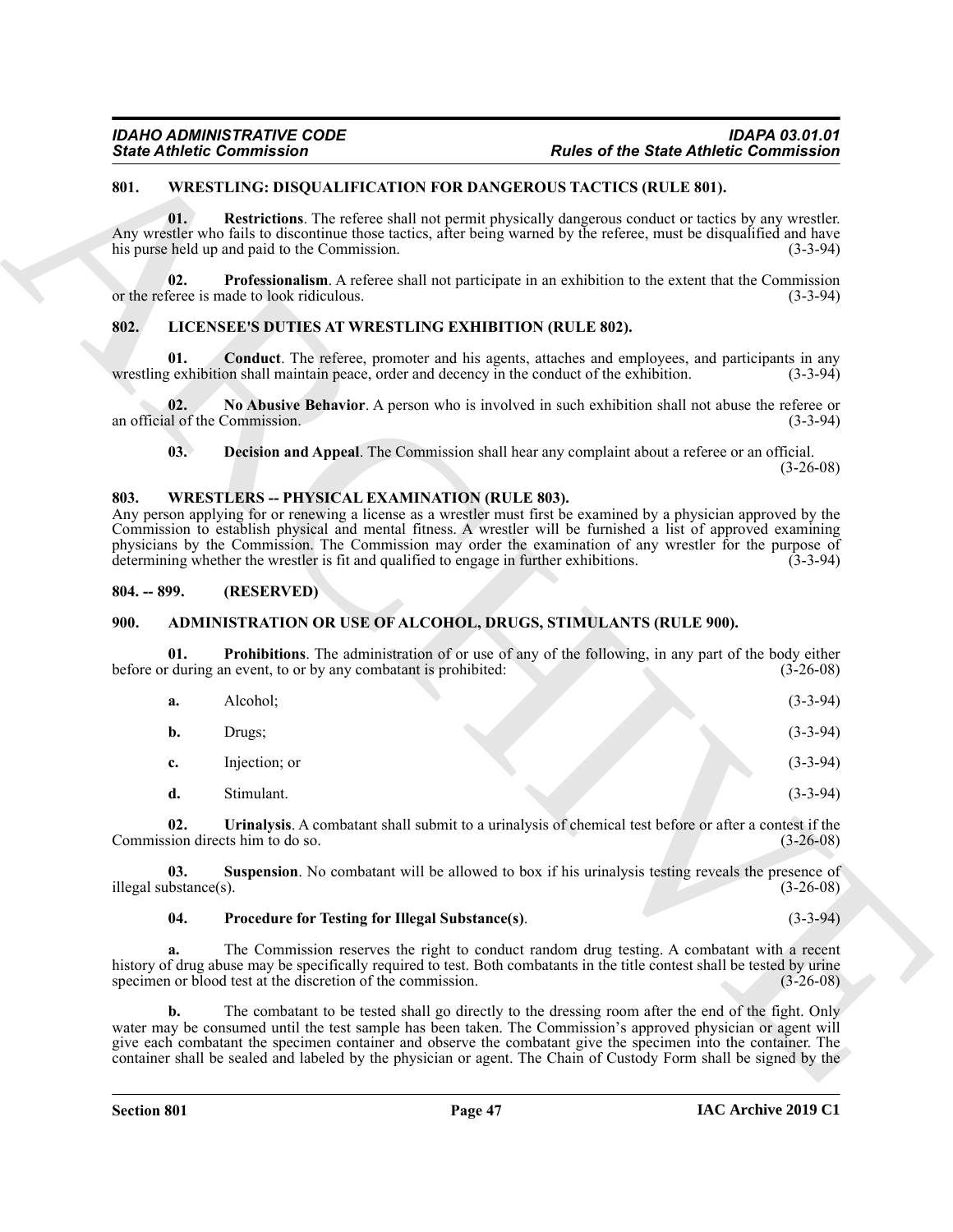## 801. WRESTLING: DISQUALIFICATION FOR DANGEROUS TACTICS (RULE 801).

**01. Restrictions**. The referee shall not permit physically dangerous conduct or tactics by any wrestler. Any wrestler who fails to discontinue those tactics, after being warned by the referee, must be disqualified and have his purse held up and paid to the Commission. (3-3-94)

**02. Professionalism**. A referee shall not participate in an exhibition to the extent that the Commission or the referee is made to look ridiculous. (3-3-94)

## 802. LICENSEE'S DUTIES AT WRESTLING EXHIBITION (RULE 802).

**01. Conduct**. The referee, promoter and his agents, attaches and employees, and participants in any wrestling exhibition shall maintain peace, order and decency in the conduct of the exhibition. (3-3-94)

**02. No Abusive Behavior**. A person who is involved in such exhibition shall not abuse the referee or an official of the Commission. (3-3-94)

**03. Decision and Appeal**. The Commission shall hear any complaint about a referee or an official. (3-26-08)

## 803. WRESTLERS -- PHYSICAL EXAMINATION (RULE 803).

Any person applying for or renewing a license as a wrestler must first be examined by a physician approved by the Commission to establish physical and mental fitness. A wrestler will be furnished a list of approved examining physicians by the Commission. The Commission may order the examination of any wrestler for the purpose of determining whether the wrestler is fit and qualified to engage in further exhibitions. (3-3-94)

## 804. -- 899. (RESERVED)

## 900. ADMINISTRATION OR USE OF ALCOHOL, DRUGS, STIMULANTS (RULE 900).

**01. Prohibitions**. The administration of or use of any of the following, in any part of the body either before or during an event, to or by any combatant is prohibited: (3-26-08)

**a.** Alcohol; (3-3-94)

**b.** Drugs; (3-3-94)

**c.** Injection; or (3-3-94)

**d.** Stimulant. (3-3-94)

**02. Urinalysis**. A combatant shall submit to a urinalysis of chemical test before or after a contest if the Commission directs him to do so. (3-26-08)

**03. Suspension**. No combatant will be allowed to box if his urinalysis testing reveals the presence of illegal substance(s). (3-26-08)

**04. Procedure for Testing for Illegal Substance(s)**. (3-3-94)

**a.** The Commission reserves the right to conduct random drug testing. A combatant with a recent history of drug abuse may be specifically required to test. Both combatants in the title contest shall be tested by urine specimen or blood test at the discretion of the commission. (3-26-08)

**b.** The combatant to be tested shall go directly to the dressing room after the end of the fight. Only water may be consumed until the test sample has been taken. The Commission's approved physician or agent will give each combatant the specimen container and observe the combatant give the specimen into the container. The container shall be sealed and labeled by the physician or agent. The Chain of Custody Form shall be signed by the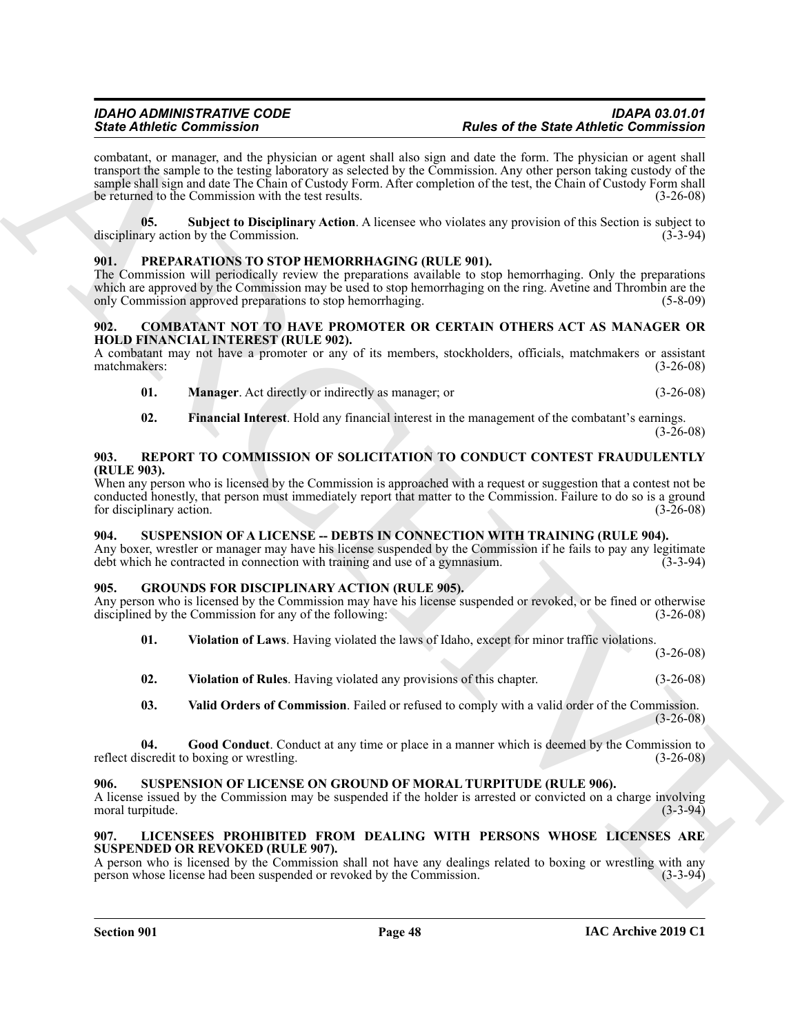combatant, or manager, and the physician or agent shall also sign and date the form. The physician or agent shall transport the sample to the testing laboratory as selected by the Commission. Any other person taking custody of the sample shall sign and date The Chain of Custody Form. After completion of the test, the Chain of Custody Form shall be returned to the Commission with the test results. (3-26-08)

**05. Subject to Disciplinary Action**. A licensee who violates any provision of this Section is subject to disciplinary action by the Commission. (3-3-94)

## 901. PREPARATIONS TO STOP HEMORRHAGING (RULE 901).

The Commission will periodically review the preparations available to stop hemorrhaging. Only the preparations which are approved by the Commission may be used to stop hemorrhaging on the ring. Avetine and Thrombin are the only Commission approved preparations to stop hemorrhaging. (5-8-09)

## 902. COMBATANT NOT TO HAVE PROMOTER OR CERTAIN OTHERS ACT AS MANAGER OR HOLD FINANCIAL INTEREST (RULE 902).

A combatant may not have a promoter or any of its members, stockholders, officials, matchmakers or assistant matchmakers: (3-26-08)

**01. Manager**. Act directly or indirectly as manager; or (3-26-08)

**02. Financial Interest**. Hold any financial interest in the management of the combatant's earnings. (3-26-08)

## 903. REPORT TO COMMISSION OF SOLICITATION TO CONDUCT CONTEST FRAUDULENTLY (RULE 903).

When any person who is licensed by the Commission is approached with a request or suggestion that a contest not be conducted honestly, that person must immediately report that matter to the Commission. Failure to do so is a ground for disciplinary action. (3-26-08)

## 904. SUSPENSION OF A LICENSE -- DEBTS IN CONNECTION WITH TRAINING (RULE 904).

Any boxer, wrestler or manager may have his license suspended by the Commission if he fails to pay any legitimate debt which he contracted in connection with training and use of a gymnasium. (3-3-94)

## 905. GROUNDS FOR DISCIPLINARY ACTION (RULE 905).

Any person who is licensed by the Commission may have his license suspended or revoked, or be fined or otherwise disciplined by the Commission for any of the following: (3-26-08)

**01. Violation of Laws**. Having violated the laws of Idaho, except for minor traffic violations. (3-26-08)

**02. Violation of Rules**. Having violated any provisions of this chapter. (3-26-08)

**03. Valid Orders of Commission**. Failed or refused to comply with a valid order of the Commission. (3-26-08)

**04. Good Conduct**. Conduct at any time or place in a manner which is deemed by the Commission to reflect discredit to boxing or wrestling. (3-26-08)

## 906. SUSPENSION OF LICENSE ON GROUND OF MORAL TURPITUDE (RULE 906).

A license issued by the Commission may be suspended if the holder is arrested or convicted on a charge involving moral turpitude. (3-3-94)

## 907. LICENSEES PROHIBITED FROM DEALING WITH PERSONS WHOSE LICENSES ARE SUSPENDED OR REVOKED (RULE 907).

A person who is licensed by the Commission shall not have any dealings related to boxing or wrestling with any person whose license had been suspended or revoked by the Commission. (3-3-94)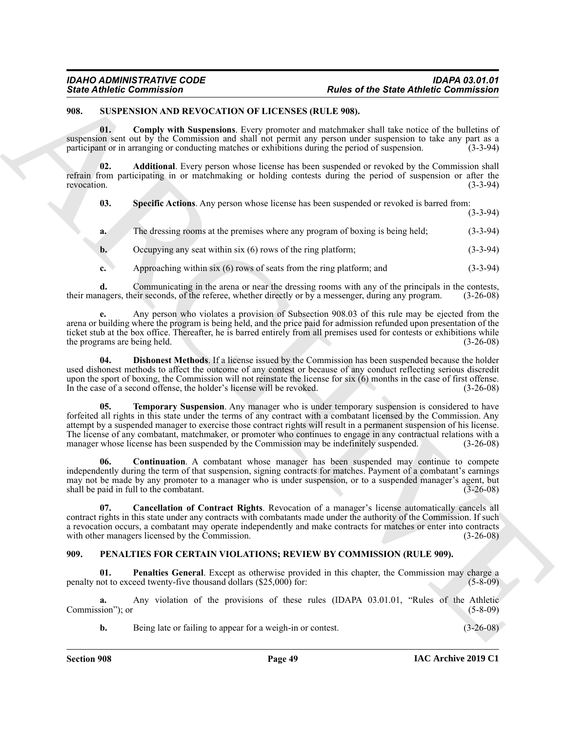## 908. SUSPENSION AND REVOCATION OF LICENSES (RULE 908).

**01. Comply with Suspensions**. Every promoter and matchmaker shall take notice of the bulletins of suspension sent out by the Commission and shall not permit any person under suspension to take any part as a participant or in arranging or conducting matches or exhibitions during the period of suspension. (3-3-94)

**02. Additional**. Every person whose license has been suspended or revoked by the Commission shall refrain from participating in or matchmaking or holding contests during the period of suspension or after the revocation. (3-3-94)

**03. Specific Actions**. Any person whose license has been suspended or revoked is barred from: (3-3-94)

**a.** The dressing rooms at the premises where any program of boxing is being held; (3-3-94)

**b.** Occupying any seat within six (6) rows of the ring platform; (3-3-94)

**c.** Approaching within six (6) rows of seats from the ring platform; and (3-3-94)

**d.** Communicating in the arena or near the dressing rooms with any of the principals in the contests, their managers, their seconds, of the referee, whether directly or by a messenger, during any program. (3-26-08)

**e.** Any person who violates a provision of Subsection 908.03 of this rule may be ejected from the arena or building where the program is being held, and the price paid for admission refunded upon presentation of the ticket stub at the box office. Thereafter, he is barred entirely from all premises used for contests or exhibitions while the programs are being held. (3-26-08)

**04. Dishonest Methods**. If a license issued by the Commission has been suspended because the holder used dishonest methods to affect the outcome of any contest or because of any conduct reflecting serious discredit upon the sport of boxing, the Commission will not reinstate the license for six (6) months in the case of first offense. In the case of a second offense, the holder's license will be revoked. (3-26-08)

**05. Temporary Suspension**. Any manager who is under temporary suspension is considered to have forfeited all rights in this state under the terms of any contract with a combatant licensed by the Commission. Any attempt by a suspended manager to exercise those contract rights will result in a permanent suspension of his license. The license of any combatant, matchmaker, or promoter who continues to engage in any contractual relations with a manager whose license has been suspended by the Commission may be indefinitely suspended. (3-26-08)

**06. Continuation**. A combatant whose manager has been suspended may continue to compete independently during the term of that suspension, signing contracts for matches. Payment of a combatant's earnings may not be made by any promoter to a manager who is under suspension, or to a suspended manager's agent, but shall be paid in full to the combatant. (3-26-08)

**07. Cancellation of Contract Rights**. Revocation of a manager's license automatically cancels all contract rights in this state under any contracts with combatants made under the authority of the Commission. If such a revocation occurs, a combatant may operate independently and make contracts for matches or enter into contracts with other managers licensed by the Commission. (3-26-08)

## 909. PENALTIES FOR CERTAIN VIOLATIONS; REVIEW BY COMMISSION (RULE 909).

**01. Penalties General**. Except as otherwise provided in this chapter, the Commission may charge a penalty not to exceed twenty-five thousand dollars ($25,000) for: (5-8-09)

**a.** Any violation of the provisions of these rules (IDAPA 03.01.01, "Rules of the Athletic Commission"); or (5-8-09)

**b.** Being late or failing to appear for a weigh-in or contest. (3-26-08)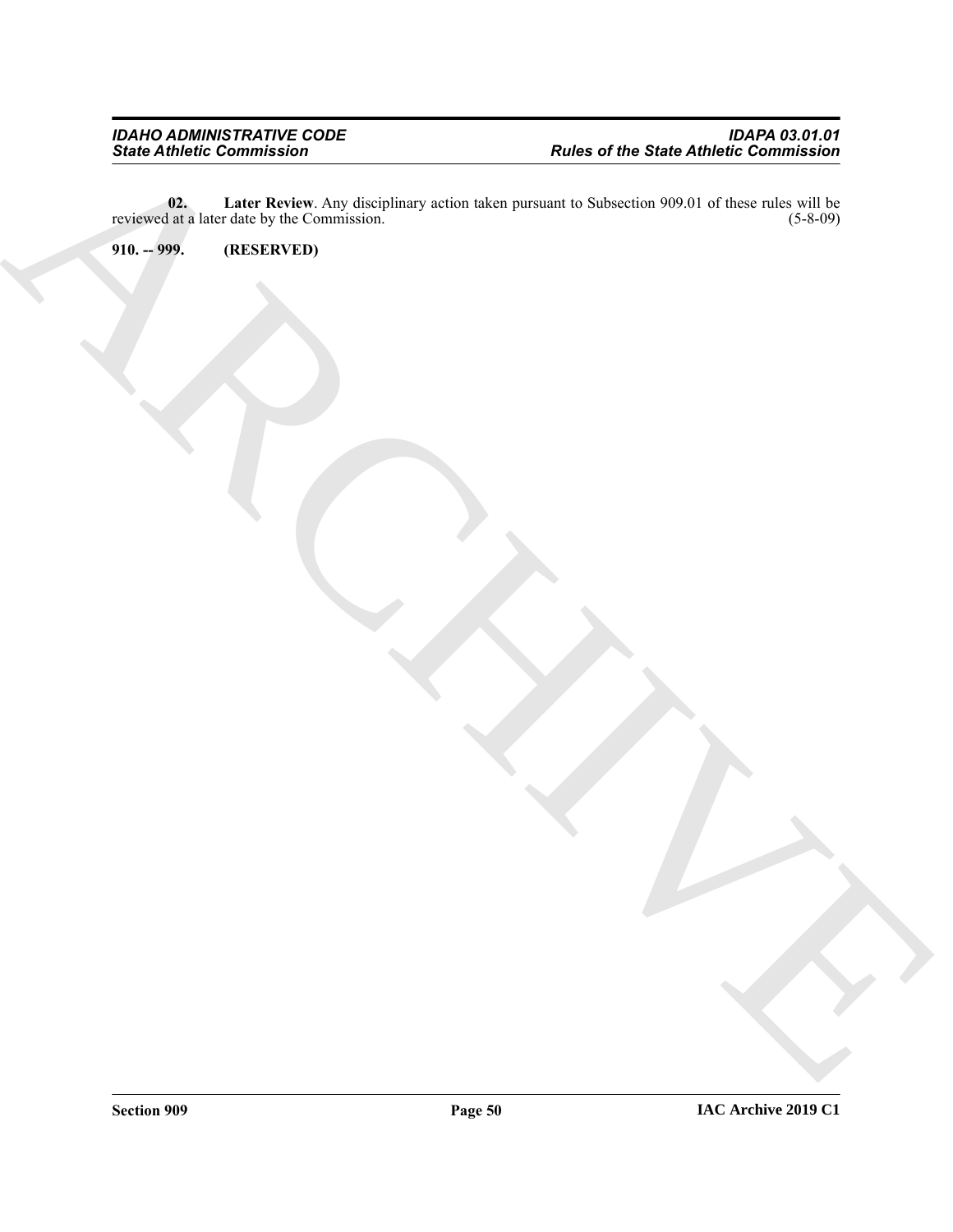**02. Later Review**. Any disciplinary action taken pursuant to Subsection 909.01 of these rules will be reviewed at a later date by the Commission. (5-8-09)

**910. -- 999. (RESERVED)**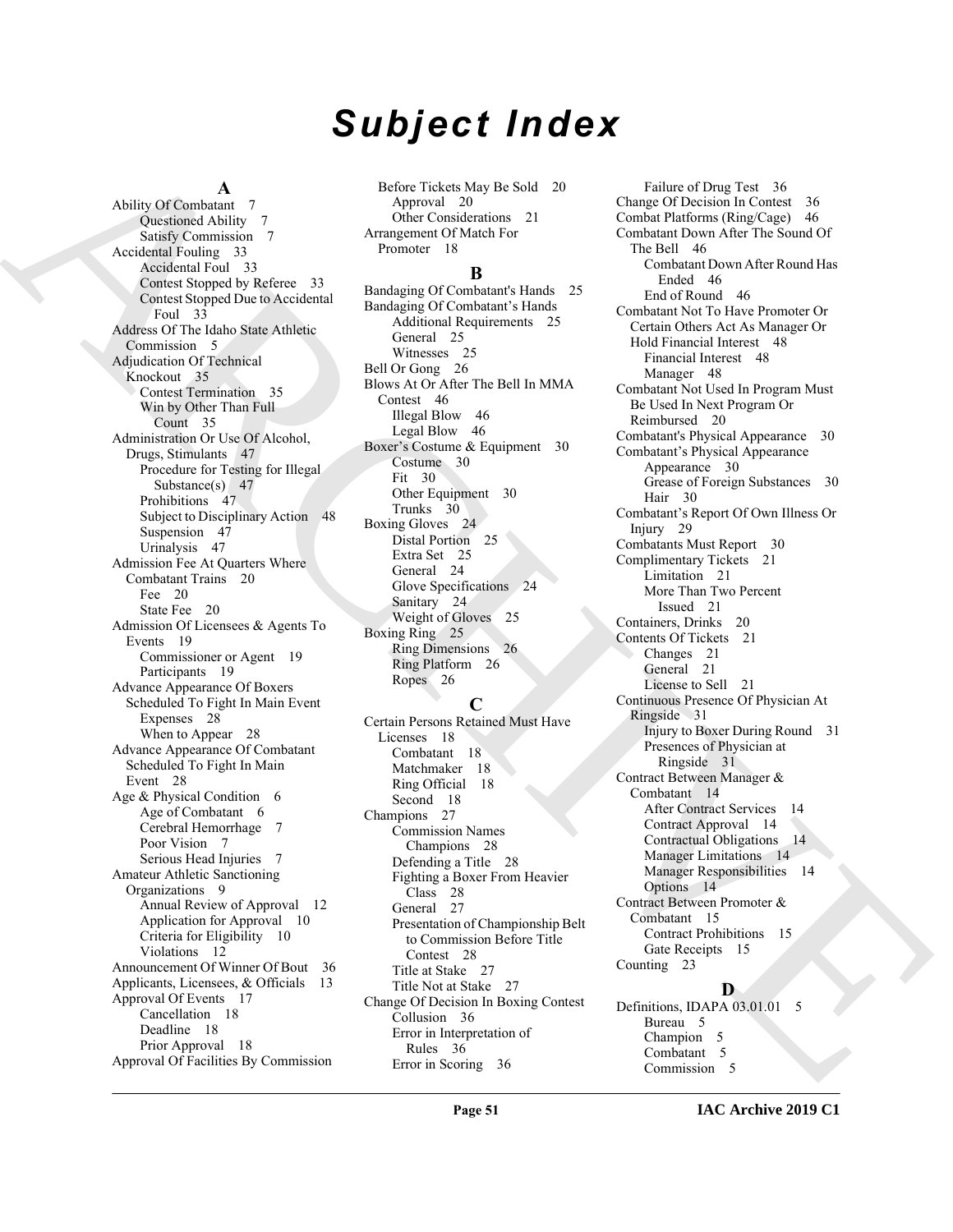# Subject Index

## A

Ability Of Combatant 7
- Questioned Ability 7
- Satisfy Commission 7

Accidental Fouling 33
- Accidental Foul 33
- Contest Stopped by Referee 33
- Contest Stopped Due to Accidental Foul 33

Address Of The Idaho State Athletic Commission 5

Adjudication Of Technical Knockout 35
- Contest Termination 35
- Win by Other Than Full Count 35

Administration Or Use Of Alcohol, Drugs, Stimulants 47
- Procedure for Testing for Illegal Substance(s) 47
- Prohibitions 47
- Subject to Disciplinary Action 48
- Suspension 47
- Urinalysis 47

Admission Fee At Quarters Where Combatant Trains 20
- Fee 20
- State Fee 20

Admission Of Licensees & Agents To Events 19
- Commissioner or Agent 19
- Participants 19

Advance Appearance Of Boxers Scheduled To Fight In Main Event
- Expenses 28
- When to Appear 28

Advance Appearance Of Combatant Scheduled To Fight In Main Event 28

Age & Physical Condition 6
- Age of Combatant 6
- Cerebral Hemorrhage 7
- Poor Vision 7
- Serious Head Injuries 7

Amateur Athletic Sanctioning Organizations 9
- Annual Review of Approval 12
- Application for Approval 10
- Criteria for Eligibility 10
- Violations 12

Announcement Of Winner Of Bout 36

Applicants, Licensees, & Officials 13

Approval Of Events 17
- Cancellation 18
- Deadline 18
- Prior Approval 18

Approval Of Facilities By Commission Before Tickets May Be Sold 20
- Approval 20
- Other Considerations 21

Arrangement Of Match For Promoter 18

## B

Bandaging Of Combatant's Hands 25

Bandaging Of Combatant's Hands
- Additional Requirements 25
- General 25
- Witnesses 25

Bell Or Gong 26

Blows At Or After The Bell In MMA Contest 46
- Illegal Blow 46
- Legal Blow 46

Boxer's Costume & Equipment 30
- Costume 30
- Fit 30
- Other Equipment 30
- Trunks 30

Boxing Gloves 24
- Distal Portion 25
- Extra Set 25
- General 24
- Glove Specifications 24
- Sanitary 24
- Weight of Gloves 25

Boxing Ring 25
- Ring Dimensions 26
- Ring Platform 26
- Ropes 26

## C

Certain Persons Retained Must Have Licenses 18
- Combatant 18
- Matchmaker 18
- Ring Official 18
- Second 18

Champions 27
- Commission Names Champions 28
- Defending a Title 28
- Fighting a Boxer From Heavier Class 28
- General 27
- Presentation of Championship Belt to Commission Before Title Contest 28
- Title at Stake 27
- Title Not at Stake 27

Change Of Decision In Boxing Contest
- Collusion 36
- Error in Interpretation of Rules 36
- Error in Scoring 36
- Failure of Drug Test 36

Change Of Decision In Contest 36

Combat Platforms (Ring/Cage) 46

Combatant Down After The Sound Of The Bell 46
- Combatant Down After Round Has Ended 46
- End of Round 46

Combatant Not To Have Promoter Or Certain Others Act As Manager Or Hold Financial Interest 48
- Financial Interest 48
- Manager 48

Combatant Not Used In Program Must Be Used In Next Program Or Reimbursed 20

Combatant's Physical Appearance 30

Combatant's Physical Appearance
- Appearance 30
- Grease of Foreign Substances 30
- Hair 30

Combatant's Report Of Own Illness Or Injury 29

Combatants Must Report 30

Complimentary Tickets 21
- Limitation 21
- More Than Two Percent Issued 21

Containers, Drinks 20

Contents Of Tickets 21
- Changes 21
- General 21
- License to Sell 21

Continuous Presence Of Physician At Ringside 31
- Injury to Boxer During Round 31
- Presences of Physician at Ringside 31

Contract Between Manager & Combatant 14
- After Contract Services 14
- Contract Approval 14
- Contractual Obligations 14
- Manager Limitations 14
- Manager Responsibilities 14
- Options 14

Contract Between Promoter & Combatant 15
- Contract Prohibitions 15
- Gate Receipts 15

Counting 23

## D

Definitions, IDAPA 03.01.01 5
- Bureau 5
- Champion 5
- Combatant 5
- Commission 5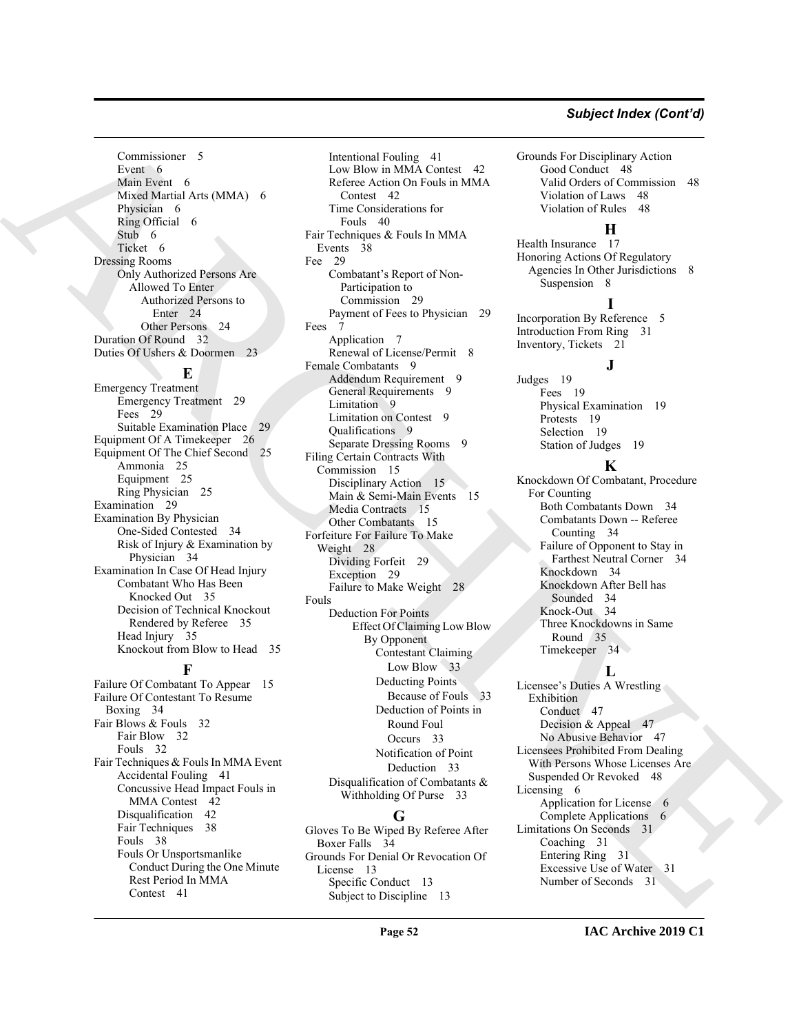Commissioner 5
Event 6
Main Event 6
Mixed Martial Arts (MMA) 6
Physician 6
Ring Official 6
Stub 6
Ticket 6

Dressing Rooms
- Only Authorized Persons Are Allowed To Enter
  - Authorized Persons to Enter 24
  - Other Persons 24

Duration Of Round 32

Duties Of Ushers & Doormen 23

## E

Emergency Treatment
- Emergency Treatment 29
- Fees 29
- Suitable Examination Place 29

Equipment Of A Timekeeper 26

Equipment Of The Chief Second 25
- Ammonia 25
- Equipment 25
- Ring Physician 25

Examination 29

Examination By Physician
- One-Sided Contested 34
- Risk of Injury & Examination by Physician 34

Examination In Case Of Head Injury
- Combatant Who Has Been Knocked Out 35
- Decision of Technical Knockout Rendered by Referee 35
- Head Injury 35
- Knockout from Blow to Head 35

## F

Failure Of Combatant To Appear 15

Failure Of Contestant To Resume Boxing 34

Fair Blows & Fouls 32
- Fair Blow 32
- Fouls 32

Fair Techniques & Fouls In MMA Event
- Accidental Fouling 41
- Concussive Head Impact Fouls in MMA Contest 42
- Disqualification 42
- Fair Techniques 38
- Fouls 38
- Fouls Or Unsportsmanlike Conduct During the One Minute Rest Period In MMA Contest 41
- Intentional Fouling 41
- Low Blow in MMA Contest 42
- Referee Action On Fouls in MMA Contest 42
- Time Considerations for Fouls 40

Fair Techniques & Fouls In MMA Events 38

Fee 29
- Combatant's Report of Non-Participation to Commission 29
- Payment of Fees to Physician 29

Fees 7
- Application 7
- Renewal of License/Permit 8

Female Combatants 9
- Addendum Requirement 9
- General Requirements 9
- Limitation 9
- Limitation on Contest 9
- Qualifications 9
- Separate Dressing Rooms 9

Filing Certain Contracts With Commission 15
- Disciplinary Action 15
- Main & Semi-Main Events 15
- Media Contracts 15
- Other Combatants 15

Forfeiture For Failure To Make Weight 28
- Dividing Forfeit 29
- Exception 29
- Failure to Make Weight 28

Fouls
- Deduction For Points
  - Effect Of Claiming Low Blow By Opponent
    - Contestant Claiming Low Blow 33
    - Deducting Points Because of Fouls 33
    - Deduction of Points in Round Foul Occurs 33
    - Notification of Point Deduction 33
- Disqualification of Combatants & Withholding Of Purse 33

## G

Gloves To Be Wiped By Referee After Boxer Falls 34

Grounds For Denial Or Revocation Of License 13
- Specific Conduct 13
- Subject to Discipline 13

Grounds For Disciplinary Action
- Good Conduct 48
- Valid Orders of Commission 48
- Violation of Laws 48
- Violation of Rules 48

## H

Health Insurance 17

Honoring Actions Of Regulatory Agencies In Other Jurisdictions 8
- Suspension 8

## I

Incorporation By Reference 5

Introduction From Ring 31

Inventory, Tickets 21

## J

Judges 19
- Fees 19
- Physical Examination 19
- Protests 19
- Selection 19
- Station of Judges 19

## K

Knockdown Of Combatant, Procedure For Counting
- Both Combatants Down 34
- Combatants Down -- Referee Counting 34
- Failure of Opponent to Stay in Farthest Neutral Corner 34
- Knockdown 34
- Knockdown After Bell has Sounded 34
- Knock-Out 34
- Three Knockdowns in Same Round 35
- Timekeeper 34

## L

Licensee's Duties A Wrestling Exhibition
- Conduct 47
- Decision & Appeal 47
- No Abusive Behavior 47

Licensees Prohibited From Dealing With Persons Whose Licenses Are Suspended Or Revoked 48

Licensing 6
- Application for License 6
- Complete Applications 6

Limitations On Seconds 31
- Coaching 31
- Entering Ring 31
- Excessive Use of Water 31
- Number of Seconds 31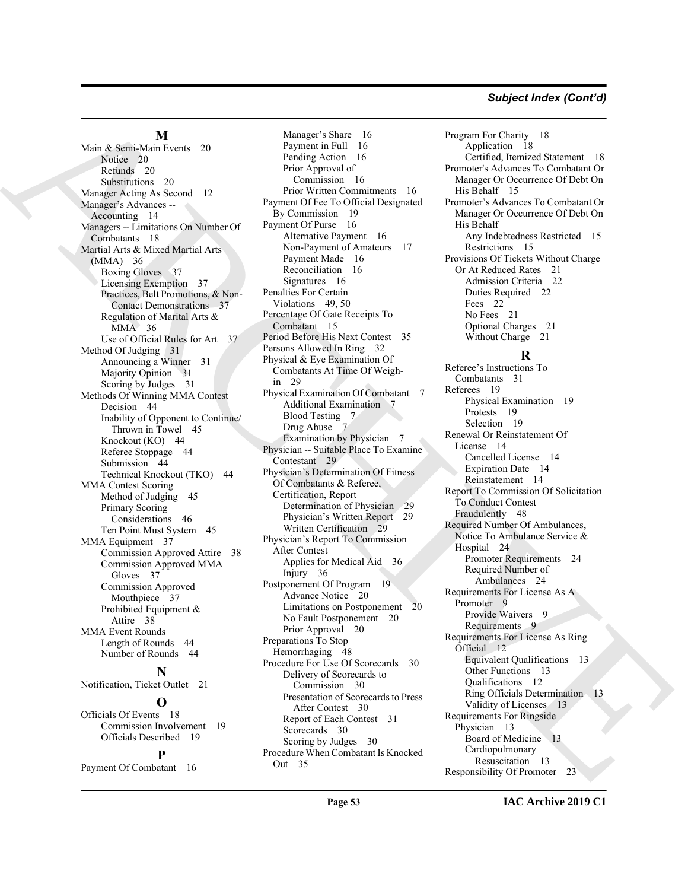## M

Main & Semi-Main Events 20
- Notice 20
- Refunds 20
- Substitutions 20

Manager Acting As Second 12

Manager's Advances -- Accounting 14

Managers -- Limitations On Number Of Combatants 18

Martial Arts & Mixed Martial Arts (MMA) 36
- Boxing Gloves 37
- Licensing Exemption 37
- Practices, Belt Promotions, & Non-Contact Demonstrations 37
- Regulation of Marital Arts & MMA 36
- Use of Official Rules for Art 37

Method Of Judging 31
- Announcing a Winner 31
- Majority Opinion 31
- Scoring by Judges 31

Methods Of Winning MMA Contest
- Decision 44
- Inability of Opponent to Continue/ Thrown in Towel 45
- Knockout (KO) 44
- Referee Stoppage 44
- Submission 44
- Technical Knockout (TKO) 44

MMA Contest Scoring
- Method of Judging 45
- Primary Scoring Considerations 46
- Ten Point Must System 45

MMA Equipment 37
- Commission Approved Attire 38
- Commission Approved MMA Gloves 37
- Commission Approved Mouthpiece 37
- Prohibited Equipment & Attire 38

MMA Event Rounds
- Length of Rounds 44
- Number of Rounds 44

## N

Notification, Ticket Outlet 21

## O

Officials Of Events 18
- Commission Involvement 19
- Officials Described 19

## P

Payment Of Combatant 16
- Manager's Share 16
- Payment in Full 16
- Pending Action 16
- Prior Approval of Commission 16
- Prior Written Commitments 16

Payment Of Fee To Official Designated By Commission 19

Payment Of Purse 16
- Alternative Payment 16
- Non-Payment of Amateurs 17
- Payment Made 16
- Reconciliation 16
- Signatures 16

Penalties For Certain Violations 49, 50

Percentage Of Gate Receipts To Combatant 15

Period Before His Next Contest 35

Persons Allowed In Ring 32

Physical & Eye Examination Of Combatants At Time Of Weigh-in 29

Physical Examination Of Combatant 7
- Additional Examination 7
- Blood Testing 7
- Drug Abuse 7
- Examination by Physician 7

Physician -- Suitable Place To Examine Contestant 29

Physician's Determination Of Fitness Of Combatants & Referee, Certification, Report
- Determination of Physician 29
- Physician's Written Report 29
- Written Certification 29

Physician's Report To Commission After Contest
- Applies for Medical Aid 36
- Injury 36

Postponement Of Program 19
- Advance Notice 20
- Limitations on Postponement 20
- No Fault Postponement 20
- Prior Approval 20

Preparations To Stop Hemorrhaging 48

Procedure For Use Of Scorecards 30
- Delivery of Scorecards to Commission 30
- Presentation of Scorecards to Press After Contest 30
- Report of Each Contest 31
- Scorecards 30
- Scoring by Judges 30

Procedure When Combatant Is Knocked Out 35

Program For Charity 18
- Application 18
- Certified, Itemized Statement 18

Promoter's Advances To Combatant Or Manager Or Occurrence Of Debt On His Behalf 15

Promoter's Advances To Combatant Or Manager Or Occurrence Of Debt On His Behalf
- Any Indebtedness Restricted 15
- Restrictions 15

Provisions Of Tickets Without Charge Or At Reduced Rates 21
- Admission Criteria 22
- Duties Required 22
- Fees 22
- No Fees 21
- Optional Charges 21
- Without Charge 21

## R

Referee's Instructions To Combatants 31

Referees 19
- Physical Examination 19
- Protests 19
- Selection 19

Renewal Or Reinstatement Of License 14
- Cancelled License 14
- Expiration Date 14
- Reinstatement 14

Report To Commission Of Solicitation To Conduct Contest Fraudulently 48

Required Number Of Ambulances, Notice To Ambulance Service & Hospital 24
- Promoter Requirements 24
- Required Number of Ambulances 24

Requirements For License As A Promoter 9
- Provide Waivers 9
- Requirements 9

Requirements For License As Ring Official 12
- Equivalent Qualifications 13
- Other Functions 13
- Qualifications 12
- Ring Officials Determination 13
- Validity of Licenses 13

Requirements For Ringside Physician 13
- Board of Medicine 13
- Cardiopulmonary Resuscitation 13

Responsibility Of Promoter 23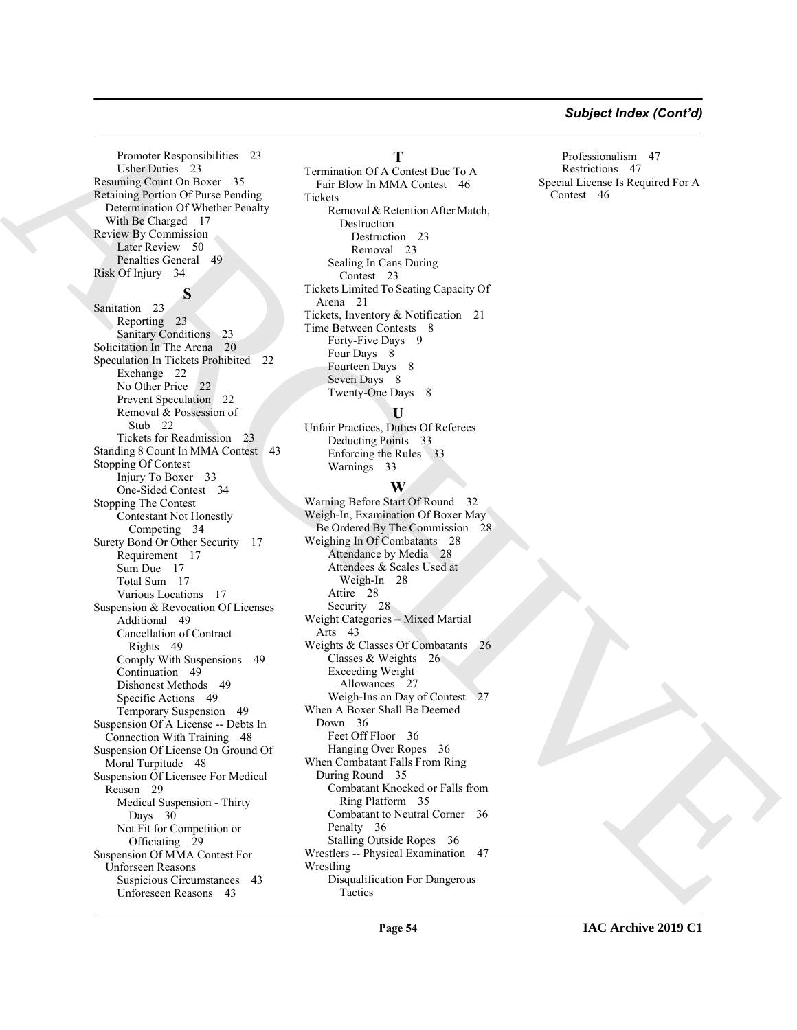Promoter Responsibilities 23
Usher Duties 23
Resuming Count On Boxer 35
Retaining Portion Of Purse Pending Determination Of Whether Penalty With Be Charged 17
Review By Commission
Later Review 50
Penalties General 49
Risk Of Injury 34

**S**

Sanitation 23
Reporting 23
Sanitary Conditions 23
Solicitation In The Arena 20
Speculation In Tickets Prohibited 22
Exchange 22
No Other Price 22
Prevent Speculation 22
Removal & Possession of Stub 22
Tickets for Readmission 23
Standing 8 Count In MMA Contest 43
Stopping Of Contest
Injury To Boxer 33
One-Sided Contest 34
Stopping The Contest
Contestant Not Honestly Competing 34
Surety Bond Or Other Security 17
Requirement 17
Sum Due 17
Total Sum 17
Various Locations 17
Suspension & Revocation Of Licenses
Additional 49
Cancellation of Contract Rights 49
Comply With Suspensions 49
Continuation 49
Dishonest Methods 49
Specific Actions 49
Temporary Suspension 49
Suspension Of A License -- Debts In Connection With Training 48
Suspension Of License On Ground Of Moral Turpitude 48
Suspension Of Licensee For Medical Reason 29
Medical Suspension - Thirty Days 30
Not Fit for Competition or Officiating 29
Suspension Of MMA Contest For Unforseen Reasons
Suspicious Circumstances 43
Unforeseen Reasons 43

**T**

Termination Of A Contest Due To A Fair Blow In MMA Contest 46
Tickets
Removal & Retention After Match, Destruction
Destruction 23
Removal 23
Sealing In Cans During Contest 23
Tickets Limited To Seating Capacity Of Arena 21
Tickets, Inventory & Notification 21
Time Between Contests 8
Forty-Five Days 9
Four Days 8
Fourteen Days 8
Seven Days 8
Twenty-One Days 8

**U**

Unfair Practices, Duties Of Referees
Deducting Points 33
Enforcing the Rules 33
Warnings 33

**W**

Warning Before Start Of Round 32
Weigh-In, Examination Of Boxer May Be Ordered By The Commission 28
Weighing In Of Combatants 28
Attendance by Media 28
Attendees & Scales Used at Weigh-In 28
Attire 28
Security 28
Weight Categories – Mixed Martial Arts 43
Weights & Classes Of Combatants 26
Classes & Weights 26
Exceeding Weight Allowances 27
Weigh-Ins on Day of Contest 27
When A Boxer Shall Be Deemed Down 36
Feet Off Floor 36
Hanging Over Ropes 36
When Combatant Falls From Ring During Round 35
Combatant Knocked or Falls from Ring Platform 35
Combatant to Neutral Corner 36
Penalty 36
Stalling Outside Ropes 36
Wrestlers -- Physical Examination 47
Wrestling
Disqualification For Dangerous Tactics
Professionalism 47
Restrictions 47
Special License Is Required For A Contest 46